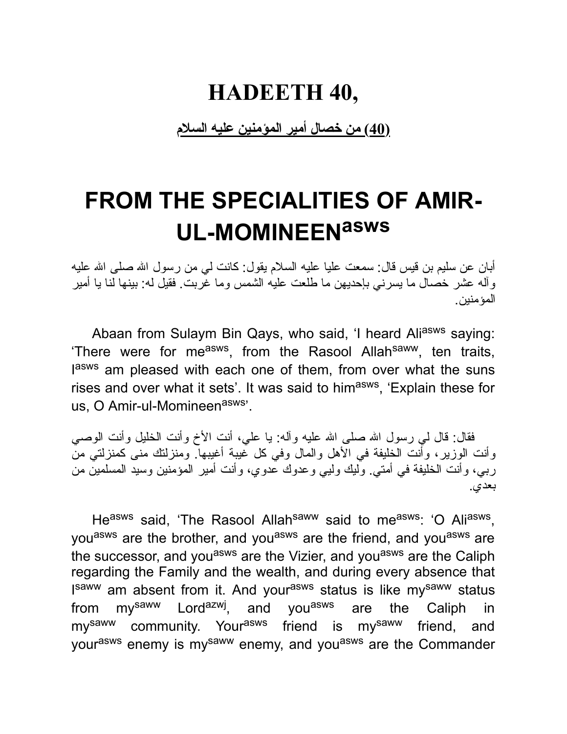# HADEETH 40,

**(40) من خصال أمير المؤمنين عليه السلام**

# FROM THE SPECIALITIES OF AMIR-UL-MOMINEEN[asws]

أبان عن سليم بن قيس قال: سمعت عليا عليه السلام يقول: كانت لي من رسول الله صلى الله عليه وآله عشر خصال ما يسرني بإحديهن ما طلعت عليه الشمس وما غربت. فقيل له: بينها لنا يا أمير المؤمنين.

Abaan from Sulaym Bin Qays, who said, 'I heard Ali[asws] saying: 'There were for me[asws], from the Rasool Allah[saww], ten traits, I[asws] am pleased with each one of them, from over what the suns rises and over what it sets'. It was said to him[asws], 'Explain these for us, O Amir-ul-Momineen[asws]'.

فقال: قال لي رسول الله صلى الله عليه وآله: يا علي، أنت الأخ وأنت الخليل وأنت الوصي وأنت الوزير، وأنت الخليفة في الأهل والمال وفي كل غيبة أغيبها. ومنزلتك منى كمنزلتي من ربي، وأنت الخليفة في أمتي. وليك وليي وعدوك عدوي، وأنت أمير المؤمنين وسيد المسلمين من بعدي.

He[asws] said, 'The Rasool Allah[saww] said to me[asws]: 'O Ali[asws], you[asws] are the brother, and you[asws] are the friend, and you[asws] are the successor, and you[asws] are the Vizier, and you[asws] are the Caliph regarding the Family and the wealth, and during every absence that I[saww] am absent from it. And your[asws] status is like my[saww] status from my[saww] Lord[azwj], and you[asws] are the Caliph in my[saww] community. Your[asws] friend is my[saww] friend, and your[asws] enemy is my[saww] enemy, and you[asws] are the Commander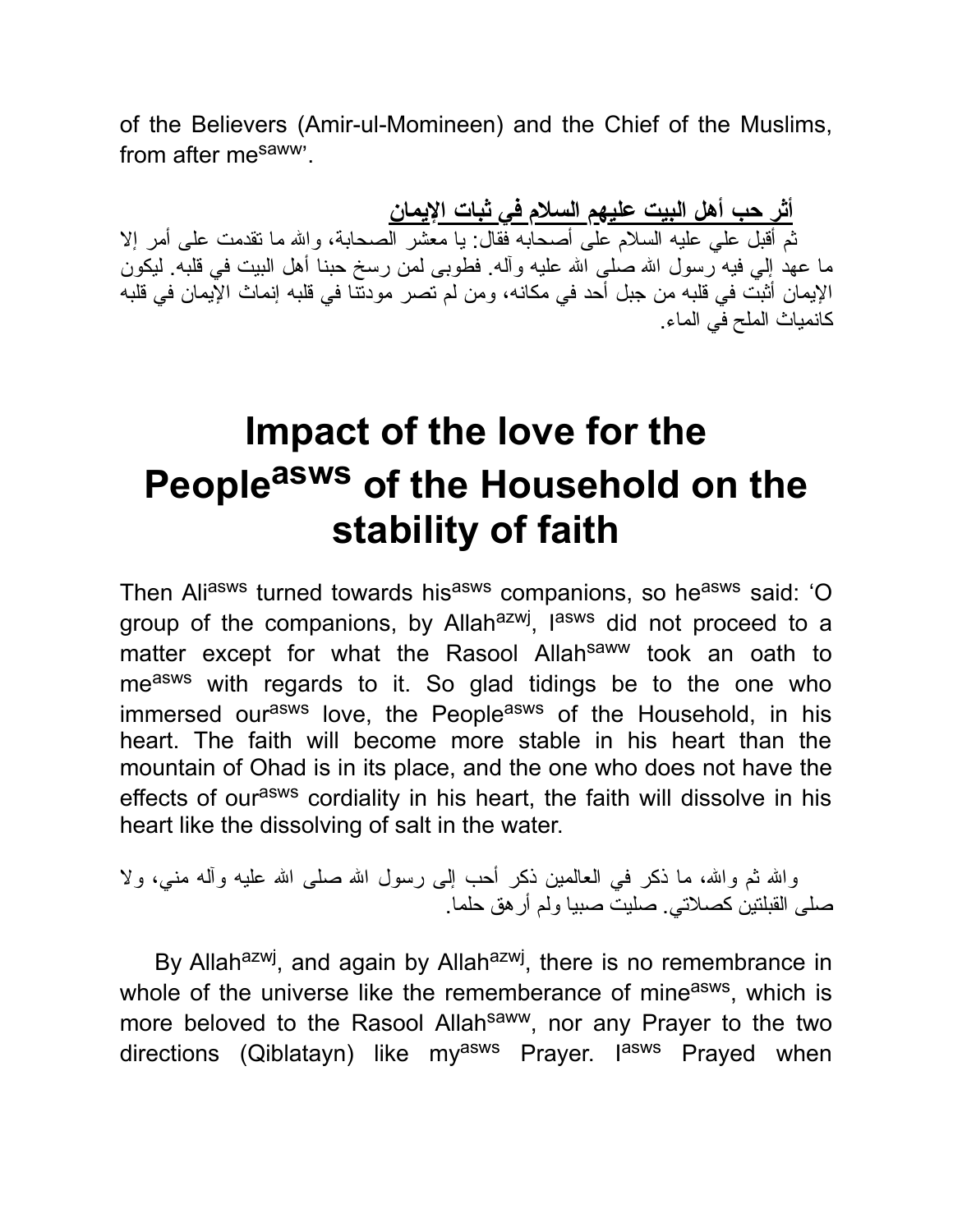of the Believers (Amir-ul-Momineen) and the Chief of the Muslims, from after me[saww]'.

**أثر حب أهل البيت عليهم السلام في ثبات الإيمان**

ثم أقبل علي عليه السلام على أصحابه فقال: يا معشر الصحابة، والله ما تقدمت على أمر إلا ما عهد إلي فيه رسول الله صلى الله عليه وآله. فطوبى لمن رسخ حبنا أهل البيت في قلبه. ليكون الإيمان أثبت في قلبه من جبل أحد في مكانه، ومن لم تصر مودتنا في قلبه إنماث الإيمان في قلبه كانمياث الملح في الماء.

# Impact of the love for the People[asws] of the Household on the stability of faith

Then Ali[asws] turned towards his[asws] companions, so he[asws] said: 'O group of the companions, by Allah[azwj], I[asws] did not proceed to a matter except for what the Rasool Allah[saww] took an oath to me[asws] with regards to it. So glad tidings be to the one who immersed our[asws] love, the People[asws] of the Household, in his heart. The faith will become more stable in his heart than the mountain of Ohad is in its place, and the one who does not have the effects of our[asws] cordiality in his heart, the faith will dissolve in his heart like the dissolving of salt in the water.

والله ثم والله، ما ذكر في العالمين ذكر أحب إلى رسول الله صلى الله عليه وآله مني، ولا صلى القبلتين كصلاتي. صليت صبيا ولم أرهق حلما.

By Allah[azwj], and again by Allah[azwj], there is no remembrance in whole of the universe like the rememberance of mine[asws], which is more beloved to the Rasool Allah[saww], nor any Prayer to the two directions (Qiblatayn) like my[asws] Prayer. I[asws] Prayed when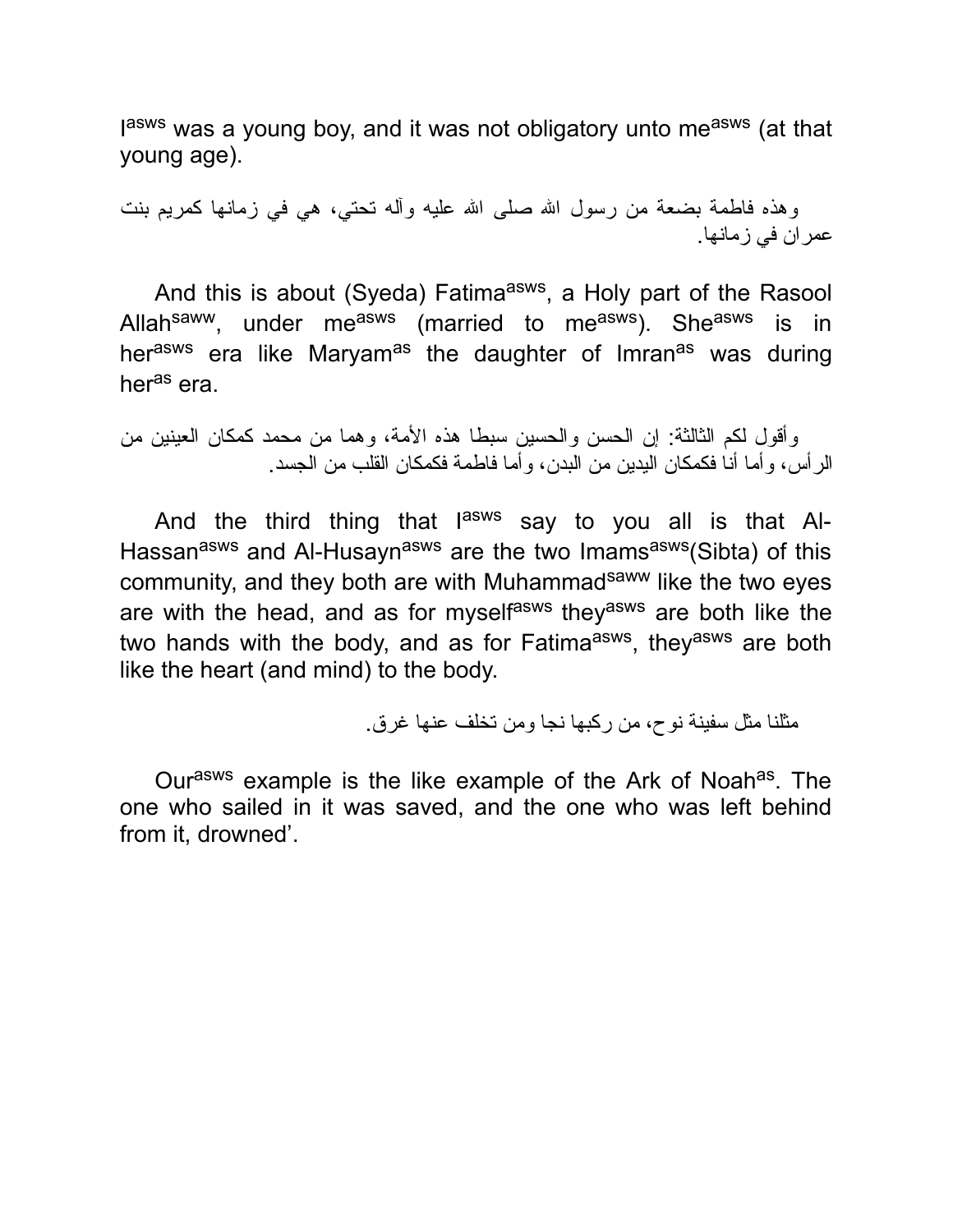I[asws] was a young boy, and it was not obligatory unto me[asws] (at that young age).

وهذه فاطمة بضعة من رسول الله صلى الله عليه وآله تحتي، هي في زمانها كمريم بنت عمران في زمانها.

And this is about (Syeda) Fatima[asws], a Holy part of the Rasool Allah[saww], under me[asws] (married to me[asws]). She[asws] is in her[asws] era like Maryam[as] the daughter of Imran[as] was during her[as] era.

وأقول لكم الثالثة: إن الحسن والحسين سبطا هذه الأمة، وهما من محمد كمكان العينين من الرأس، وأما أنا فكمكان اليدين من البدن، وأما فاطمة فكمكان القلب من الجسد.

And the third thing that I[asws] say to you all is that Al-Hassan[asws] and Al-Husayn[asws] are the two Imams[asws](Sibta) of this community, and they both are with Muhammad[saww] like the two eyes are with the head, and as for myself[asws] they[asws] are both like the two hands with the body, and as for Fatima[asws], they[asws] are both like the heart (and mind) to the body.

مثلنا مثل سفينة نوح، من ركبها نجا ومن تخلف عنها غرق.

Our[asws] example is the like example of the Ark of Noah[as]. The one who sailed in it was saved, and the one who was left behind from it, drowned'.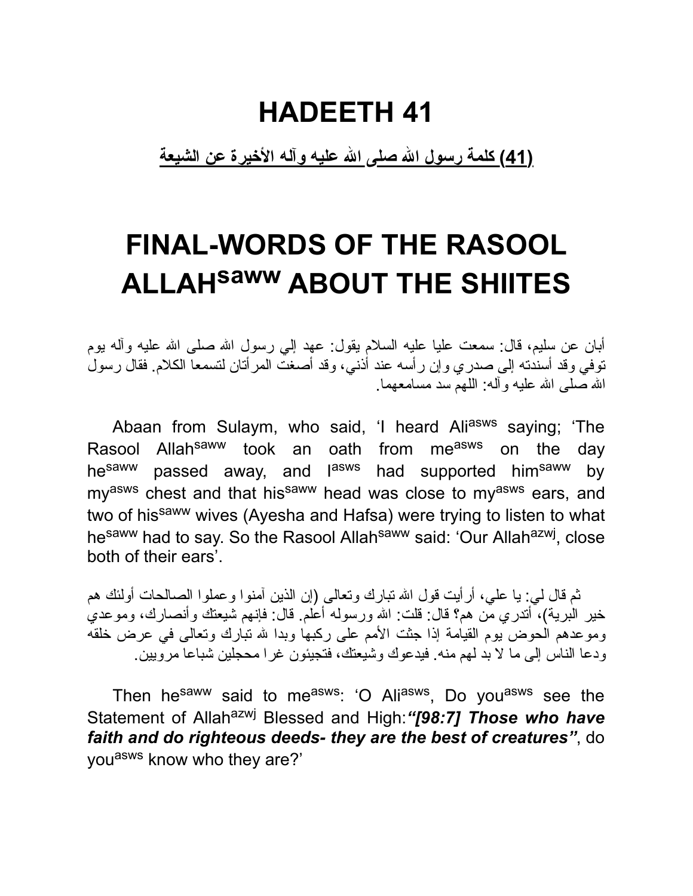# HADEETH 41

**(41) كلمة رسول الله صلى الله عليه وآله الأخيرة عن الشيعة**

# FINAL-WORDS OF THE RASOOL ALLAH[saww] ABOUT THE SHIITES

أبان عن سليم، قال: سمعت عليا عليه السلام يقول: عهد إلي رسول الله صلى الله عليه وآله يوم توفي وقد أسندته إلى صدري وإن رأسه عند أذني، وقد أصغت المرأتان لتسمعا الكلام. فقال رسول الله صلى الله عليه وآله: اللهم سد مسامعهما.

Abaan from Sulaym, who said, 'I heard Ali[asws] saying; 'The Rasool Allah[saww] took an oath from me[asws] on the day he[saww] passed away, and I[asws] had supported him[saww] by my[asws] chest and that his[saww] head was close to my[asws] ears, and two of his[saww] wives (Ayesha and Hafsa) were trying to listen to what he[saww] had to say. So the Rasool Allah[saww] said: 'Our Allah[azwj], close both of their ears'.

ثم قال لي: يا علي، أرأيت قول الله تبارك وتعالى (إن الذين آمنوا وعملوا الصالحات أولئك هم خير البرية)، أتدري من هم؟ قال: قلت: الله ورسوله أعلم. قال: فإنهم شيعتك وأنصارك، وموعدي وموعدهم الحوض يوم القيامة إذا جثت الأمم على ركبها وبدا لله تبارك وتعالى في عرض خلقه ودعا الناس إلى ما لا بد لهم منه. فيدعوك وشيعتك، فتجيئون غرا محجلين شباعا مرويين.

Then he[saww] said to me[asws]: 'O Ali[asws], Do you[asws] see the Statement of Allah[azwj] Blessed and High: ***"[98:7] Those who have faith and do righteous deeds- they are the best of creatures"***, do you[asws] know who they are?'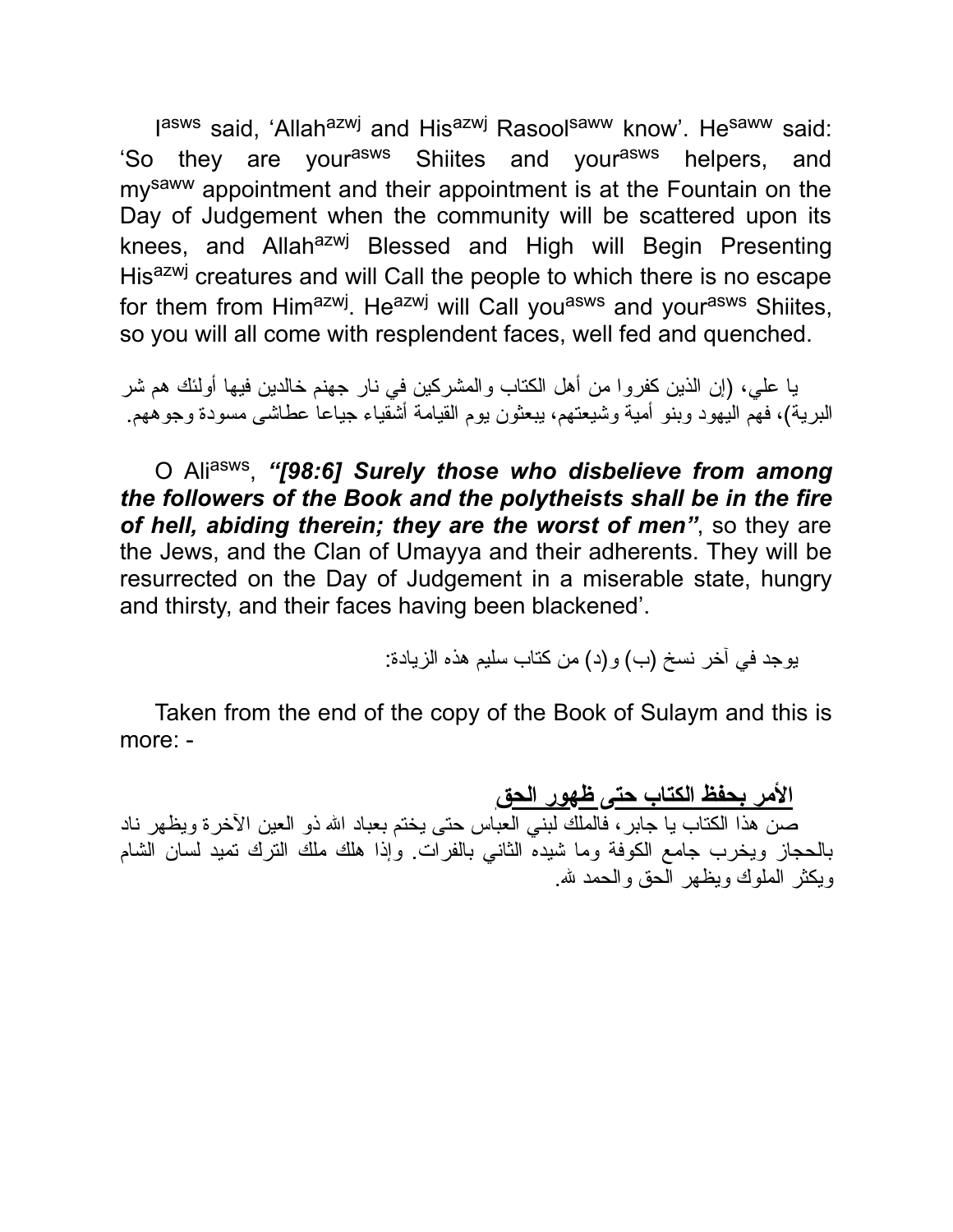I[asws] said, 'Allah[azwj] and His[azwj] Rasool[saww] know'. He[saww] said: 'So they are your[asws] Shiites and your[asws] helpers, and my[saww] appointment and their appointment is at the Fountain on the Day of Judgement when the community will be scattered upon its knees, and Allah[azwj] Blessed and High will Begin Presenting His[azwj] creatures and will Call the people to which there is no escape for them from Him[azwj]. He[azwj] will Call you[asws] and your[asws] Shiites, so you will all come with resplendent faces, well fed and quenched.

يا علي، (إن الذين كفروا من أهل الكتاب والمشركين في نار جهنم خالدين فيها أولئك هم شر البرية)، فهم اليهود وبنو أمية وشيعتهم، يبعثون يوم القيامة أشقياء جياعا عطاشى مسودة وجوههم.

O Ali[asws], ***"[98:6] Surely those who disbelieve from among the followers of the Book and the polytheists shall be in the fire of hell, abiding therein; they are the worst of men"***, so they are the Jews, and the Clan of Umayya and their adherents. They will be resurrected on the Day of Judgement in a miserable state, hungry and thirsty, and their faces having been blackened'.

يوجد في آخر نسخ (ب) و(د) من كتاب سليم هذه الزيادة:

Taken from the end of the copy of the Book of Sulaym and this is more: -

**الأمر بحفظ الكتاب حتى ظهور الحق**

صن هذا الكتاب يا جابر، فالملك لبني العباس حتى يختم بعباد الله ذو العين الآخرة ويظهر ناد بالحجاز ويخرب جامع الكوفة وما شيده الثاني بالفرات. وإذا هلك ملك الترك تميد لسان الشام ويكثر الملوك ويظهر الحق والحمد لله.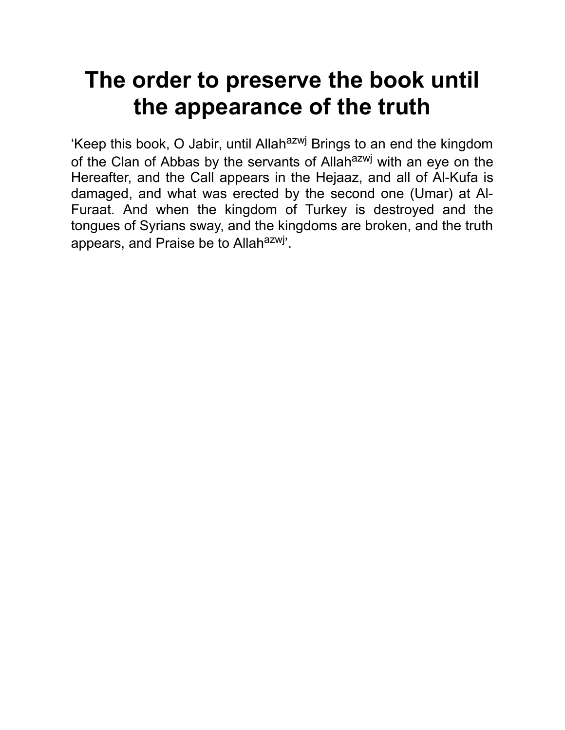# The order to preserve the book until the appearance of the truth

'Keep this book, O Jabir, until Allah[azwj] Brings to an end the kingdom of the Clan of Abbas by the servants of Allah[azwj] with an eye on the Hereafter, and the Call appears in the Hejaaz, and all of Al-Kufa is damaged, and what was erected by the second one (Umar) at Al-Furaat. And when the kingdom of Turkey is destroyed and the tongues of Syrians sway, and the kingdoms are broken, and the truth appears, and Praise be to Allah[azwj]'.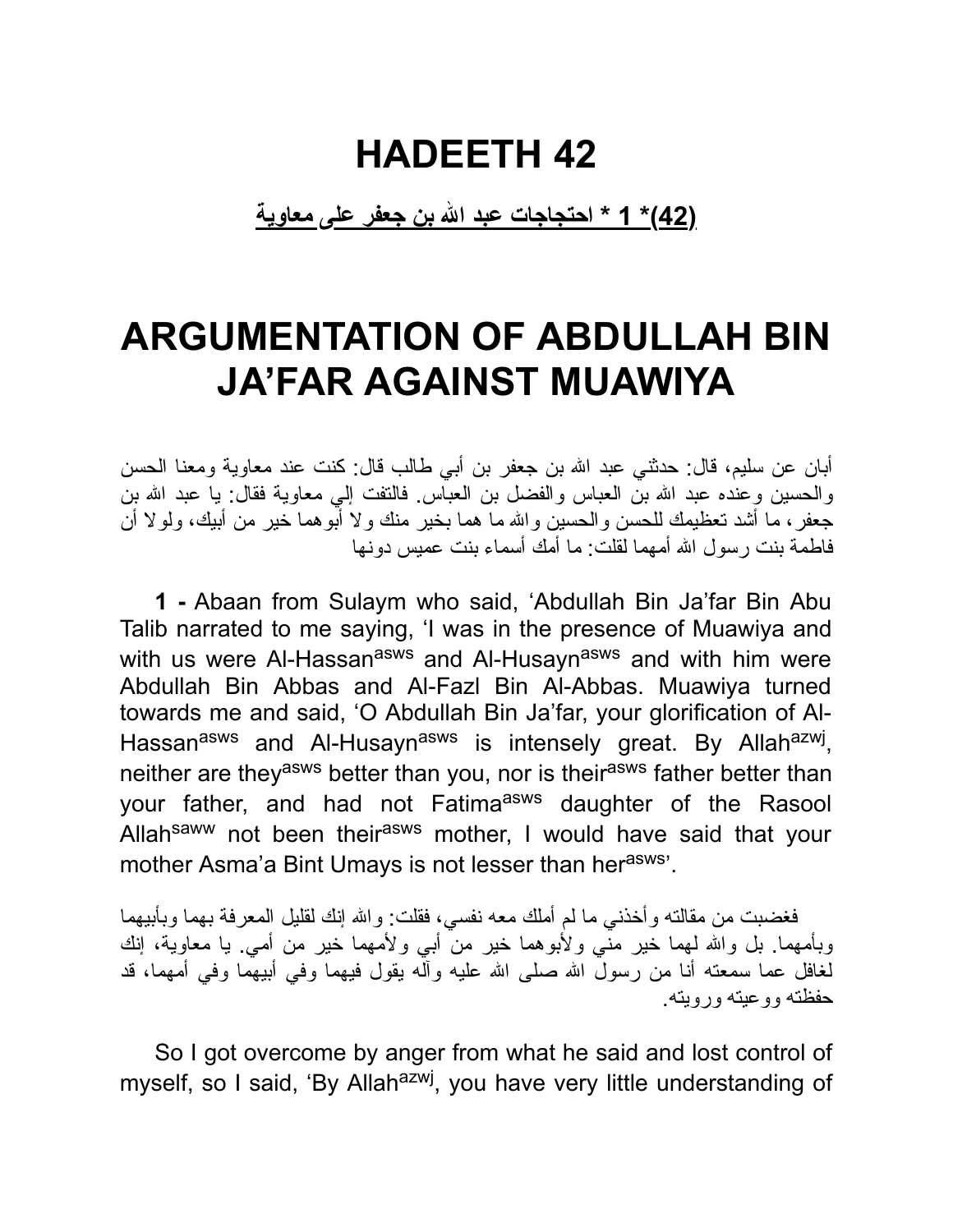# HADEETH 42

**(42)* 1 * احتجاجات عبد الله بن جعفر على معاوية**

# ARGUMENTATION OF ABDULLAH BIN JA'FAR AGAINST MUAWIYA

أبان عن سليم، قال: حدثني عبد الله بن جعفر بن أبي طالب قال: كنت عند معاوية ومعنا الحسن والحسين وعنده عبد الله بن العباس والفضل بن العباس. فالتفت إلي معاوية فقال: يا عبد الله بن جعفر، ما أشد تعظيمك للحسن والحسين والله ما هما بخير منك ولا أبوهما خير من أبيك، ولولا أن فاطمة بنت رسول الله أمهما لقلت: ما أمك أسماء بنت عميس دونها

**1 -** Abaan from Sulaym who said, 'Abdullah Bin Ja'far Bin Abu Talib narrated to me saying, 'I was in the presence of Muawiya and with us were Al-Hassan[asws] and Al-Husayn[asws] and with him were Abdullah Bin Abbas and Al-Fazl Bin Al-Abbas. Muawiya turned towards me and said, 'O Abdullah Bin Ja'far, your glorification of Al-Hassan[asws] and Al-Husayn[asws] is intensely great. By Allah[azwj], neither are they[asws] better than you, nor is their[asws] father better than your father, and had not Fatima[asws] daughter of the Rasool Allah[saww] not been their[asws] mother, I would have said that your mother Asma'a Bint Umays is not lesser than her[asws]'.

فغضبت من مقالته وأخذني ما لم أملك معه نفسي، فقلت: والله إنك لقليل المعرفة بهما وبأبيهما وبأمهما. بل والله لهما خير مني ولأبوهما خير من أبي ولأمهما خير من أمي. يا معاوية، إنك لغافل عما سمعته أنا من رسول الله صلى الله عليه وآله يقول فيهما وفي أبيهما وفي أمهما، قد حفظته ووعيته ورويته.

So I got overcome by anger from what he said and lost control of myself, so I said, 'By Allah[azwj], you have very little understanding of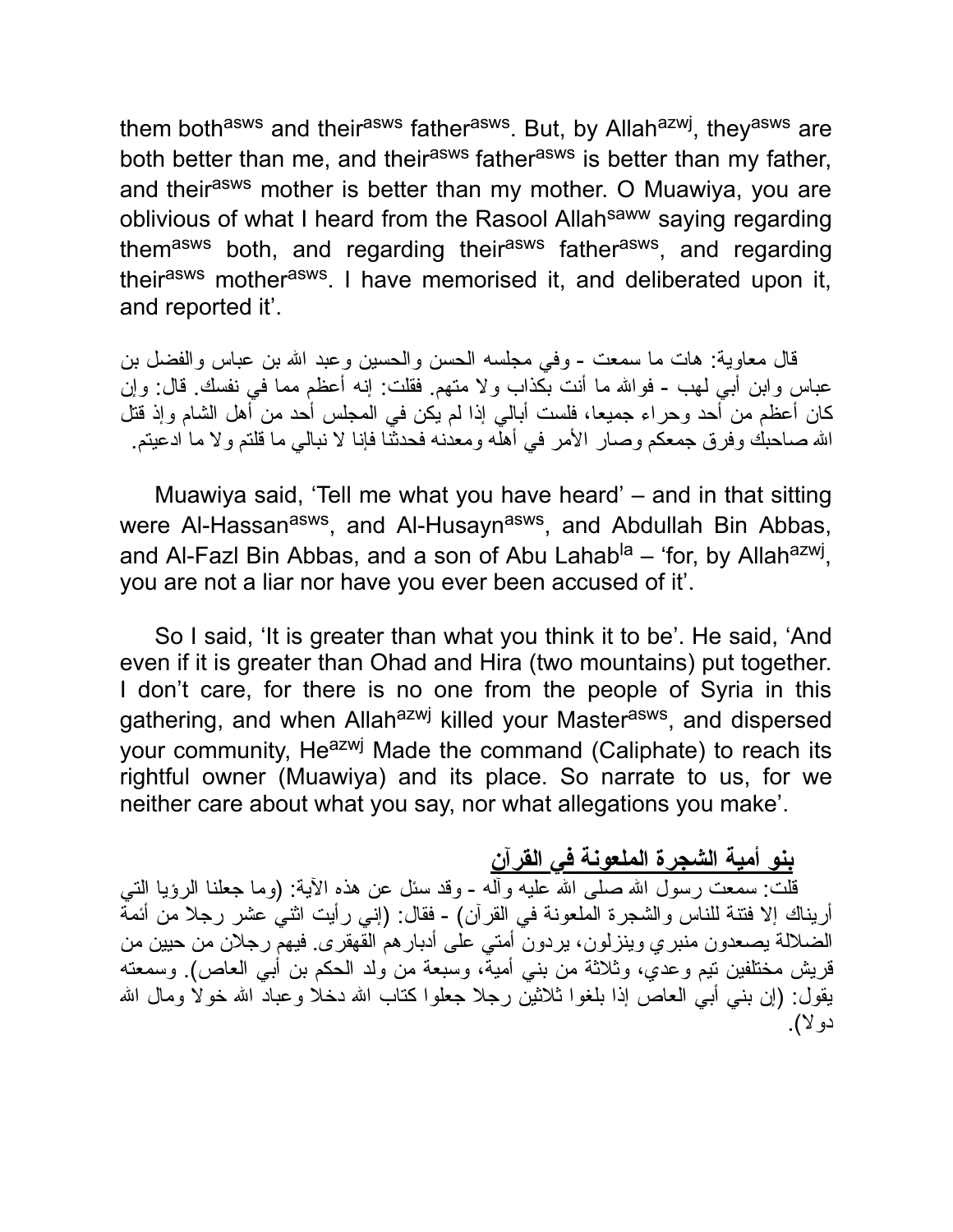them both[asws] and their[asws] father[asws]. But, by Allah[azwj], they[asws] are both better than me, and their[asws] father[asws] is better than my father, and their[asws] mother is better than my mother. O Muawiya, you are oblivious of what I heard from the Rasool Allah[saww] saying regarding them[asws] both, and regarding their[asws] father[asws], and regarding their[asws] mother[asws]. I have memorised it, and deliberated upon it, and reported it'.

قال معاوية: هات ما سمعت - وفي مجلسه الحسن والحسين وعبد الله بن عباس والفضل بن عباس وابن أبي لهب - فوالله ما أنت بكذاب ولا متهم. فقلت: إنه أعظم مما في نفسك. قال: وإن كان أعظم من أحد وحراء جميعا، فلست أبالي إذا لم يكن في المجلس أحد من أهل الشام وإذ قتل الله صاحبك وفرق جمعكم وصار الأمر في أهله ومعدنه فحدثنا فإنا لا نبالي ما قلتم ولا ما ادعيتم.

Muawiya said, 'Tell me what you have heard' – and in that sitting were Al-Hassan[asws], and Al-Husayn[asws], and Abdullah Bin Abbas, and Al-Fazl Bin Abbas, and a son of Abu Lahab[la] – 'for, by Allah[azwj], you are not a liar nor have you ever been accused of it'.

So I said, 'It is greater than what you think it to be'. He said, 'And even if it is greater than Ohad and Hira (two mountains) put together. I don't care, for there is no one from the people of Syria in this gathering, and when Allah[azwj] killed your Master[asws], and dispersed your community, He[azwj] Made the command (Caliphate) to reach its rightful owner (Muawiya) and its place. So narrate to us, for we neither care about what you say, nor what allegations you make'.

## بنو أمية الشجرة الملعونة في القرآن

قلت: سمعت رسول الله صلى الله عليه وآله - وقد سئل عن هذه الآية: (وما جعلنا الرؤيا التي أريناك إلا فتنة للناس والشجرة الملعونة في القرآن) - فقال: (إني رأيت اثني عشر رجلا من أئمة الضلالة يصعدون منبري وينزلون، يردون أمتي على أدبارهم القهقرى. فيهم رجلان من حيين من قريش مختلفين تيم وعدي، وثلاثة من بني أمية، وسبعة من ولد الحكم بن أبي العاص). وسمعته يقول: (إن بني أبي العاص إذا بلغوا ثلاثين رجلا جعلوا كتاب الله دخلا وعباد الله خولا ومال الله دولا).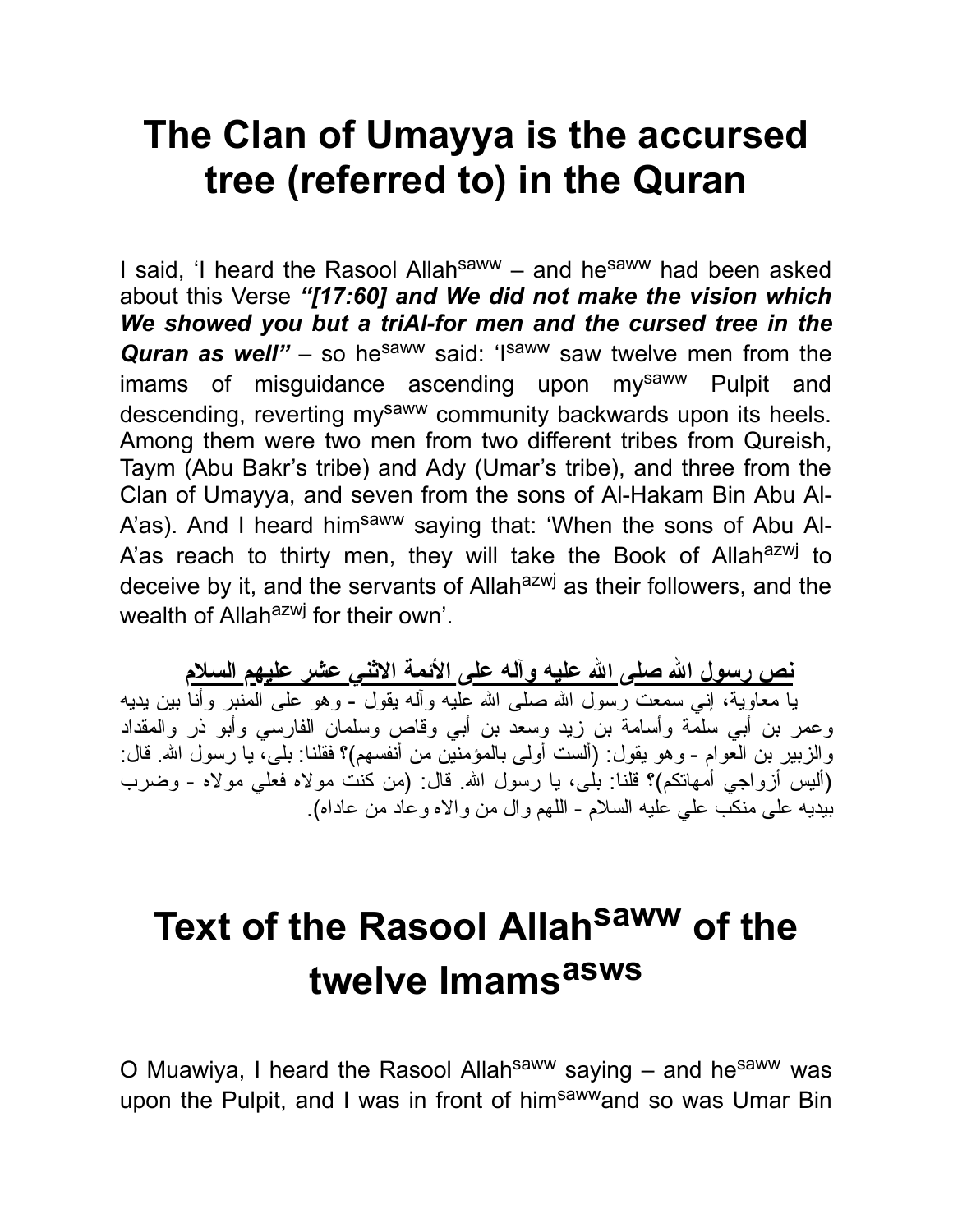# The Clan of Umayya is the accursed tree (referred to) in the Quran

I said, 'I heard the Rasool Allah[saww] – and he[saww] had been asked about this Verse ***"[17:60] and We did not make the vision which We showed you but a triAl-for men and the cursed tree in the Quran as well"*** – so he[saww] said: 'I[saww] saw twelve men from the imams of misguidance ascending upon my[saww] Pulpit and descending, reverting my[saww] community backwards upon its heels. Among them were two men from two different tribes from Qureish, Taym (Abu Bakr's tribe) and Ady (Umar's tribe), and three from the Clan of Umayya, and seven from the sons of Al-Hakam Bin Abu Al-A'as). And I heard him[saww] saying that: 'When the sons of Abu Al-A'as reach to thirty men, they will take the Book of Allah[azwj] to deceive by it, and the servants of Allah[azwj] as their followers, and the wealth of Allah[azwj] for their own'.

**نص رسول الله صلى الله عليه وآله على الأئمة الاثني عشر عليهم السلام**

يا معاوية، إني سمعت رسول الله صلى الله عليه وآله يقول - وهو على المنبر وأنا بين يديه وعمر بن أبي سلمة وأسامة بن زيد وسعد بن أبي وقاص وسلمان الفارسي وأبو ذر والمقداد والزبير بن العوام - وهو يقول: (ألست أولى بالمؤمنين من أنفسهم)؟ فقلنا: بلى، يا رسول الله. قال: (أليس أزواجي أمهاتكم)؟ قلنا: بلى، يا رسول الله. قال: (من كنت مولاه فعلي مولاه - وضرب بيديه على منكب علي عليه السلام - اللهم وال من والاه وعاد من عاداه).

# Text of the Rasool Allah[saww] of the twelve Imams[asws]

O Muawiya, I heard the Rasool Allah[saww] saying – and he[saww] was upon the Pulpit, and I was in front of him[saww] and so was Umar Bin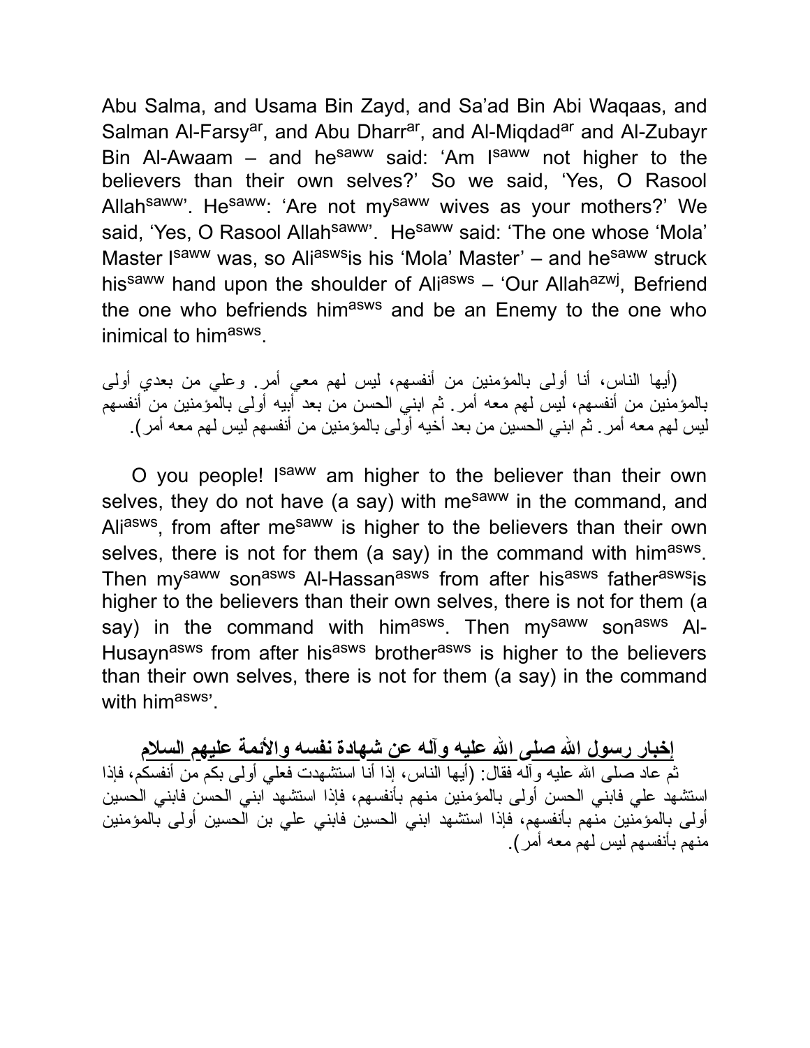Abu Salma, and Usama Bin Zayd, and Sa'ad Bin Abi Waqaas, and Salman Al-Farsy[ar], and Abu Dharr[ar], and Al-Miqdad[ar] and Al-Zubayr Bin Al-Awaam – and he[saww] said: 'Am I[saww] not higher to the believers than their own selves?' So we said, 'Yes, O Rasool Allah[saww]'. He[saww]: 'Are not my[saww] wives as your mothers?' We said, 'Yes, O Rasool Allah[saww]'. He[saww] said: 'The one whose 'Mola' Master I[saww] was, so Ali[asws]is his 'Mola' Master' – and he[saww] struck his[saww] hand upon the shoulder of Ali[asws] – 'Our Allah[azwj], Befriend the one who befriends him[asws] and be an Enemy to the one who inimical to him[asws].

(أيها الناس، أنا أولى بالمؤمنين من أنفسهم، ليس لهم معي أمر. وعلي من بعدي أولى بالمؤمنين من أنفسهم، ليس لهم معه أمر. ثم ابني الحسن من بعد أبيه أولى بالمؤمنين من أنفسهم ليس لهم معه أمر. ثم ابني الحسين من بعد أخيه أولى بالمؤمنين من أنفسهم ليس لهم معه أمر).

O you people! I[saww] am higher to the believer than their own selves, they do not have (a say) with me[saww] in the command, and Ali[asws], from after me[saww] is higher to the believers than their own selves, there is not for them (a say) in the command with him[asws]. Then my[saww] son[asws] Al-Hassan[asws] from after his[asws] father[asws]is higher to the believers than their own selves, there is not for them (a say) in the command with him[asws]. Then my[saww] son[asws] Al-Husayn[asws] from after his[asws] brother[asws] is higher to the believers than their own selves, there is not for them (a say) in the command with him[asws]'.

**إخبار رسول الله صلى الله عليه وآله عن شهادة نفسه والأئمة عليهم السلام**

ثم عاد صلى الله عليه وآله فقال: (أيها الناس، إذا أنا استشهدت فعلي أولى بكم من أنفسكم، فإذا استشهد علي فابني الحسن أولى بالمؤمنين منهم بأنفسهم، فإذا استشهد ابني الحسن فابني الحسين أولى بالمؤمنين منهم بأنفسهم، فإذا استشهد ابني الحسين فابني علي بن الحسين أولى بالمؤمنين منهم بأنفسهم ليس لهم معه أمر).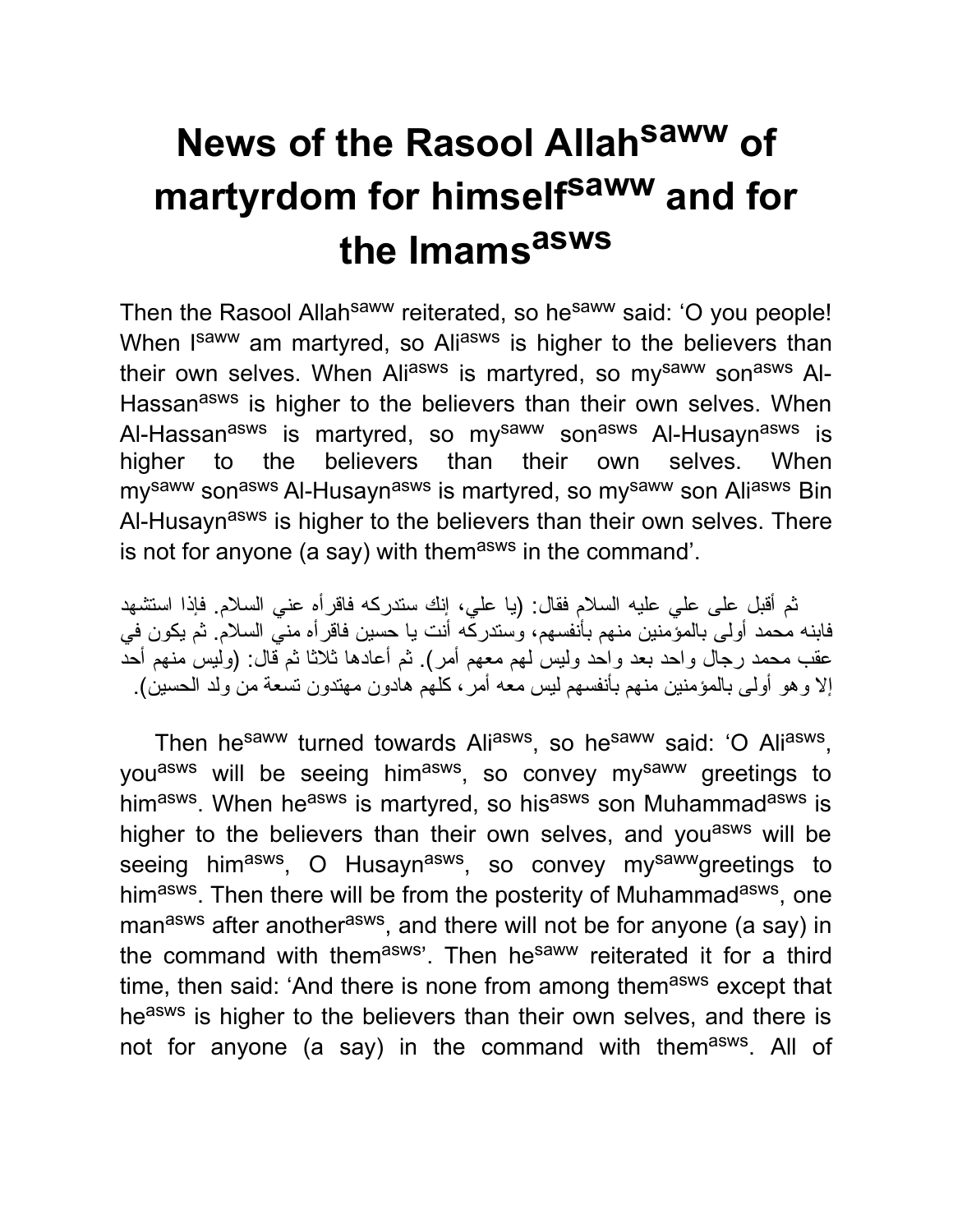# News of the Rasool Allah[saww] of martyrdom for himself[saww] and for the Imams[asws]

Then the Rasool Allah[saww] reiterated, so he[saww] said: 'O you people! When I[saww] am martyred, so Ali[asws] is higher to the believers than their own selves. When Ali[asws] is martyred, so my[saww] son[asws] Al-Hassan[asws] is higher to the believers than their own selves. When Al-Hassan[asws] is martyred, so my[saww] son[asws] Al-Husayn[asws] is higher to the believers than their own selves. When my[saww] son[asws] Al-Husayn[asws] is martyred, so my[saww] son Ali[asws] Bin Al-Husayn[asws] is higher to the believers than their own selves. There is not for anyone (a say) with them[asws] in the command'.

ثم أقبل على علي عليه السلام فقال: (يا علي، إنك ستدركه فاقرأه عني السلام. فإذا استشهد فابنه محمد أولى بالمؤمنين منهم بأنفسهم، وستدركه أنت يا حسين فاقرأه مني السلام. ثم يكون في عقب محمد رجال واحد بعد واحد وليس لهم معهم أمر). ثم أعادها ثلاثا ثم قال: (وليس منهم أحد إلا وهو أولى بالمؤمنين منهم بأنفسهم ليس معه أمر، كلهم هادون مهتدون تسعة من ولد الحسين).

Then he[saww] turned towards Ali[asws], so he[saww] said: 'O Ali[asws], you[asws] will be seeing him[asws], so convey my[saww] greetings to him[asws]. When he[asws] is martyred, so his[asws] son Muhammad[asws] is higher to the believers than their own selves, and you[asws] will be seeing him[asws], O Husayn[asws], so convey my[saww]greetings to him[asws]. Then there will be from the posterity of Muhammad[asws], one man[asws] after another[asws], and there will not be for anyone (a say) in the command with them[asws]'. Then he[saww] reiterated it for a third time, then said: 'And there is none from among them[asws] except that he[asws] is higher to the believers than their own selves, and there is not for anyone (a say) in the command with them[asws]. All of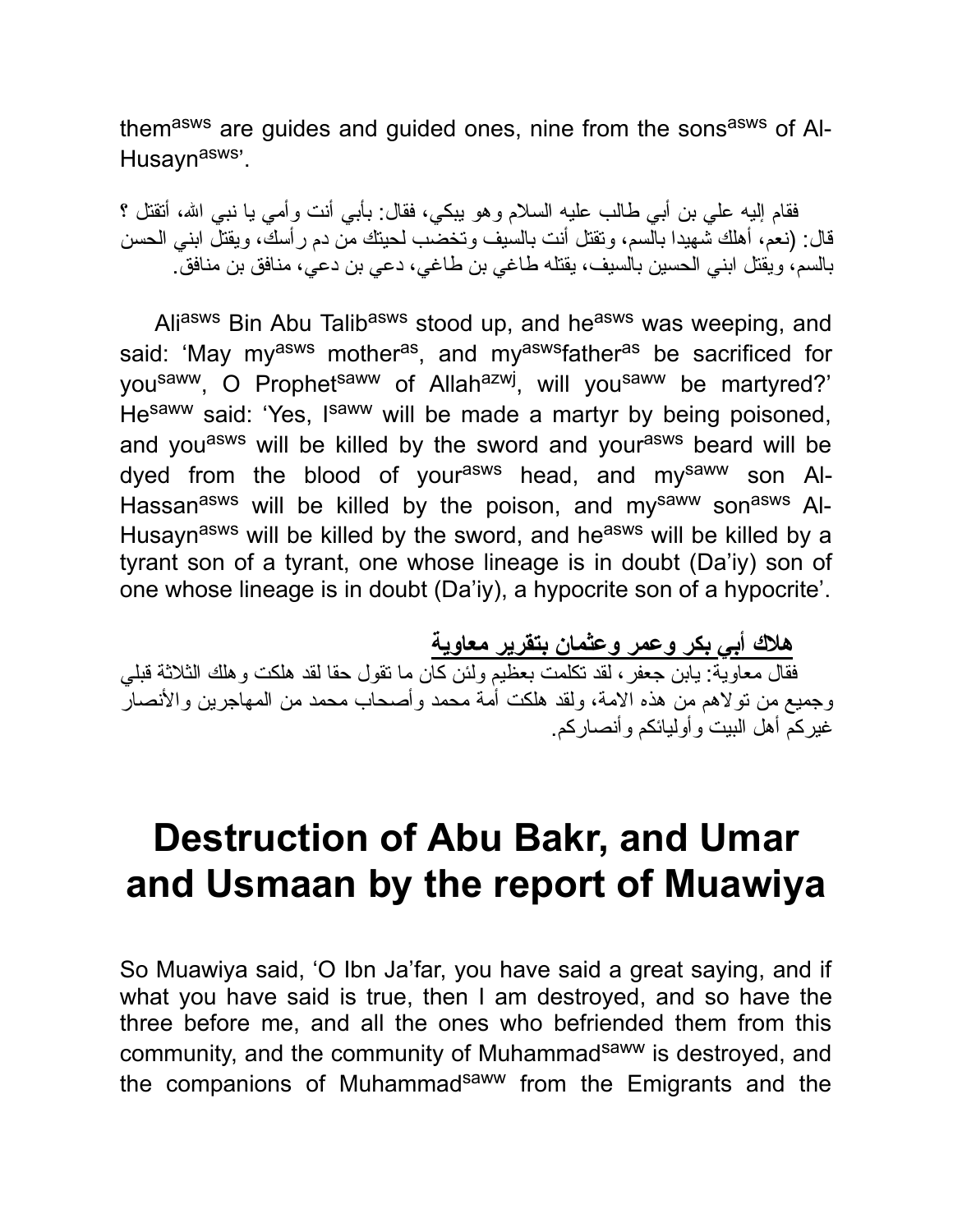them^asws are guides and guided ones, nine from the sons^asws of Al-Husayn^asws'.

فقام إليه علي بن أبي طالب عليه السلام وهو يبكي، فقال: بأبي أنت وأمي يا نبي الله، أتقتل ؟ قال: (نعم، أهلك شهيدا بالسم، وتقتل أنت بالسيف وتخضب لحيتك من دم رأسك، ويقتل ابني الحسن بالسم، ويقتل ابني الحسين بالسيف، يقتله طاغي بن طاغي، دعي بن دعي، منافق بن منافق.

Ali^asws Bin Abu Talib^asws stood up, and he^asws was weeping, and said: 'May my^asws mother^as, and my^asws father^as be sacrificed for you^saww, O Prophet^saww of Allah^azwj, will you^saww be martyred?' He^saww said: 'Yes, I^saww will be made a martyr by being poisoned, and you^asws will be killed by the sword and your^asws beard will be dyed from the blood of your^asws head, and my^saww son Al-Hassan^asws will be killed by the poison, and my^saww son^asws Al-Husayn^asws will be killed by the sword, and he^asws will be killed by a tyrant son of a tyrant, one whose lineage is in doubt (Da'iy) son of one whose lineage is in doubt (Da'iy), a hypocrite son of a hypocrite'.

**هلاك أبي بكر وعمر وعثمان بتقرير معاوية**

فقال معاوية: يابن جعفر، لقد تكلمت بعظيم ولئن كان ما تقول حقا لقد هلكت وهلك الثلاثة قبلي وجميع من تولاهم من هذه الامة، ولقد هلكت أمة محمد وأصحاب محمد من المهاجرين والأنصار غيركم أهل البيت وأوليائكم وأنصاركم.

# Destruction of Abu Bakr, and Umar and Usmaan by the report of Muawiya

So Muawiya said, 'O Ibn Ja'far, you have said a great saying, and if what you have said is true, then I am destroyed, and so have the three before me, and all the ones who befriended them from this community, and the community of Muhammad^saww is destroyed, and the companions of Muhammad^saww from the Emigrants and the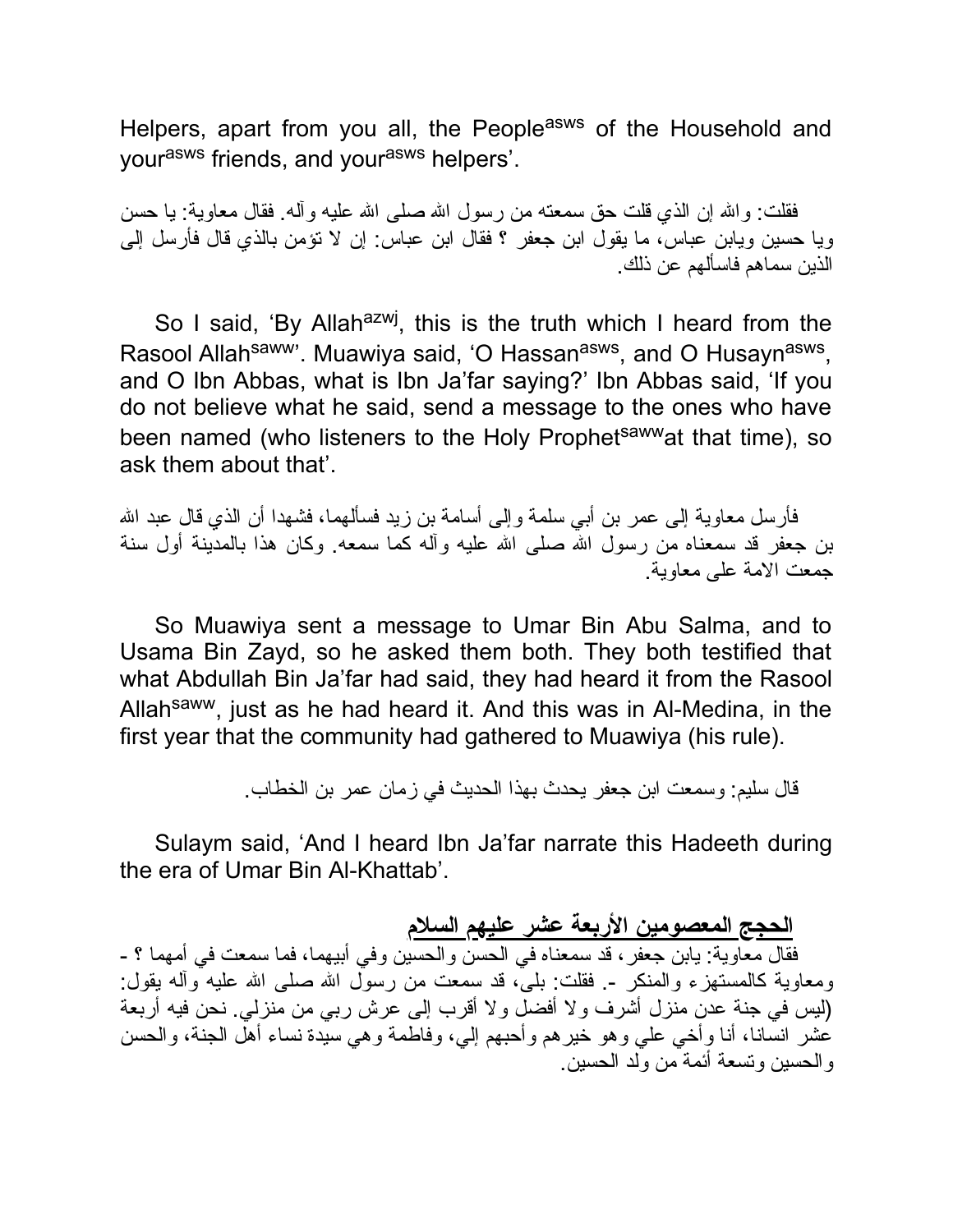Helpers, apart from you all, the People[asws] of the Household and your[asws] friends, and your[asws] helpers'.

فقلت: والله إن الذي قلت حق سمعته من رسول الله صلى الله عليه وآله. فقال معاوية: يا حسن ويا حسين ويابن عباس، ما يقول ابن جعفر ؟ فقال ابن عباس: إن لا تؤمن بالذي قال فأرسل إلى الذين سماهم فاسألهم عن ذلك.

So I said, 'By Allah[azwj], this is the truth which I heard from the Rasool Allah[saww]'. Muawiya said, 'O Hassan[asws], and O Husayn[asws], and O Ibn Abbas, what is Ibn Ja'far saying?' Ibn Abbas said, 'If you do not believe what he said, send a message to the ones who have been named (who listeners to the Holy Prophet[saww] at that time), so ask them about that'.

فأرسل معاوية إلى عمر بن أبي سلمة وإلى أسامة بن زيد فسألهما، فشهدا أن الذي قال عبد الله بن جعفر قد سمعناه من رسول الله صلى الله عليه وآله كما سمعه. وكان هذا بالمدينة أول سنة جمعت الامة على معاوية.

So Muawiya sent a message to Umar Bin Abu Salma, and to Usama Bin Zayd, so he asked them both. They both testified that what Abdullah Bin Ja'far had said, they had heard it from the Rasool Allah[saww], just as he had heard it. And this was in Al-Medina, in the first year that the community had gathered to Muawiya (his rule).

قال سليم: وسمعت ابن جعفر يحدث بهذا الحديث في زمان عمر بن الخطاب.

Sulaym said, 'And I heard Ibn Ja'far narrate this Hadeeth during the era of Umar Bin Al-Khattab'.

## الحجج المعصومين الأربعة عشر عليهم السلام

فقال معاوية: يابن جعفر، قد سمعناه في الحسن والحسين وفي أبيهما، فما سمعت في أمهما ؟ - ومعاوية كالمستهزء والمنكر -. فقلت: بلى، قد سمعت من رسول الله صلى الله عليه وآله يقول: (ليس في جنة عدن منزل أشرف ولا أفضل ولا أقرب إلى عرش ربي من منزلي. نحن فيه أربعة عشر انسانا، أنا وأخي علي وهو خيرهم وأحبهم إلي، وفاطمة وهي سيدة نساء أهل الجنة، والحسن والحسين وتسعة أئمة من ولد الحسين.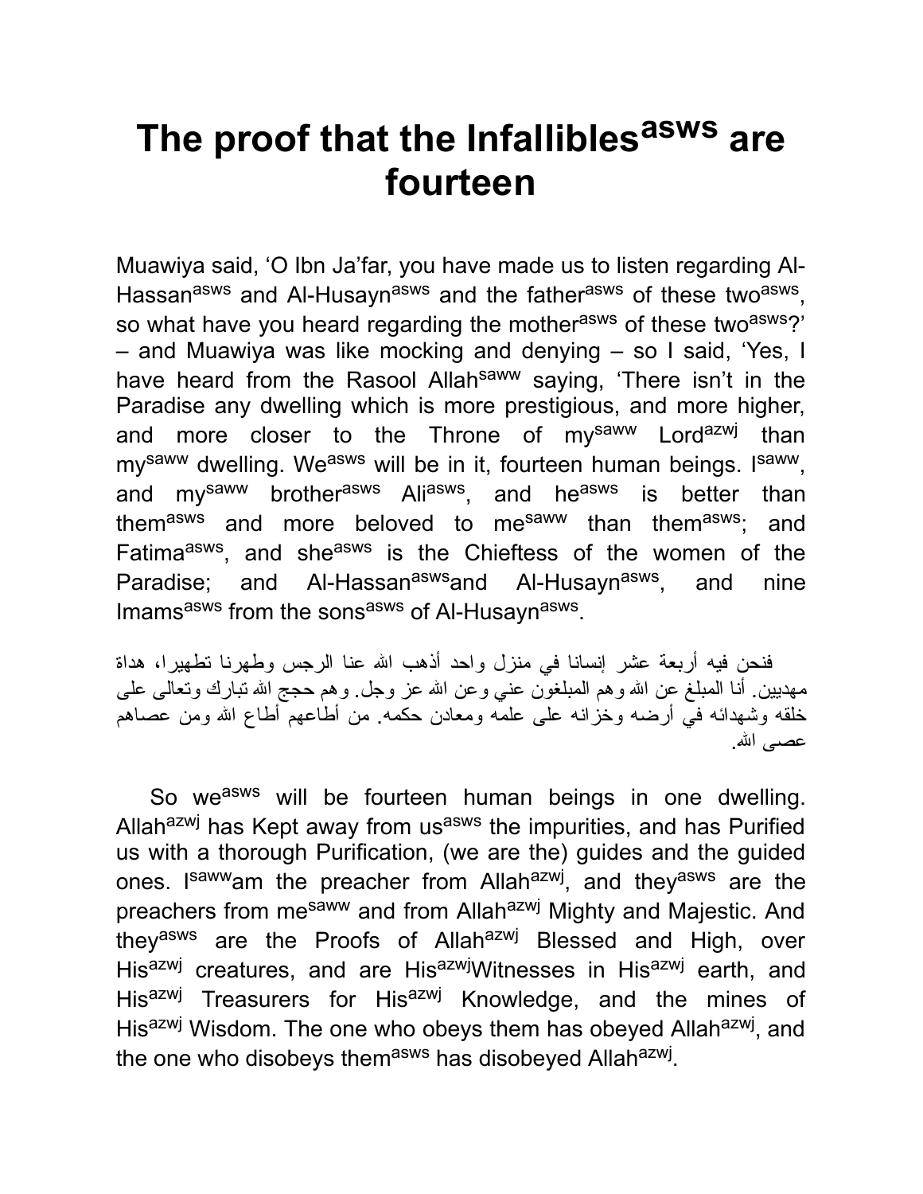# The proof that the Infallibles[asws] are fourteen

Muawiya said, ‘O Ibn Ja’far, you have made us to listen regarding Al-Hassan[asws] and Al-Husayn[asws] and the father[asws] of these two[asws], so what have you heard regarding the mother[asws] of these two[asws]?’ – and Muawiya was like mocking and denying – so I said, ‘Yes, I have heard from the Rasool Allah[saww] saying, ‘There isn’t in the Paradise any dwelling which is more prestigious, and more higher, and more closer to the Throne of my[saww] Lord[azwj] than my[saww] dwelling. We[asws] will be in it, fourteen human beings. I[saww], and my[saww] brother[asws] Ali[asws], and he[asws] is better than them[asws] and more beloved to me[saww] than them[asws]; and Fatima[asws], and she[asws] is the Chieftess of the women of the Paradise; and Al-Hassan[asws]and Al-Husayn[asws], and nine Imams[asws] from the sons[asws] of Al-Husayn[asws].

فنحن فيه أربعة عشر إنسانا في منزل واحد أذهب الله عنا الرجس وطهرنا تطهيرا، هداة مهديين. أنا المبلغ عن الله وهم المبلغون عني وعن الله عز وجل. وهم حجج الله تبارك وتعالى على خلقه وشهدائه في أرضه وخزانه على علمه ومعادن حكمه. من أطاعهم أطاع الله ومن عصاهم عصى الله.

So we[asws] will be fourteen human beings in one dwelling. Allah[azwj] has Kept away from us[asws] the impurities, and has Purified us with a thorough Purification, (we are the) guides and the guided ones. I[saww]am the preacher from Allah[azwj], and they[asws] are the preachers from me[saww] and from Allah[azwj] Mighty and Majestic. And they[asws] are the Proofs of Allah[azwj] Blessed and High, over His[azwj] creatures, and are His[azwj]Witnesses in His[azwj] earth, and His[azwj] Treasurers for His[azwj] Knowledge, and the mines of His[azwj] Wisdom. The one who obeys them has obeyed Allah[azwj], and the one who disobeys them[asws] has disobeyed Allah[azwj].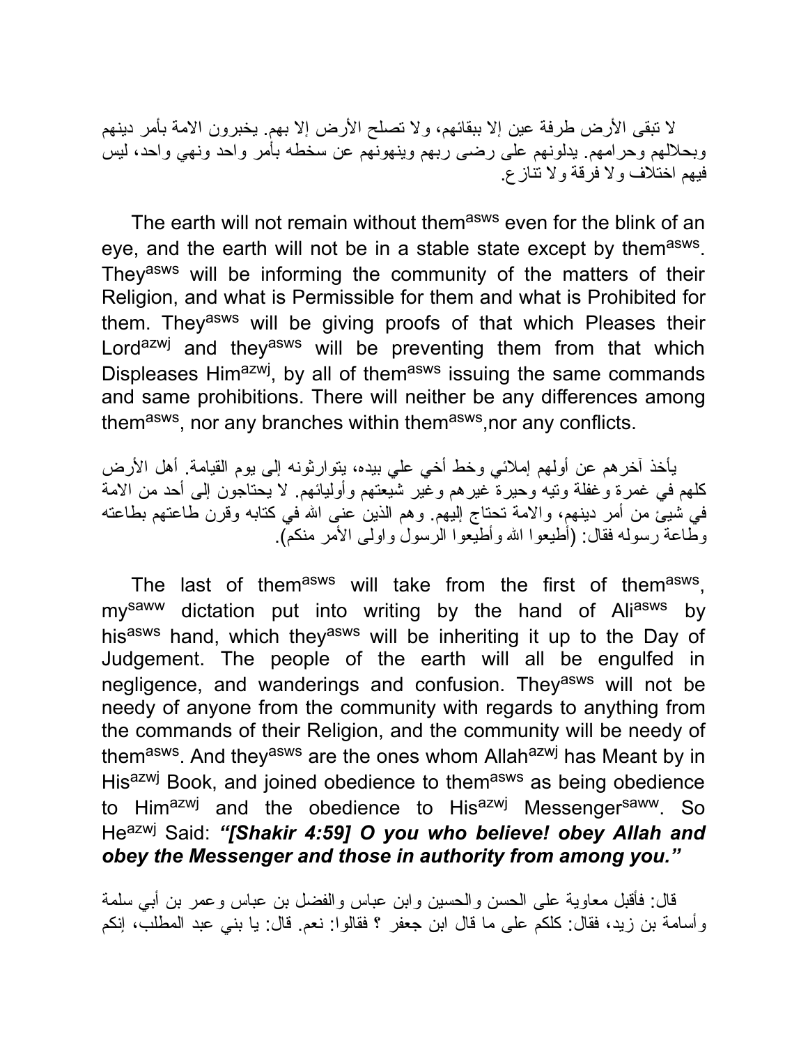لا تبقى الأرض طرفة عين إلا ببقائهم، ولا تصلح الأرض إلا بهم. يخبرون الامة بأمر دينهم وبحلالهم وحرامهم. يدلونهم على رضى ربهم وينهونهم عن سخطه بأمر واحد ونهي واحد، ليس فيهم اختلاف ولا فرقة ولا تنازع.

The earth will not remain without them[asws] even for the blink of an eye, and the earth will not be in a stable state except by them[asws]. They[asws] will be informing the community of the matters of their Religion, and what is Permissible for them and what is Prohibited for them. They[asws] will be giving proofs of that which Pleases their Lord[azwj] and they[asws] will be preventing them from that which Displeases Him[azwj], by all of them[asws] issuing the same commands and same prohibitions. There will neither be any differences among them[asws], nor any branches within them[asws],nor any conflicts.

يأخذ آخرهم عن أولهم إملائي وخط أخي علي بيده، يتوارثونه إلى يوم القيامة. أهل الأرض كلهم في غمرة وغفلة وتيه وحيرة غيرهم وغير شيعتهم وأوليائهم. لا يحتاجون إلى أحد من الامة في شيئ من أمر دينهم، والامة تحتاج إليهم. وهم الذين عنى الله في كتابه وقرن طاعتهم بطاعته وطاعة رسوله فقال: (أطيعوا الله وأطيعوا الرسول واولى الأمر منكم).

The last of them[asws] will take from the first of them[asws], my[saww] dictation put into writing by the hand of Ali[asws] by his[asws] hand, which they[asws] will be inheriting it up to the Day of Judgement. The people of the earth will all be engulfed in negligence, and wanderings and confusion. They[asws] will not be needy of anyone from the community with regards to anything from the commands of their Religion, and the community will be needy of them[asws]. And they[asws] are the ones whom Allah[azwj] has Meant by in His[azwj] Book, and joined obedience to them[asws] as being obedience to Him[azwj] and the obedience to His[azwj] Messenger[saww]. So He[azwj] Said: ***"[Shakir 4:59] O you who believe! obey Allah and obey the Messenger and those in authority from among you."***

قال: فأقبل معاوية على الحسن والحسين وابن عباس والفضل بن عباس وعمر بن أبي سلمة وأسامة بن زيد، فقال: كلكم على ما قال ابن جعفر ؟ فقالوا: نعم. قال: يا بني عبد المطلب، إنكم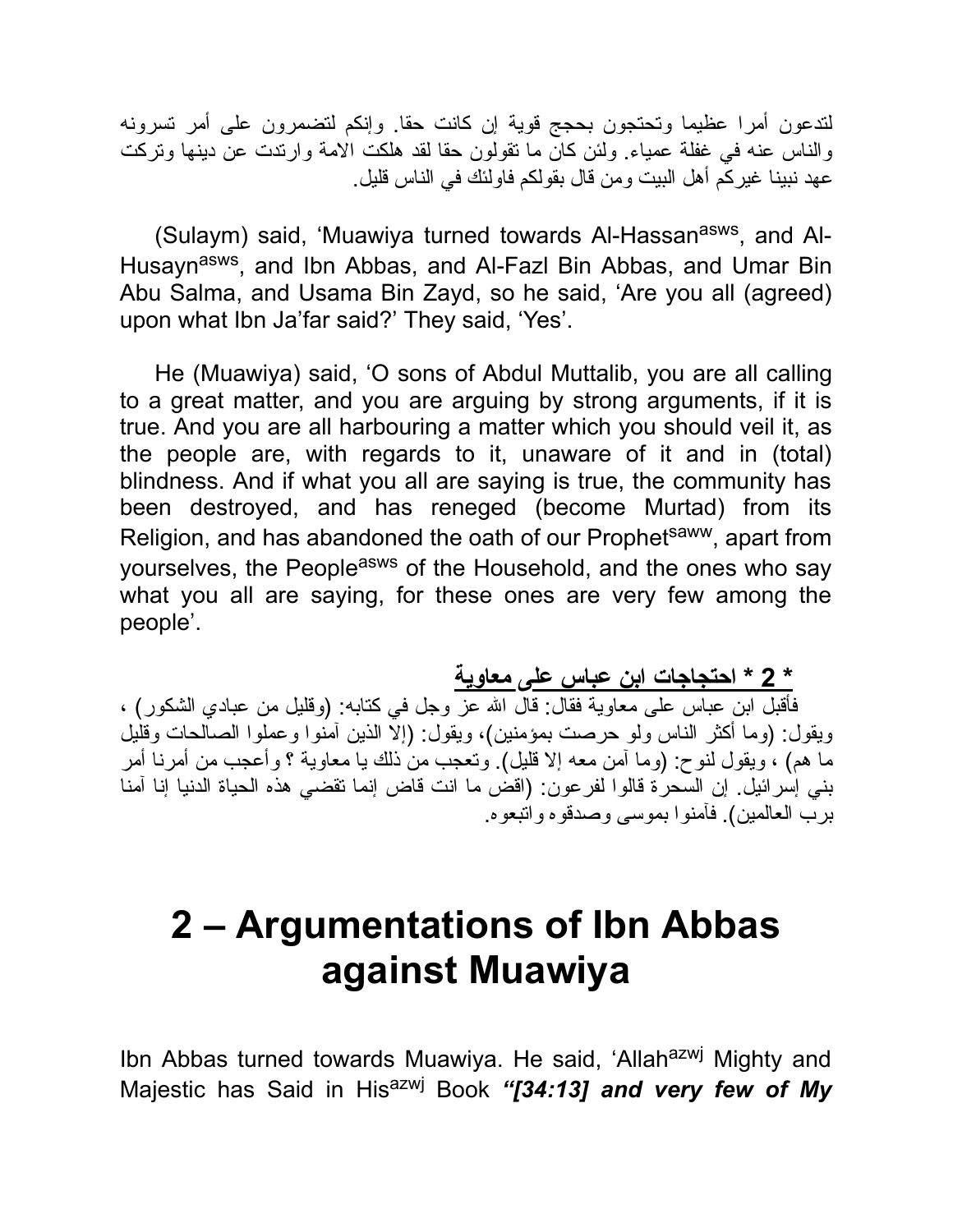لتدعون أمرا عظيما وتحتجون بحجج قوية إن كانت حقا. وإنكم لتضمرون على أمر تسرونه والناس عنه في غفلة عمياء. ولئن كان ما تقولون حقا لقد هلكت الامة وارتدت عن دينها وتركت عهد نبينا غيركم أهل البيت ومن قال بقولكم فاولئك في الناس قليل.

(Sulaym) said, 'Muawiya turned towards Al-Hassan[asws], and Al-Husayn[asws], and Ibn Abbas, and Al-Fazl Bin Abbas, and Umar Bin Abu Salma, and Usama Bin Zayd, so he said, 'Are you all (agreed) upon what Ibn Ja'far said?' They said, 'Yes'.

He (Muawiya) said, 'O sons of Abdul Muttalib, you are all calling to a great matter, and you are arguing by strong arguments, if it is true. And you are all harbouring a matter which you should veil it, as the people are, with regards to it, unaware of it and in (total) blindness. And if what you all are saying is true, the community has been destroyed, and has reneged (become Murtad) from its Religion, and has abandoned the oath of our Prophet[saww], apart from yourselves, the People[asws] of the Household, and the ones who say what you all are saying, for these ones are very few among the people'.

**\* 2 \* احتجاجات ابن عباس على معاوية**

فأقبل ابن عباس على معاوية فقال: قال الله عز وجل في كتابه: (وقليل من عبادي الشكور) ، ويقول: (وما أكثر الناس ولو حرصت بمؤمنين)، ويقول: (إلا الذين آمنوا وعملوا الصالحات وقليل ما هم) ، ويقول لنوح: (وما آمن معه إلا قليل). وتعجب من ذلك يا معاوية ؟ وأعجب من أمرنا أمر بني إسرائيل. إن السحرة قالوا لفرعون: (اقض ما انت قاض إنما تقضي هذه الحياة الدنيا إنا آمنا برب العالمين). فآمنوا بموسى وصدقوه واتبعوه.

# 2 – Argumentations of Ibn Abbas against Muawiya

Ibn Abbas turned towards Muawiya. He said, 'Allah[azwj] Mighty and Majestic has Said in His[azwj] Book ***"[34:13] and very few of My***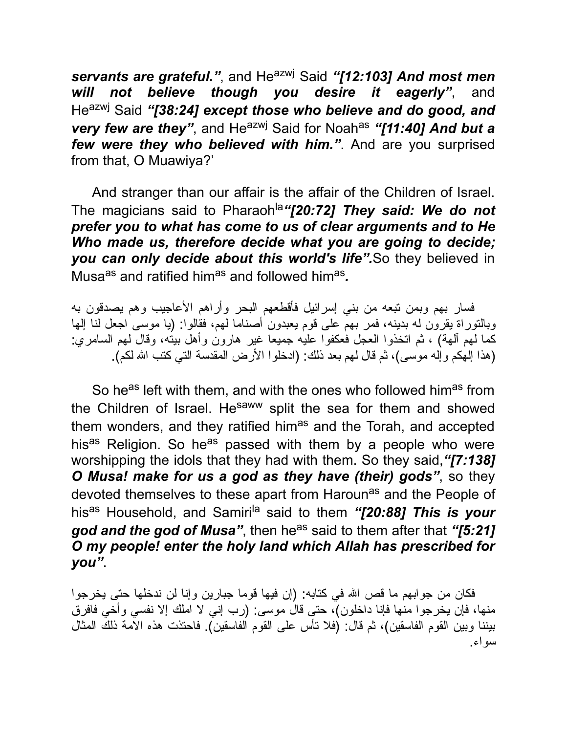***servants are grateful.”***, and He[azwj] Said ***“[12:103] And most men will not believe though you desire it eagerly”***, and He[azwj] Said ***“[38:24] except those who believe and do good, and very few are they”***, and He[azwj] Said for Noah[as] ***“[11:40] And but a few were they who believed with him.”***. And are you surprised from that, O Muawiya?’

And stranger than our affair is the affair of the Children of Israel. The magicians said to Pharaoh[la]***“[20:72] They said: We do not prefer you to what has come to us of clear arguments and to He Who made us, therefore decide what you are going to decide; you can only decide about this world's life”.***So they believed in Musa[as] and ratified him[as] and followed him[as]***.***

فسار بهم وبمن تبعه من بني إسرائيل فأقطعهم البحر وأراهم الأعاجيب وهم يصدقون به وبالتوراة يقرون له بدينه، فمر بهم على قوم يعبدون أصناما لهم، فقالوا: (يا موسى اجعل لنا إلها كما لهم آلهة) ، ثم اتخذوا العجل فعكفوا عليه جميعا غير هارون وأهل بيته، وقال لهم السامري: (هذا إلهكم وإله موسى)، ثم قال لهم بعد ذلك: (ادخلوا الأرض المقدسة التي كتب الله لكم).

So he[as] left with them, and with the ones who followed him[as] from the Children of Israel. He[saww] split the sea for them and showed them wonders, and they ratified him[as] and the Torah, and accepted his[as] Religion. So he[as] passed with them by a people who were worshipping the idols that they had with them. So they said,***“[7:138] O Musa! make for us a god as they have (their) gods”***, so they devoted themselves to these apart from Haroun[as] and the People of his[as] Household, and Samiri[la] said to them ***“[20:88] This is your god and the god of Musa”***, then he[as] said to them after that ***“[5:21] O my people! enter the holy land which Allah has prescribed for you”***.

فكان من جوابهم ما قص الله في كتابه: (إن فيها قوما جبارين وإنا لن ندخلها حتى يخرجوا منها، فإن يخرجوا منها فإنا داخلون)، حتى قال موسى: (رب إني لا املك إلا نفسي وأخي فافرق بيننا وبين القوم الفاسقين)، ثم قال: (فلا تأس على القوم الفاسقين). فاحتذت هذه الامة ذلك المثال سواء.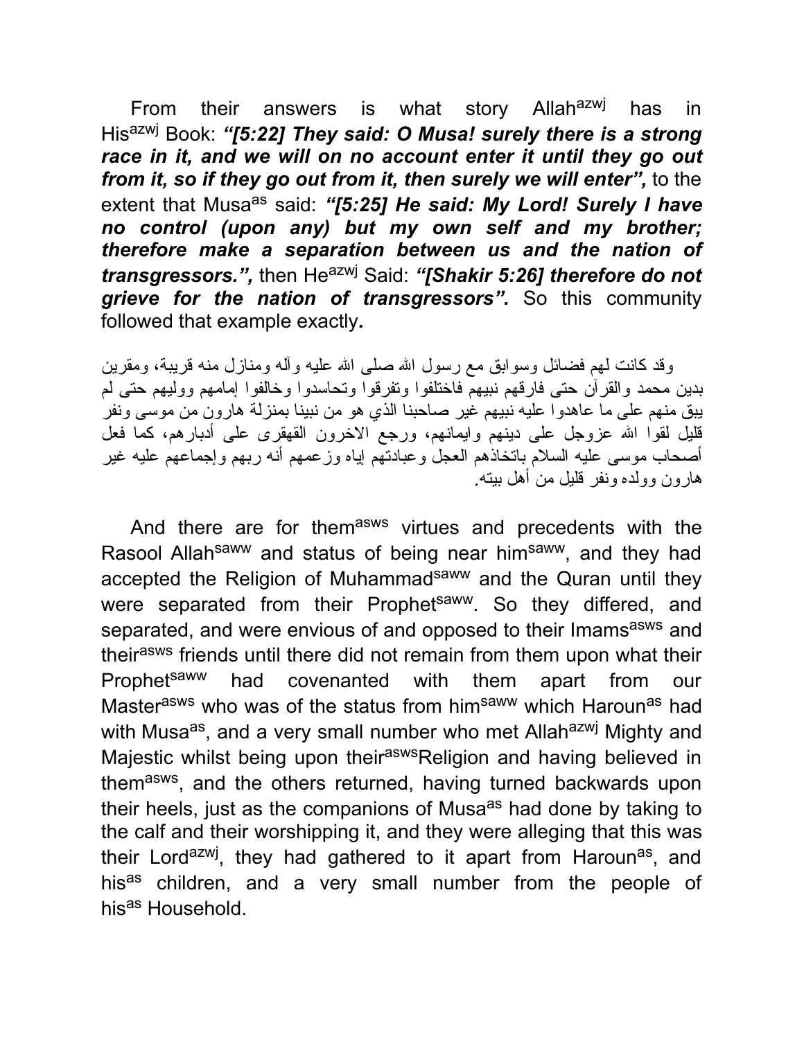From their answers is what story Allah[azwj] has in His[azwj] Book: ***"[5:22] They said: O Musa! surely there is a strong race in it, and we will on no account enter it until they go out from it, so if they go out from it, then surely we will enter",*** to the extent that Musa[as] said: ***"[5:25] He said: My Lord! Surely I have no control (upon any) but my own self and my brother; therefore make a separation between us and the nation of transgressors.",*** then He[azwj] Said: ***"[Shakir 5:26] therefore do not grieve for the nation of transgressors".*** So this community followed that example exactly**.**

وقد كانت لهم فضائل وسوابق مع رسول الله صلى الله عليه وآله ومنازل منه قريبة، ومقرين بدين محمد والقرآن حتى فارقهم نبيهم فاختلفوا وتفرقوا وتحاسدوا وخالفوا إمامهم ووليهم حتى لم يبق منهم على ما عاهدوا عليه نبيهم غير صاحبنا الذي هو من نبينا بمنزلة هارون من موسى ونفر قليل لقوا الله عزوجل على دينهم وايمانهم، ورجع الاخرون القهقرى على أدبارهم، كما فعل أصحاب موسى عليه السلام باتخاذهم العجل وعبادتهم إياه وزعمهم أنه ربهم وإجماعهم عليه غير هارون وولده ونفر قليل من أهل بيته.

And there are for them[asws] virtues and precedents with the Rasool Allah[saww] and status of being near him[saww], and they had accepted the Religion of Muhammad[saww] and the Quran until they were separated from their Prophet[saww]. So they differed, and separated, and were envious of and opposed to their Imams[asws] and their[asws] friends until there did not remain from them upon what their Prophet[saww] had covenanted with them apart from our Master[asws] who was of the status from him[saww] which Haroun[as] had with Musa[as], and a very small number who met Allah[azwj] Mighty and Majestic whilst being upon their[asws]Religion and having believed in them[asws], and the others returned, having turned backwards upon their heels, just as the companions of Musa[as] had done by taking to the calf and their worshipping it, and they were alleging that this was their Lord[azwj], they had gathered to it apart from Haroun[as], and his[as] children, and a very small number from the people of his[as] Household.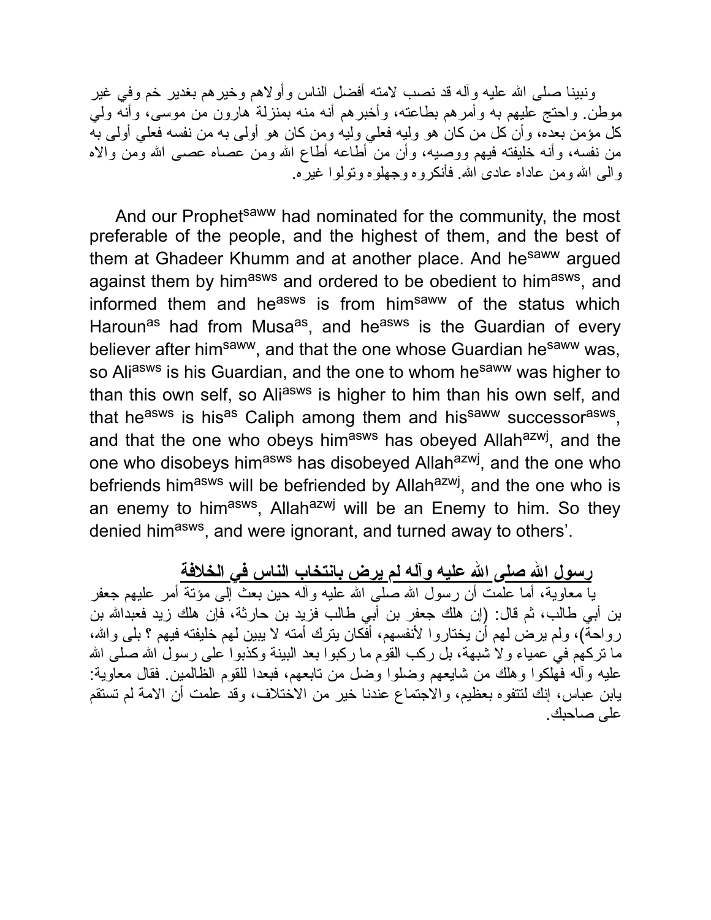ونبينا صلى الله عليه وآله قد نصب لامته أفضل الناس وأولاهم وخيرهم بغدير خم وفي غير موطن. واحتج عليهم به وأمرهم بطاعته، وأخبرهم أنه منه بمنزلة هارون من موسى، وأنه ولي كل مؤمن بعده، وأن كل من كان هو وليه فعلي وليه ومن كان هو أولى به من نفسه فعلي أولى به من نفسه، وأنه خليفته فيهم ووصيه، وأن من أطاعه أطاع الله ومن عصاه عصى الله ومن والاه والى الله ومن عاداه عادى الله. فأنكروه وجهلوه وتولوا غيره.

And our Prophet^saww had nominated for the community, the most preferable of the people, and the highest of them, and the best of them at Ghadeer Khumm and at another place. And he^saww argued against them by him^asws and ordered to be obedient to him^asws, and informed them and he^asws is from him^saww of the status which Haroun^as had from Musa^as, and he^asws is the Guardian of every believer after him^saww, and that the one whose Guardian he^saww was, so Ali^asws is his Guardian, and the one to whom he^saww was higher to than this own self, so Ali^asws is higher to him than his own self, and that he^asws is his^as Caliph among them and his^saww successor^asws, and that the one who obeys him^asws has obeyed Allah^azwj, and the one who disobeys him^asws has disobeyed Allah^azwj, and the one who befriends him^asws will be befriended by Allah^azwj, and the one who is an enemy to him^asws, Allah^azwj will be an Enemy to him. So they denied him^asws, and were ignorant, and turned away to others'.

## رسول الله صلى الله عليه وآله لم يرض بانتخاب الناس في الخلافة

يا معاوية، أما علمت أن رسول الله صلى الله عليه وآله حين بعث إلى مؤتة أمر عليهم جعفر بن أبي طالب، ثم قال: (إن هلك جعفر بن أبي طالب فزيد بن حارثة، فإن هلك زيد فعبدالله بن رواحة)، ولم يرض لهم أن يختاروا لأنفسهم، أفكان يترك أمته لا يبين لهم خليفته فيهم ؟ بلى والله، ما تركهم في عمياء ولا شبهة، بل ركب القوم ما ركبوا بعد البينة وكذبوا على رسول الله صلى الله عليه وآله فهلكوا وهلك من شايعهم وضلوا وضل من تابعهم، فبعدا للقوم الظالمين. فقال معاوية: يابن عباس، إنك لتتفوه بعظيم، والاجتماع عندنا خير من الاختلاف، وقد علمت أن الامة لم تستقم على صاحبك.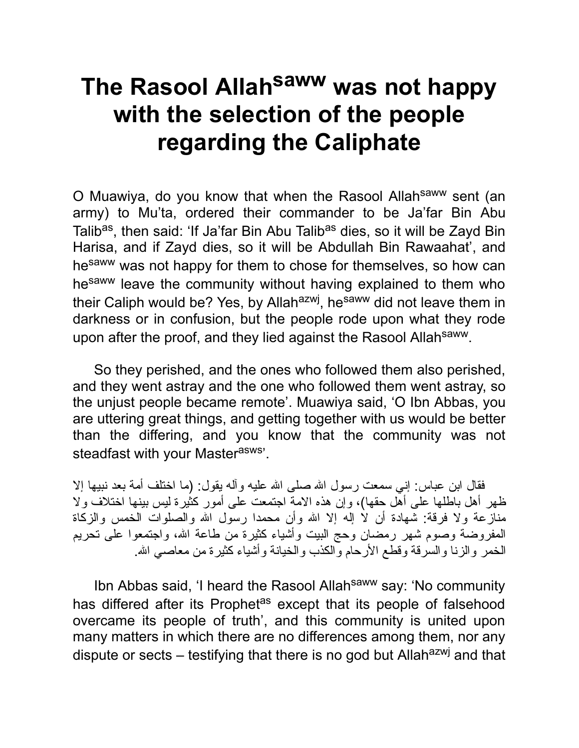# The Rasool Allah$^{saww}$ was not happy with the selection of the people regarding the Caliphate

O Muawiya, do you know that when the Rasool Allah$^{saww}$ sent (an army) to Mu'ta, ordered their commander to be Ja'far Bin Abu Talib$^{as}$, then said: 'If Ja'far Bin Abu Talib$^{as}$ dies, so it will be Zayd Bin Harisa, and if Zayd dies, so it will be Abdullah Bin Rawaahat', and he$^{saww}$ was not happy for them to chose for themselves, so how can he$^{saww}$ leave the community without having explained to them who their Caliph would be? Yes, by Allah$^{azwj}$, he$^{saww}$ did not leave them in darkness or in confusion, but the people rode upon what they rode upon after the proof, and they lied against the Rasool Allah$^{saww}$.

So they perished, and the ones who followed them also perished, and they went astray and the one who followed them went astray, so the unjust people became remote'. Muawiya said, 'O Ibn Abbas, you are uttering great things, and getting together with us would be better than the differing, and you know that the community was not steadfast with your Master$^{asws}$'.

فقال ابن عباس: إني سمعت رسول الله صلى الله عليه وآله يقول: (ما اختلف أمة بعد نبيها إلا ظهر أهل باطلها على أهل حقها)، وإن هذه الامة اجتمعت على أمور كثيرة ليس بينها اختلاف ولا منازعة ولا فرقة: شهادة أن لا إله إلا الله وأن محمدا رسول الله والصلوات الخمس والزكاة المفروضة وصوم شهر رمضان وحج البيت وأشياء كثيرة من طاعة الله، واجتمعوا على تحريم الخمر والزنا والسرقة وقطع الأرحام والكذب والخيانة وأشياء كثيرة من معاصي الله.

Ibn Abbas said, 'I heard the Rasool Allah$^{saww}$ say: 'No community has differed after its Prophet$^{as}$ except that its people of falsehood overcame its people of truth', and this community is united upon many matters in which there are no differences among them, nor any dispute or sects – testifying that there is no god but Allah$^{azwj}$ and that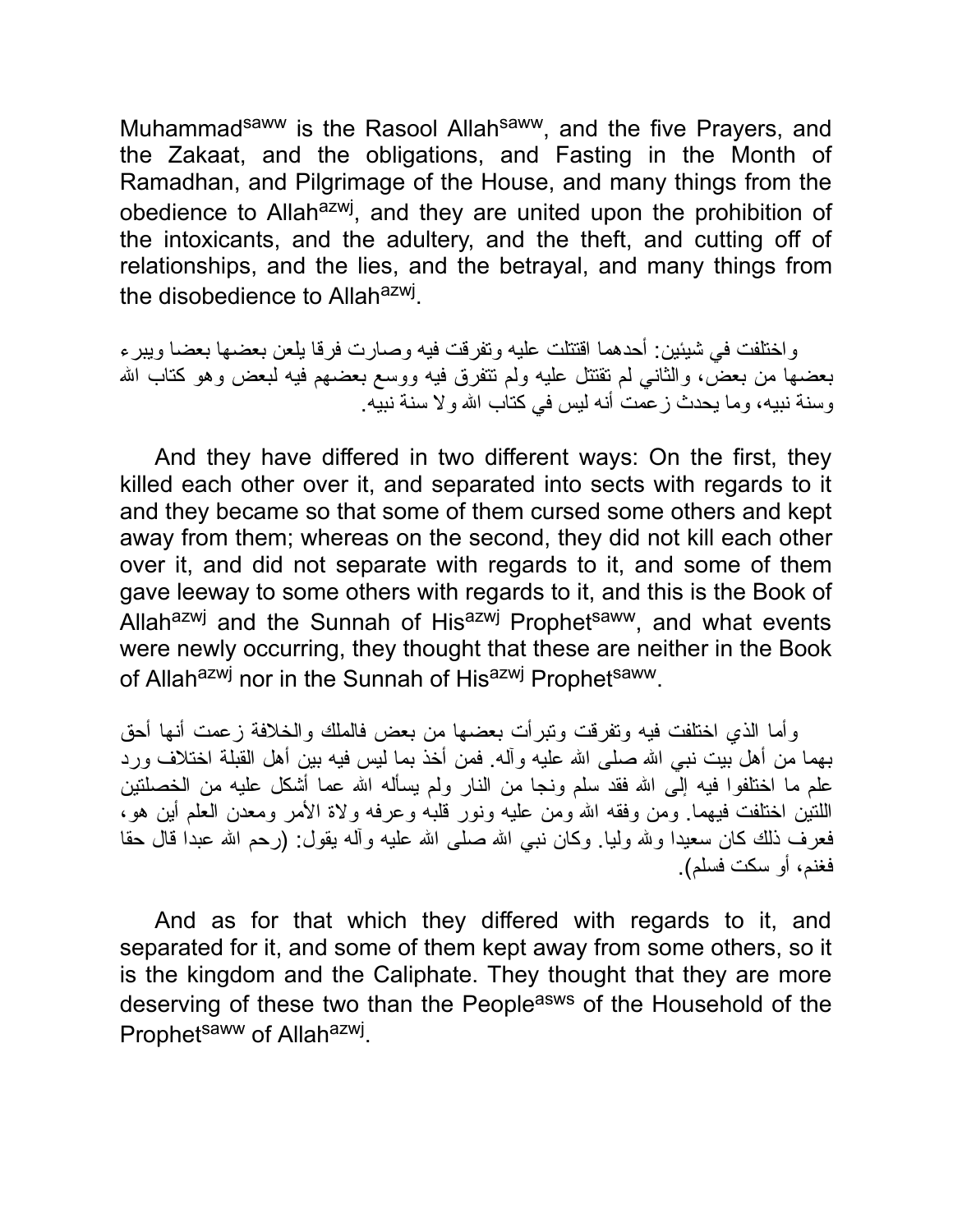Muhammad[saww] is the Rasool Allah[saww], and the five Prayers, and the Zakaat, and the obligations, and Fasting in the Month of Ramadhan, and Pilgrimage of the House, and many things from the obedience to Allah[azwj], and they are united upon the prohibition of the intoxicants, and the adultery, and the theft, and cutting off of relationships, and the lies, and the betrayal, and many things from the disobedience to Allah[azwj].

واختلفت في شيئين: أحدهما اقتتلت عليه وتفرقت فيه وصارت فرقا يلعن بعضها بعضا ويبرء بعضها من بعض، والثاني لم تقتتل عليه ولم تتفرق فيه ووسع بعضهم فيه لبعض وهو كتاب الله وسنة نبيه، وما يحدث زعمت أنه ليس في كتاب الله ولا سنة نبيه.

And they have differed in two different ways: On the first, they killed each other over it, and separated into sects with regards to it and they became so that some of them cursed some others and kept away from them; whereas on the second, they did not kill each other over it, and did not separate with regards to it, and some of them gave leeway to some others with regards to it, and this is the Book of Allah[azwj] and the Sunnah of His[azwj] Prophet[saww], and what events were newly occurring, they thought that these are neither in the Book of Allah[azwj] nor in the Sunnah of His[azwj] Prophet[saww].

وأما الذي اختلفت فيه وتفرقت وتبرأت بعضها من بعض فالملك والخلافة زعمت أنها أحق بهما من أهل بيت نبي الله صلى الله عليه وآله. فمن أخذ بما ليس فيه بين أهل القبلة اختلاف ورد علم ما اختلفوا فيه إلى الله فقد سلم ونجا من النار ولم يسأله الله عما أشكل عليه من الخصلتين اللتين اختلفت فيهما. ومن وفقه الله ومن عليه ونور قلبه وعرفه ولاة الأمر ومعدن العلم أين هو، فعرف ذلك كان سعيدا ولله وليا. وكان نبي الله صلى الله عليه وآله يقول: (رحم الله عبدا قال حقا فغنم، أو سكت فسلم).

And as for that which they differed with regards to it, and separated for it, and some of them kept away from some others, so it is the kingdom and the Caliphate. They thought that they are more deserving of these two than the People[asws] of the Household of the Prophet[saww] of Allah[azwj].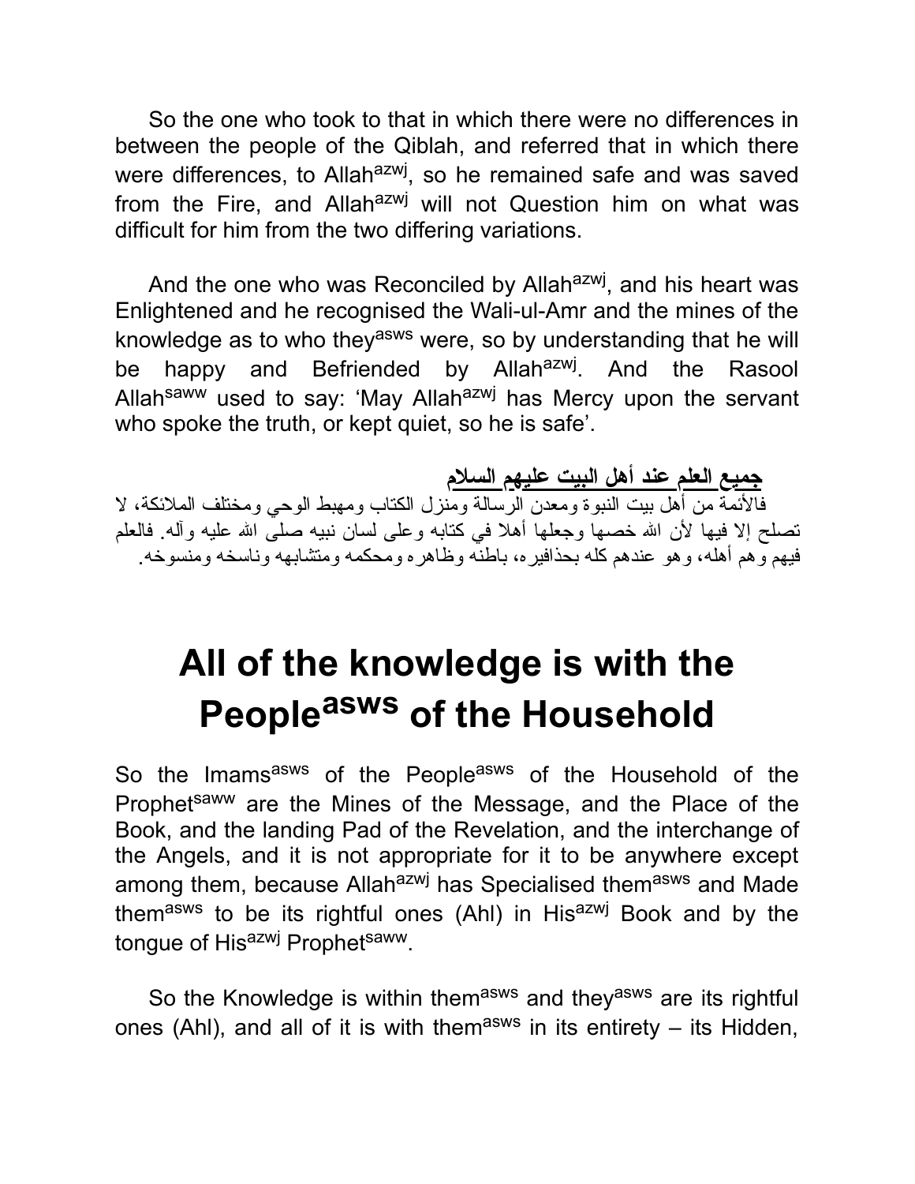So the one who took to that in which there were no differences in between the people of the Qiblah, and referred that in which there were differences, to Allah[azwj], so he remained safe and was saved from the Fire, and Allah[azwj] will not Question him on what was difficult for him from the two differing variations.

And the one who was Reconciled by Allah[azwj], and his heart was Enlightened and he recognised the Wali-ul-Amr and the mines of the knowledge as to who they[asws] were, so by understanding that he will be happy and Befriended by Allah[azwj]. And the Rasool Allah[saww] used to say: 'May Allah[azwj] has Mercy upon the servant who spoke the truth, or kept quiet, so he is safe'.

**جميع العلم عند أهل البيت عليهم السلام**

فالأئمة من أهل بيت النبوة ومعدن الرسالة ومنزل الكتاب ومهبط الوحي ومختلف الملائكة، لا تصلح إلا فيها لأن الله خصها وجعلها أهلا في كتابه وعلى لسان نبيه صلى الله عليه وآله. فالعلم فيهم وهم أهله، وهو عندهم كله بحذافيره، باطنه وظاهره ومحكمه ومتشابهه وناسخه ومنسوخه.

# All of the knowledge is with the People[asws] of the Household

So the Imams[asws] of the People[asws] of the Household of the Prophet[saww] are the Mines of the Message, and the Place of the Book, and the landing Pad of the Revelation, and the interchange of the Angels, and it is not appropriate for it to be anywhere except among them, because Allah[azwj] has Specialised them[asws] and Made them[asws] to be its rightful ones (Ahl) in His[azwj] Book and by the tongue of His[azwj] Prophet[saww].

So the Knowledge is within them[asws] and they[asws] are its rightful ones (Ahl), and all of it is with them[asws] in its entirety – its Hidden,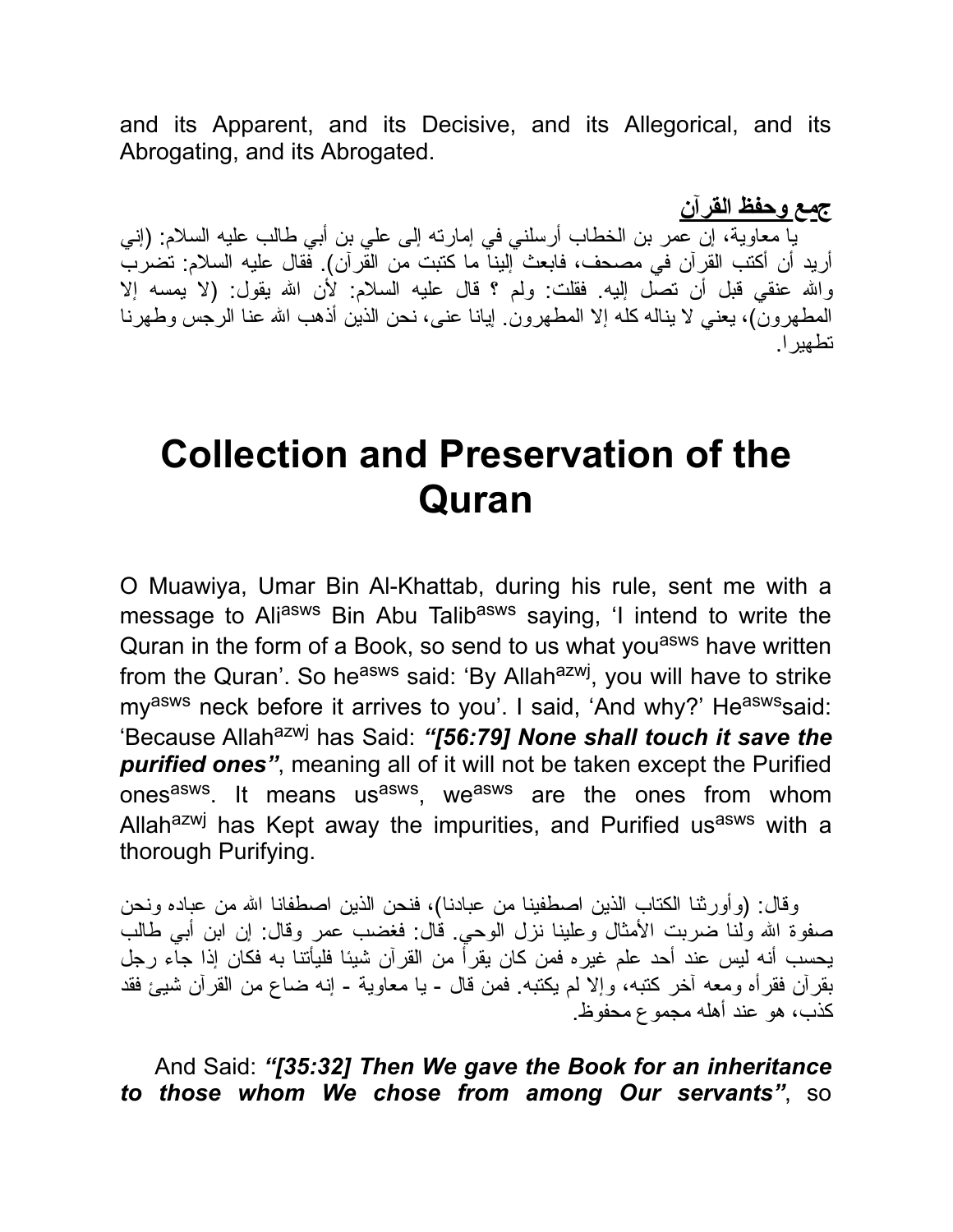and its Apparent, and its Decisive, and its Allegorical, and its Abrogating, and its Abrogated.

**جمع وحفظ القرآن**

يا معاوية، إن عمر بن الخطاب أرسلني في إمارته إلى علي بن أبي طالب عليه السلام: (إني أريد أن أكتب القرآن في مصحف، فابعث إلينا ما كتبت من القرآن). فقال عليه السلام: تضرب والله عنقي قبل أن تصل إليه. فقلت: ولم ؟ قال عليه السلام: لأن الله يقول: (لا يمسه إلا المطهرون)، يعني لا يناله كله إلا المطهرون. إيانا عنى، نحن الذين أذهب الله عنا الرجس وطهرنا تطهيرا.

# Collection and Preservation of the Quran

O Muawiya, Umar Bin Al-Khattab, during his rule, sent me with a message to Ali[asws] Bin Abu Talib[asws] saying, 'I intend to write the Quran in the form of a Book, so send to us what you[asws] have written from the Quran'. So he[asws] said: 'By Allah[azwj], you will have to strike my[asws] neck before it arrives to you'. I said, 'And why?' He[asws]said: 'Because Allah[azwj] has Said: ***"[56:79] None shall touch it save the purified ones"***, meaning all of it will not be taken except the Purified ones[asws]. It means us[asws], we[asws] are the ones from whom Allah[azwj] has Kept away the impurities, and Purified us[asws] with a thorough Purifying.

وقال: (وأورثنا الكتاب الذين اصطفينا من عبادنا)، فنحن الذين اصطفانا الله من عباده ونحن صفوة الله ولنا ضربت الأمثال وعلينا نزل الوحي. قال: فغضب عمر وقال: إن ابن أبي طالب يحسب أنه ليس عند أحد علم غيره فمن كان يقرأ من القرآن شيئا فليأتنا به فكان إذا جاء رجل بقرآن فقرأه ومعه آخر كتبه، وإلا لم يكتبه. فمن قال - يا معاوية - إنه ضاع من القرآن شيئ فقد كذب، هو عند أهله مجموع محفوظ.

And Said: ***"[35:32] Then We gave the Book for an inheritance to those whom We chose from among Our servants"***, so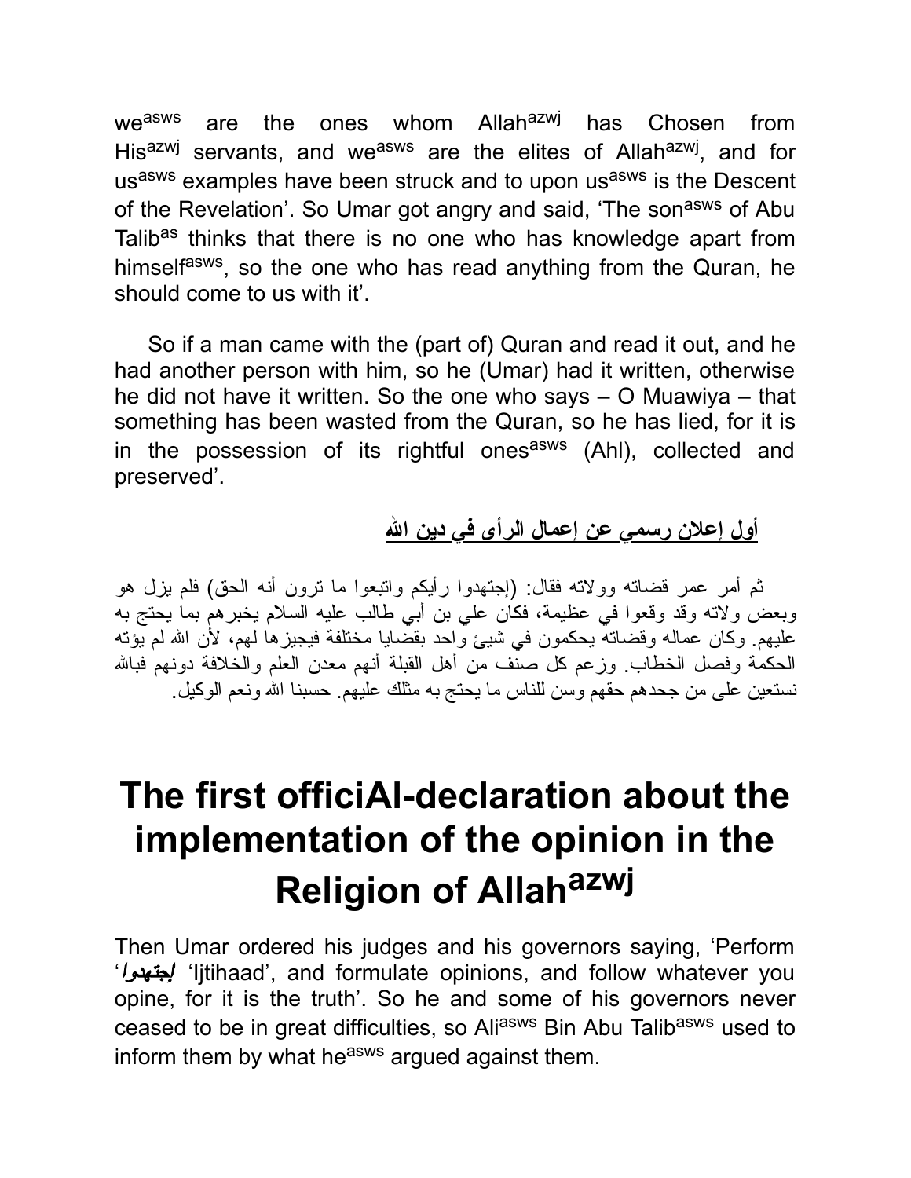we[asws] are the ones whom Allah[azwj] has Chosen from His[azwj] servants, and we[asws] are the elites of Allah[azwj], and for us[asws] examples have been struck and to upon us[asws] is the Descent of the Revelation'. So Umar got angry and said, 'The son[asws] of Abu Talib[as] thinks that there is no one who has knowledge apart from himself[asws], so the one who has read anything from the Quran, he should come to us with it'.

So if a man came with the (part of) Quran and read it out, and he had another person with him, so he (Umar) had it written, otherwise he did not have it written. So the one who says – O Muawiya – that something has been wasted from the Quran, so he has lied, for it is in the possession of its rightful ones[asws] (Ahl), collected and preserved'.

**أول إعلان رسمي عن إعمال الرأى في دين الله**

ثم أمر عمر قضاته وولاته فقال: (إجتهدوا رأيكم واتبعوا ما ترون أنه الحق) فلم يزل هو وبعض ولاته وقد وقعوا في عظيمة، فكان علي بن أبي طالب عليه السلام يخبرهم بما يحتج به عليهم. وكان عماله وقضاته يحكمون في شيئ واحد بقضايا مختلفة فيجيزها لهم، لأن الله لم يؤته الحكمة وفصل الخطاب. وزعم كل صنف من أهل القبلة أنهم معدن العلم والخلافة دونهم فبالله نستعين على من جحدهم حقهم وسن للناس ما يحتج به مثلك عليهم. حسبنا الله ونعم الوكيل.

# The first officiAl-declaration about the implementation of the opinion in the Religion of Allah[azwj]

Then Umar ordered his judges and his governors saying, 'Perform '***إجتهدوا***' 'Ijtihaad', and formulate opinions, and follow whatever you opine, for it is the truth'. So he and some of his governors never ceased to be in great difficulties, so Ali[asws] Bin Abu Talib[asws] used to inform them by what he[asws] argued against them.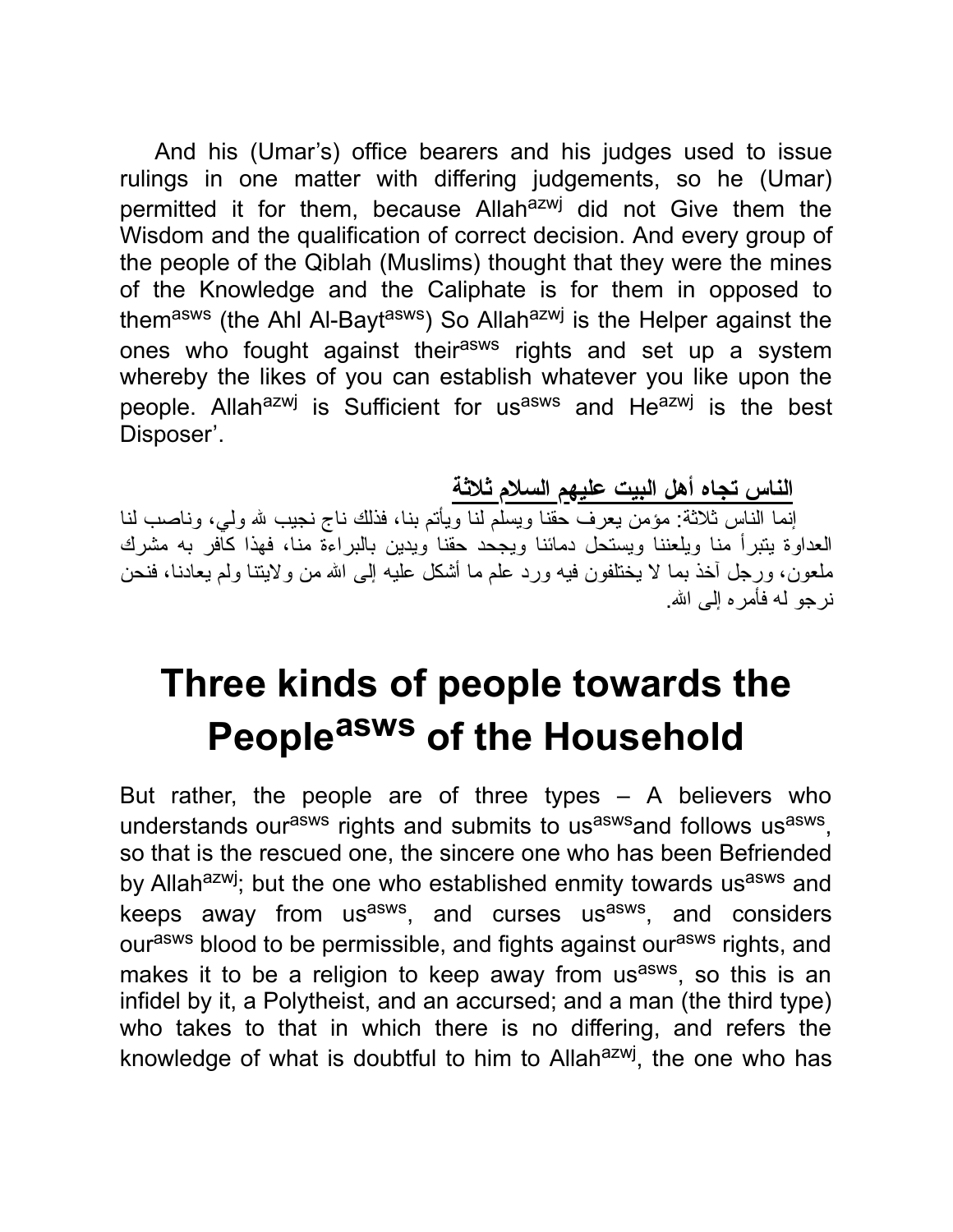And his (Umar's) office bearers and his judges used to issue rulings in one matter with differing judgements, so he (Umar) permitted it for them, because Allah[azwj] did not Give them the Wisdom and the qualification of correct decision. And every group of the people of the Qiblah (Muslims) thought that they were the mines of the Knowledge and the Caliphate is for them in opposed to them[asws] (the Ahl Al-Bayt[asws]) So Allah[azwj] is the Helper against the ones who fought against their[asws] rights and set up a system whereby the likes of you can establish whatever you like upon the people. Allah[azwj] is Sufficient for us[asws] and He[azwj] is the best Disposer'.

**الناس تجاه أهل البيت عليهم السلام ثلاثة**

إنما الناس ثلاثة: مؤمن يعرف حقنا ويسلم لنا ويأتم بنا، فذلك ناج نجيب لله ولي، وناصب لنا العداوة يتبرأ منا ويلعننا ويستحل دمائنا ويجحد حقنا ويدين بالبراءة منا، فهذا كافر به مشرك ملعون، ورجل آخذ بما لا يختلفون فيه ورد علم ما أشكل عليه إلى الله من ولايتنا ولم يعادنا، فنحن نرجو له فأمره إلى الله.

# Three kinds of people towards the People[asws] of the Household

But rather, the people are of three types – A believers who understands our[asws] rights and submits to us[asws]and follows us[asws], so that is the rescued one, the sincere one who has been Befriended by Allah[azwj]; but the one who established enmity towards us[asws] and keeps away from us[asws], and curses us[asws], and considers our[asws] blood to be permissible, and fights against our[asws] rights, and makes it to be a religion to keep away from us[asws], so this is an infidel by it, a Polytheist, and an accursed; and a man (the third type) who takes to that in which there is no differing, and refers the knowledge of what is doubtful to him to Allah[azwj], the one who has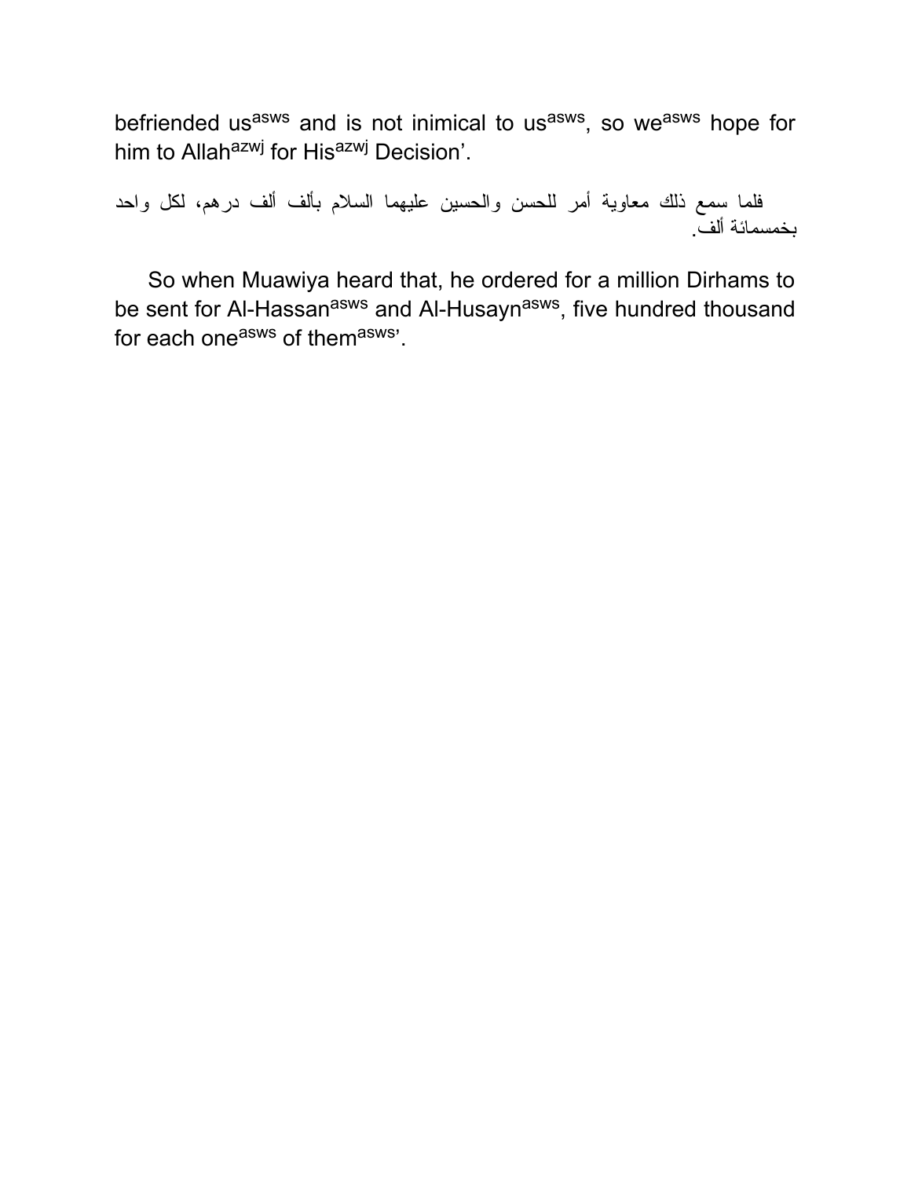befriended us[asws] and is not inimical to us[asws], so we[asws] hope for him to Allah[azwj] for His[azwj] Decision'.

فلما سمع ذلك معاوية أمر للحسن والحسين عليهما السلام بألف ألف درهم، لكل واحد بخمسمائة ألف.

So when Muawiya heard that, he ordered for a million Dirhams to be sent for Al-Hassan[asws] and Al-Husayn[asws], five hundred thousand for each one[asws] of them[asws]'.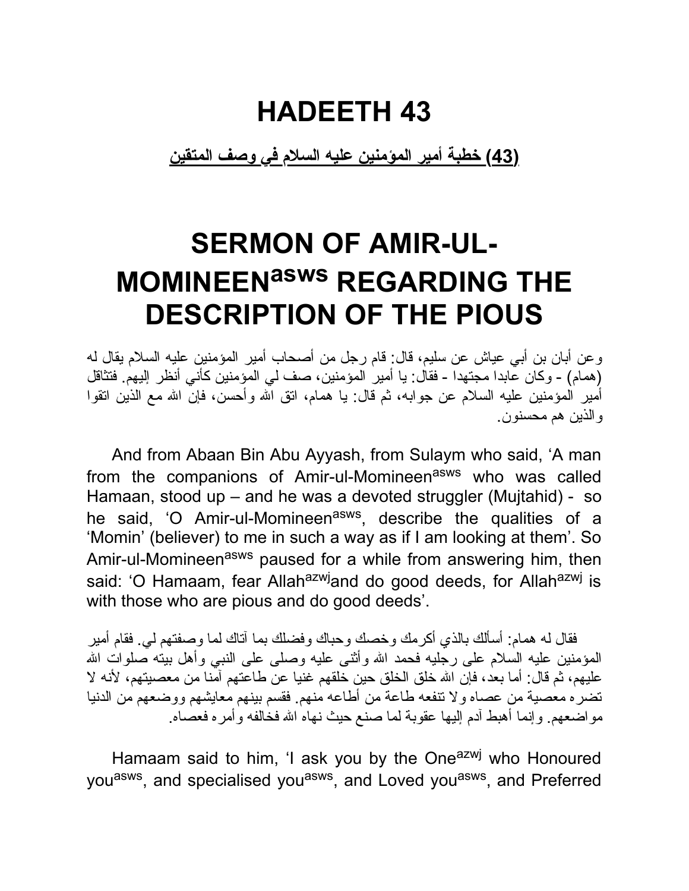# HADEETH 43

**(43) خطبة أمير المؤمنين عليه السلام في وصف المتقين**

# SERMON OF AMIR-UL-MOMINEEN[asws] REGARDING THE DESCRIPTION OF THE PIOUS

وعن أبان بن أبي عياش عن سليم، قال: قام رجل من أصحاب أمير المؤمنين عليه السلام يقال له (همام) - وكان عابدا مجتهدا - فقال: يا أمير المؤمنين، صف لي المؤمنين كأني أنظر إليهم. فتثاقل أمير المؤمنين عليه السلام عن جوابه، ثم قال: يا همام، اتق الله وأحسن، فإن الله مع الذين اتقوا والذين هم محسنون.

And from Abaan Bin Abu Ayyash, from Sulaym who said, 'A man from the companions of Amir-ul-Momineen[asws] who was called Hamaan, stood up – and he was a devoted struggler (Mujtahid) - so he said, 'O Amir-ul-Momineen[asws], describe the qualities of a 'Momin' (believer) to me in such a way as if I am looking at them'. So Amir-ul-Momineen[asws] paused for a while from answering him, then said: 'O Hamaam, fear Allah[azwj] and do good deeds, for Allah[azwj] is with those who are pious and do good deeds'.

فقال له همام: أسألك بالذي أكرمك وخصك وحباك وفضلك بما آتاك لما وصفتهم لي. فقام أمير المؤمنين عليه السلام على رجليه فحمد الله وأثنى عليه وصلى على النبي وأهل بيته صلوات الله عليهم، ثم قال: أما بعد، فإن الله خلق الخلق حين خلقهم غنيا عن طاعتهم آمنا من معصيتهم، لأنه لا تضره معصية من عصاه ولا تنفعه طاعة من أطاعه منهم. فقسم بينهم معايشهم ووضعهم من الدنيا مواضعهم. وإنما أهبط آدم إليها عقوبة لما صنع حيث نهاه الله فخالفه وأمره فعصاه.

Hamaam said to him, 'I ask you by the One[azwj] who Honoured you[asws], and specialised you[asws], and Loved you[asws], and Preferred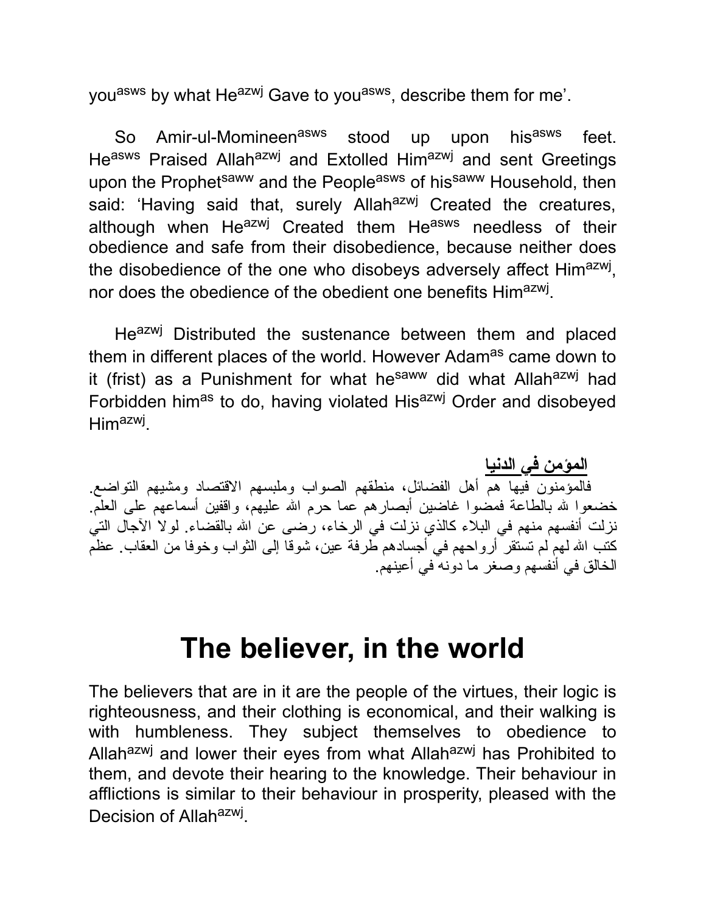you[asws] by what He[azwj] Gave to you[asws], describe them for me'.

So Amir-ul-Momineen[asws] stood up upon his[asws] feet. He[asws] Praised Allah[azwj] and Extolled Him[azwj] and sent Greetings upon the Prophet[saww] and the People[asws] of his[saww] Household, then said: 'Having said that, surely Allah[azwj] Created the creatures, although when He[azwj] Created them He[asws] needless of their obedience and safe from their disobedience, because neither does the disobedience of the one who disobeys adversely affect Him[azwj], nor does the obedience of the obedient one benefits Him[azwj].

He[azwj] Distributed the sustenance between them and placed them in different places of the world. However Adam[as] came down to it (frist) as a Punishment for what he[saww] did what Allah[azwj] had Forbidden him[as] to do, having violated His[azwj] Order and disobeyed Him[azwj].

**المؤمن في الدنيا**

فالمؤمنون فيها هم أهل الفضائل، منطقهم الصواب وملبسهم الاقتصاد ومشيهم التواضع. خضعوا لله بالطاعة فمضوا غاضين أبصارهم عما حرم الله عليهم، واقفين أسماعهم على العلم. نزلت أنفسهم منهم في البلاء كالذي نزلت في الرخاء، رضى عن الله بالقضاء. لولا الآجال التي كتب الله لهم لم تستقر أرواحهم في أجسادهم طرفة عين، شوقا إلى الثواب وخوفا من العقاب. عظم الخالق في أنفسهم وصغر ما دونه في أعينهم.

# The believer, in the world

The believers that are in it are the people of the virtues, their logic is righteousness, and their clothing is economical, and their walking is with humbleness. They subject themselves to obedience to Allah[azwj] and lower their eyes from what Allah[azwj] has Prohibited to them, and devote their hearing to the knowledge. Their behaviour in afflictions is similar to their behaviour in prosperity, pleased with the Decision of Allah[azwj].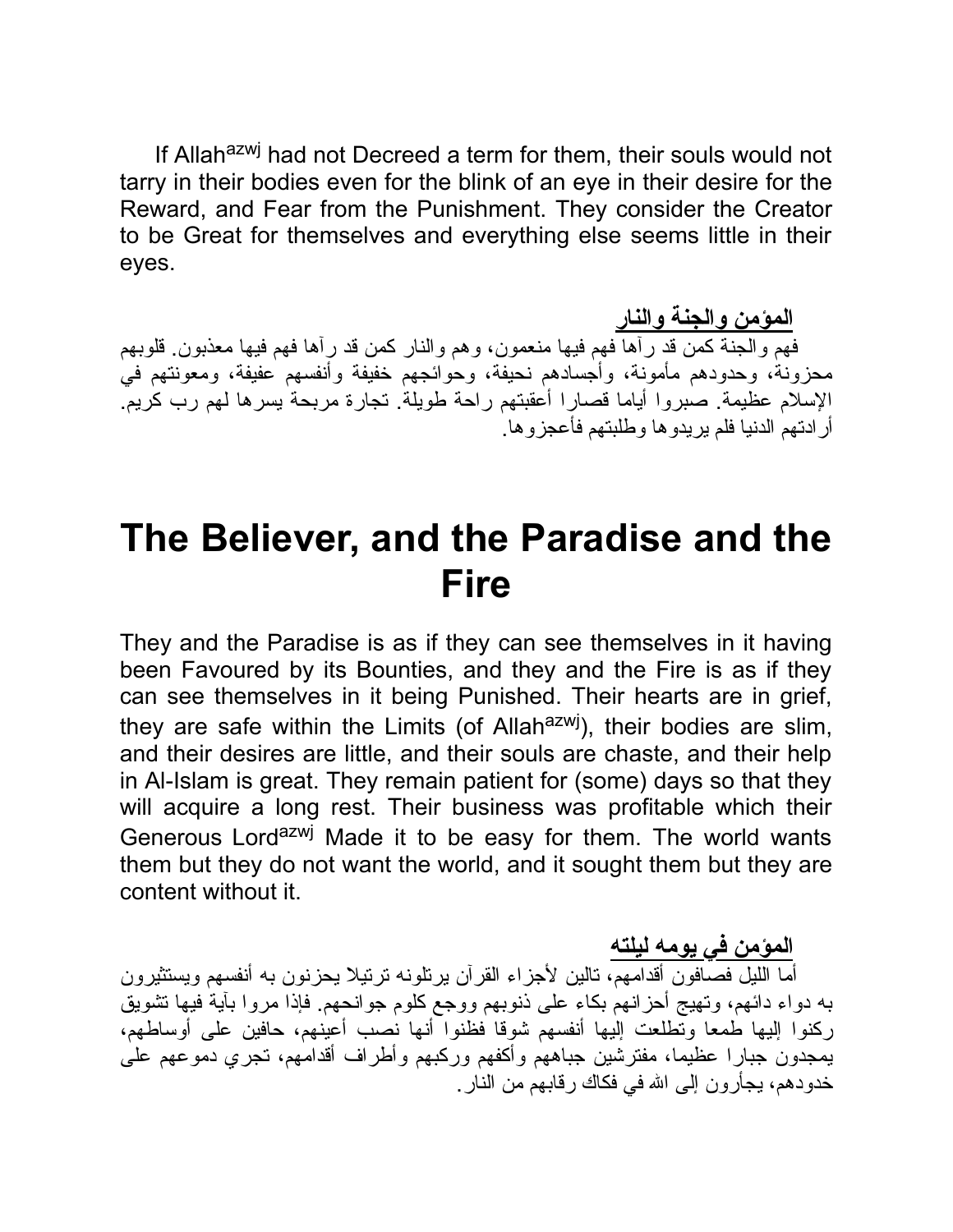If Allah[azwj] had not Decreed a term for them, their souls would not tarry in their bodies even for the blink of an eye in their desire for the Reward, and Fear from the Punishment. They consider the Creator to be Great for themselves and everything else seems little in their eyes.

**المؤمن والجنة والنار**

فهم والجنة كمن قد رآها فهم فيها منعمون، وهم والنار كمن قد رآها فهم فيها معذبون. قلوبهم محزونة، وحدودهم مأمونة، وأجسادهم نحيفة، وحوائجهم خفيفة وأنفسهم عفيفة، ومعونتهم في الإسلام عظيمة. صبروا أياما قصارا أعقبتهم راحة طويلة. تجارة مربحة يسرها لهم رب كريم. أرادتهم الدنيا فلم يريدوها وطلبتهم فأعجزوها.

# The Believer, and the Paradise and the Fire

They and the Paradise is as if they can see themselves in it having been Favoured by its Bounties, and they and the Fire is as if they can see themselves in it being Punished. Their hearts are in grief, they are safe within the Limits (of Allah[azwj]), their bodies are slim, and their desires are little, and their souls are chaste, and their help in Al-Islam is great. They remain patient for (some) days so that they will acquire a long rest. Their business was profitable which their Generous Lord[azwj] Made it to be easy for them. The world wants them but they do not want the world, and it sought them but they are content without it.

**المؤمن في يومه ليلته**

أما الليل فصافون أقدامهم، تالين لأجزاء القرآن يرتلونه ترتيلا يحزنون به أنفسهم ويستثيرون به دواء دائهم، وتهيج أحزانهم بكاء على ذنوبهم ووجع كلوم جوانحهم. فإذا مروا بآية فيها تشويق ركنوا إليها طمعا وتطلعت إليها أنفسهم شوقا فظنوا أنها نصب أعينهم، حافين على أوساطهم، يمجدون جبارا عظيما، مفترشين جباههم وأكفهم وركبهم وأطراف أقدامهم، تجري دموعهم على خدودهم، يجأرون إلى الله في فكاك رقابهم من النار.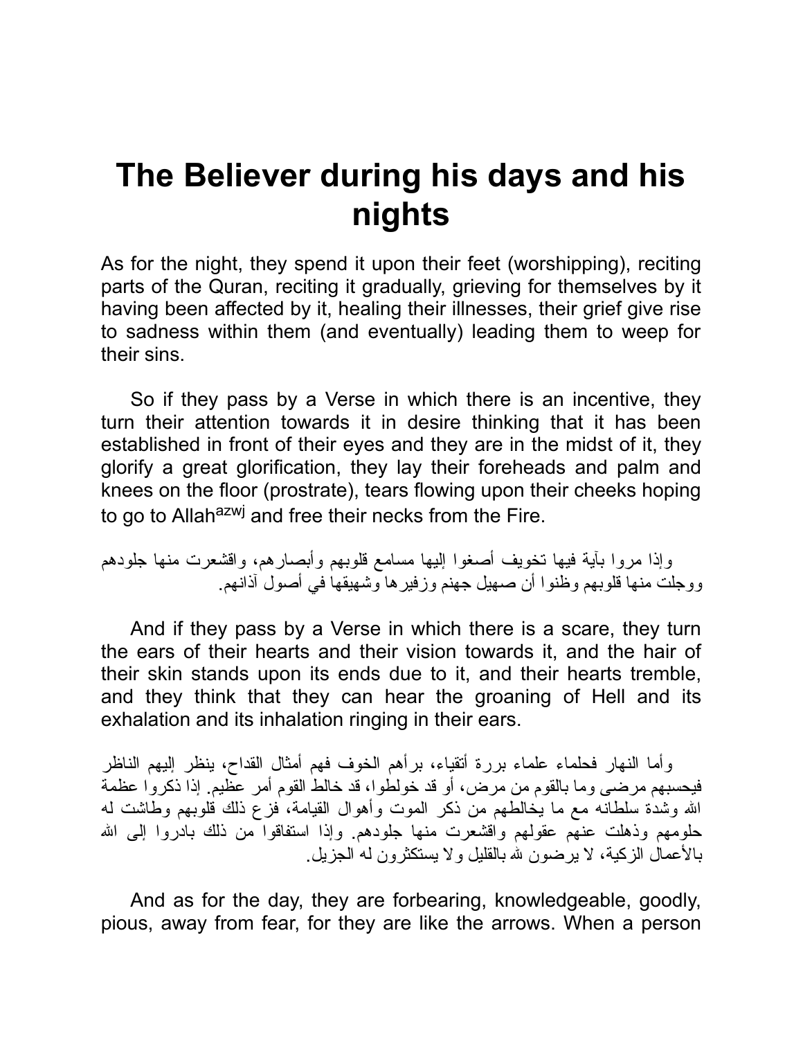# The Believer during his days and his nights

As for the night, they spend it upon their feet (worshipping), reciting parts of the Quran, reciting it gradually, grieving for themselves by it having been affected by it, healing their illnesses, their grief give rise to sadness within them (and eventually) leading them to weep for their sins.

So if they pass by a Verse in which there is an incentive, they turn their attention towards it in desire thinking that it has been established in front of their eyes and they are in the midst of it, they glorify a great glorification, they lay their foreheads and palm and knees on the floor (prostrate), tears flowing upon their cheeks hoping to go to Allah[azwj] and free their necks from the Fire.

وإذا مروا بآية فيها تخويف أصغوا إليها مسامع قلوبهم وأبصارهم، واقشعرت منها جلودهم ووجلت منها قلوبهم وظنوا أن صهيل جهنم وزفيرها وشهيقها في أصول آذانهم.

And if they pass by a Verse in which there is a scare, they turn the ears of their hearts and their vision towards it, and the hair of their skin stands upon its ends due to it, and their hearts tremble, and they think that they can hear the groaning of Hell and its exhalation and its inhalation ringing in their ears.

وأما النهار فحلماء علماء بررة أتقياء، برأهم الخوف فهم أمثال القداح، ينظر إليهم الناظر فيحسبهم مرضى وما بالقوم من مرض، أو قد خولطوا، قد خالط القوم أمر عظيم. إذا ذكروا عظمة الله وشدة سلطانه مع ما يخالطهم من ذكر الموت وأهوال القيامة، فزع ذلك قلوبهم وطاشت له حلومهم وذهلت عنهم عقولهم واقشعرت منها جلودهم. وإذا استفاقوا من ذلك بادروا إلى الله بالأعمال الزكية، لا يرضون لله بالقليل ولا يستكثرون له الجزيل.

And as for the day, they are forbearing, knowledgeable, goodly, pious, away from fear, for they are like the arrows. When a person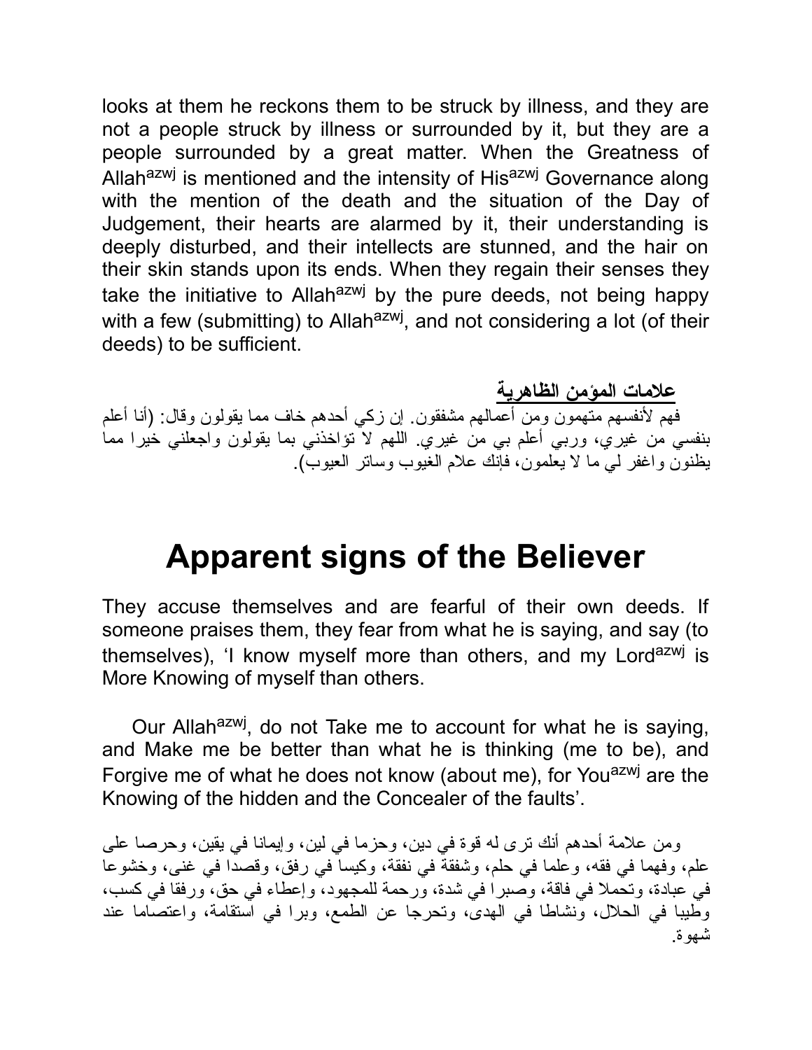looks at them he reckons them to be struck by illness, and they are not a people struck by illness or surrounded by it, but they are a people surrounded by a great matter. When the Greatness of Allah[azwj] is mentioned and the intensity of His[azwj] Governance along with the mention of the death and the situation of the Day of Judgement, their hearts are alarmed by it, their understanding is deeply disturbed, and their intellects are stunned, and the hair on their skin stands upon its ends. When they regain their senses they take the initiative to Allah[azwj] by the pure deeds, not being happy with a few (submitting) to Allah[azwj], and not considering a lot (of their deeds) to be sufficient.

**علامات المؤمن الظاهرية**

فهم لأنفسهم متهمون ومن أعمالهم مشفقون. إن زكي أحدهم خاف مما يقولون وقال: (أنا أعلم بنفسي من غيري، وربي أعلم بي من غيري. اللهم لا تؤاخذني بما يقولون واجعلني خيرا مما يظنون واغفر لي ما لا يعلمون، فإنك علام الغيوب وساتر العيوب).

# Apparent signs of the Believer

They accuse themselves and are fearful of their own deeds. If someone praises them, they fear from what he is saying, and say (to themselves), 'I know myself more than others, and my Lord[azwj] is More Knowing of myself than others.

Our Allah[azwj], do not Take me to account for what he is saying, and Make me be better than what he is thinking (me to be), and Forgive me of what he does not know (about me), for You[azwj] are the Knowing of the hidden and the Concealer of the faults'.

ومن علامة أحدهم أنك ترى له قوة في دين، وحزما في لين، وإيمانا في يقين، وحرصا على علم، وفهما في فقه، وعلما في حلم، وشفقة في نفقة، وكيسا في رفق، وقصدا في غنى، وخشوعا في عبادة، وتحملا في فاقة، وصبرا في شدة، ورحمة للمجهود، وإعطاء في حق، ورفقا في كسب، وطيبا في الحلال، ونشاطا في الهدى، وتحرجا عن الطمع، وبرا في استقامة، واعتصاما عند شهوة.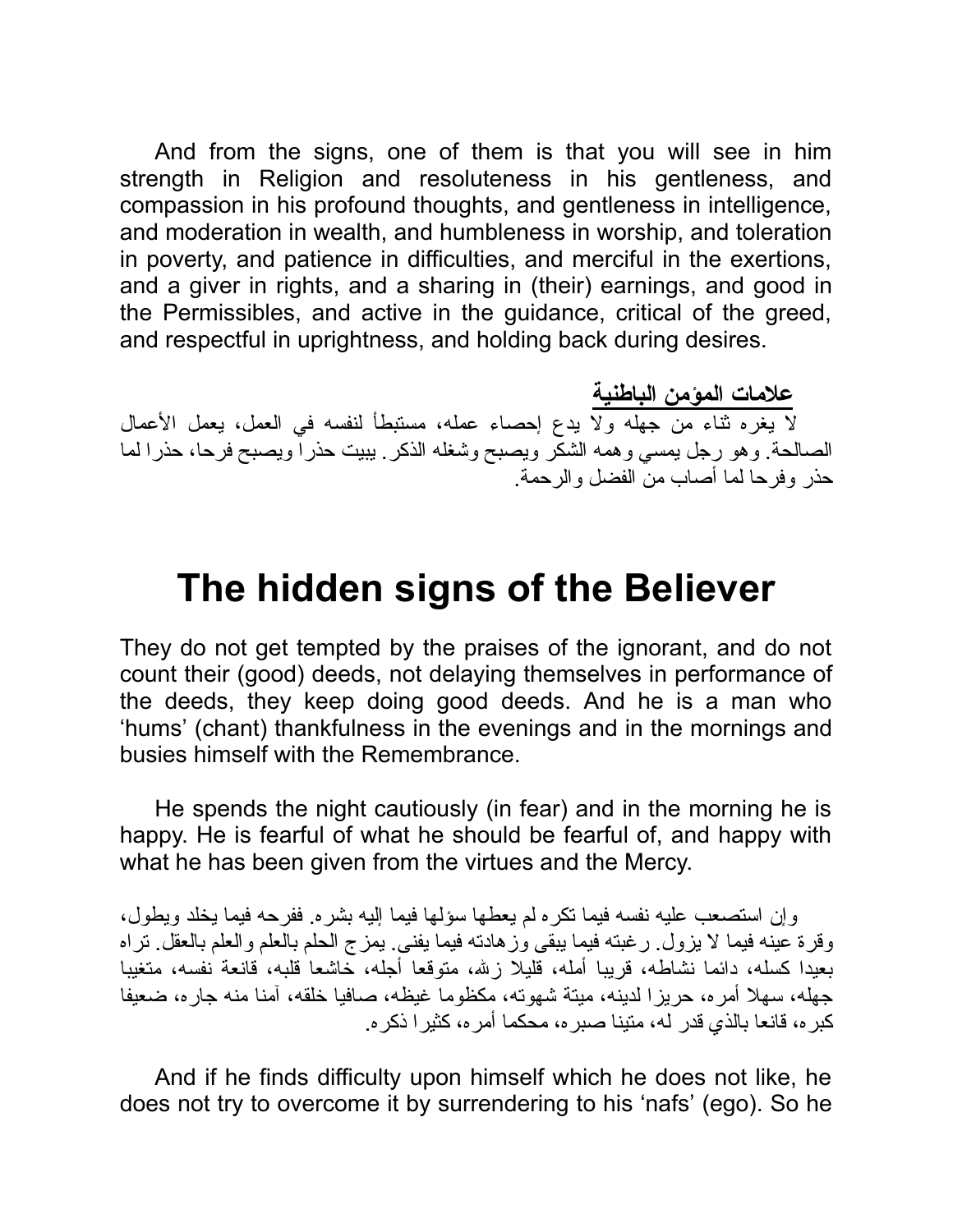And from the signs, one of them is that you will see in him strength in Religion and resoluteness in his gentleness, and compassion in his profound thoughts, and gentleness in intelligence, and moderation in wealth, and humbleness in worship, and toleration in poverty, and patience in difficulties, and merciful in the exertions, and a giver in rights, and a sharing in (their) earnings, and good in the Permissibles, and active in the guidance, critical of the greed, and respectful in uprightness, and holding back during desires.

**علامات المؤمن الباطنية**

لا يغره ثناء من جهله ولا يدع إحصاء عمله، مستبطأ لنفسه في العمل، يعمل الأعمال الصالحة. وهو رجل يمسي وهمه الشكر ويصبح وشغله الذكر. يبيت حذرا ويصبح فرحا، حذرا لما حذر وفرحا لما أصاب من الفضل والرحمة.

# The hidden signs of the Believer

They do not get tempted by the praises of the ignorant, and do not count their (good) deeds, not delaying themselves in performance of the deeds, they keep doing good deeds. And he is a man who 'hums' (chant) thankfulness in the evenings and in the mornings and busies himself with the Remembrance.

He spends the night cautiously (in fear) and in the morning he is happy. He is fearful of what he should be fearful of, and happy with what he has been given from the virtues and the Mercy.

وإن استصعب عليه نفسه فيما تكره لم يعطها سؤلها فيما إليه بشره. ففرحه فيما يخلد ويطول، وقرة عينه فيما لا يزول. رغبته فيما يبقى وزهادته فيما يفنى. يمزج الحلم بالعلم والعلم بالعقل. تراه بعيدا كسله، دائما نشاطه، قريبا أمله، قليلا زلله، متوقعا أجله، خاشعا قلبه، قانعة نفسه، متغيبا جهله، سهلا أمره، حريزا لدينه، ميتة شهوته، مكظوما غيظه، صافيا خلقه، آمنا منه جاره، ضعيفا كبره، قانعا بالذي قدر له، متينا صبره، محكما أمره، كثيرا ذكره.

And if he finds difficulty upon himself which he does not like, he does not try to overcome it by surrendering to his 'nafs' (ego). So he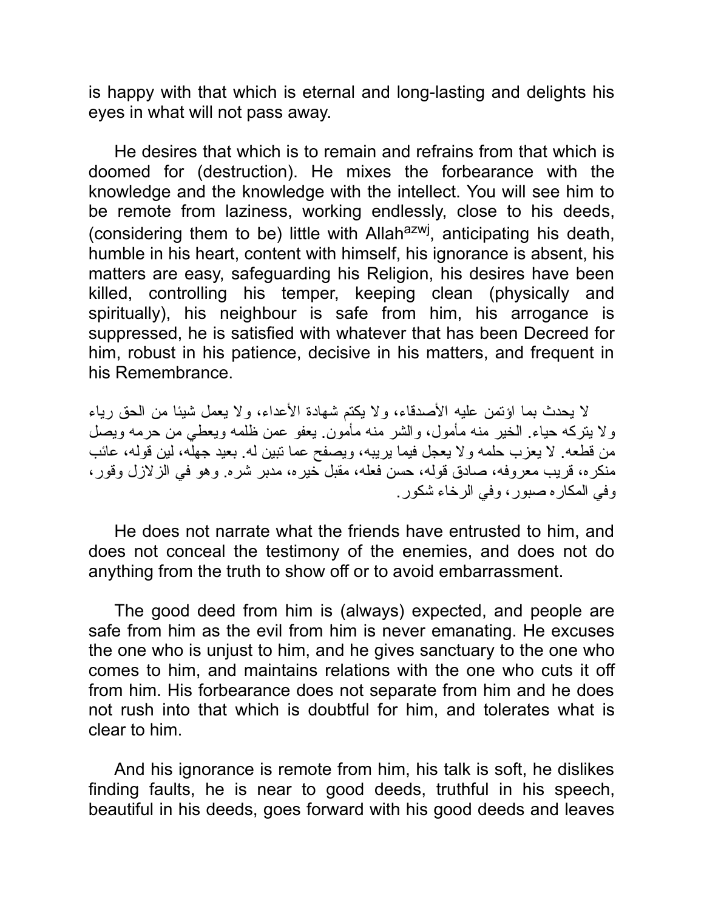is happy with that which is eternal and long-lasting and delights his eyes in what will not pass away.

He desires that which is to remain and refrains from that which is doomed for (destruction). He mixes the forbearance with the knowledge and the knowledge with the intellect. You will see him to be remote from laziness, working endlessly, close to his deeds, (considering them to be) little with Allah[azwj], anticipating his death, humble in his heart, content with himself, his ignorance is absent, his matters are easy, safeguarding his Religion, his desires have been killed, controlling his temper, keeping clean (physically and spiritually), his neighbour is safe from him, his arrogance is suppressed, he is satisfied with whatever that has been Decreed for him, robust in his patience, decisive in his matters, and frequent in his Remembrance.

لا يحدث بما اؤتمن عليه الأصدقاء، ولا يكتم شهادة الأعداء، ولا يعمل شيئا من الحق رياء ولا يتركه حياء. الخير منه مأمول، والشر منه مأمون. يعفو عمن ظلمه ويعطي من حرمه ويصل من قطعه. لا يعزب حلمه ولا يعجل فيما يريبه، ويصفح عما تبين له. بعيد جهله، لين قوله، عائب منكره، قريب معروفه، صادق قوله، حسن فعله، مقبل خيره، مدبر شره. وهو في الزلازل وقور، وفي المكاره صبور، وفي الرخاء شكور.

He does not narrate what the friends have entrusted to him, and does not conceal the testimony of the enemies, and does not do anything from the truth to show off or to avoid embarrassment.

The good deed from him is (always) expected, and people are safe from him as the evil from him is never emanating. He excuses the one who is unjust to him, and he gives sanctuary to the one who comes to him, and maintains relations with the one who cuts it off from him. His forbearance does not separate from him and he does not rush into that which is doubtful for him, and tolerates what is clear to him.

And his ignorance is remote from him, his talk is soft, he dislikes finding faults, he is near to good deeds, truthful in his speech, beautiful in his deeds, goes forward with his good deeds and leaves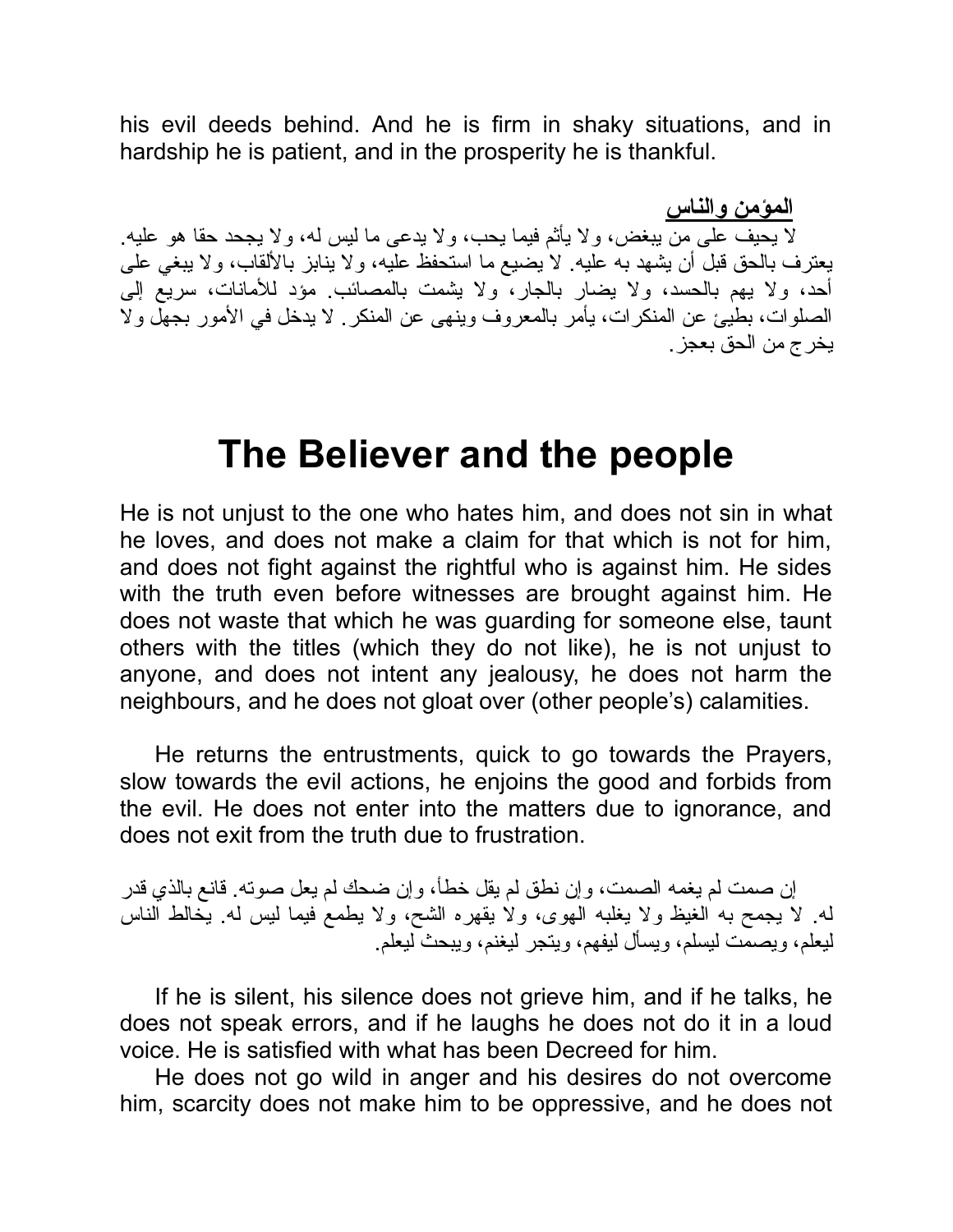his evil deeds behind. And he is firm in shaky situations, and in hardship he is patient, and in the prosperity he is thankful.

**المؤمن والناس**

لا يحيف على من يبغض، ولا يأثم فيما يحب، ولا يدعى ما ليس له، ولا يجحد حقا هو عليه. يعترف بالحق قبل أن يشهد به عليه. لا يضيع ما استحفظ عليه، ولا ينابز بالألقاب، ولا يبغي على أحد، ولا يهم بالحسد، ولا يضار بالجار، ولا يشمت بالمصائب. مؤد للأمانات، سريع إلى الصلوات، بطيئ عن المنكرات، يأمر بالمعروف وينهى عن المنكر. لا يدخل في الأمور بجهل ولا يخرج من الحق بعجز.

# The Believer and the people

He is not unjust to the one who hates him, and does not sin in what he loves, and does not make a claim for that which is not for him, and does not fight against the rightful who is against him. He sides with the truth even before witnesses are brought against him. He does not waste that which he was guarding for someone else, taunt others with the titles (which they do not like), he is not unjust to anyone, and does not intent any jealousy, he does not harm the neighbours, and he does not gloat over (other people's) calamities.

He returns the entrustments, quick to go towards the Prayers, slow towards the evil actions, he enjoins the good and forbids from the evil. He does not enter into the matters due to ignorance, and does not exit from the truth due to frustration.

إن صمت لم يغمه الصمت، وإن نطق لم يقل خطأ، وإن ضحك لم يعل صوته. قانع بالذي قدر له. لا يجمح به الغيظ ولا يغلبه الهوى، ولا يقهره الشح، ولا يطمع فيما ليس له. يخالط الناس ليعلم، ويصمت ليسلم، ويسأل ليفهم، ويتجر ليغنم، ويبحث ليعلم.

If he is silent, his silence does not grieve him, and if he talks, he does not speak errors, and if he laughs he does not do it in a loud voice. He is satisfied with what has been Decreed for him.

He does not go wild in anger and his desires do not overcome him, scarcity does not make him to be oppressive, and he does not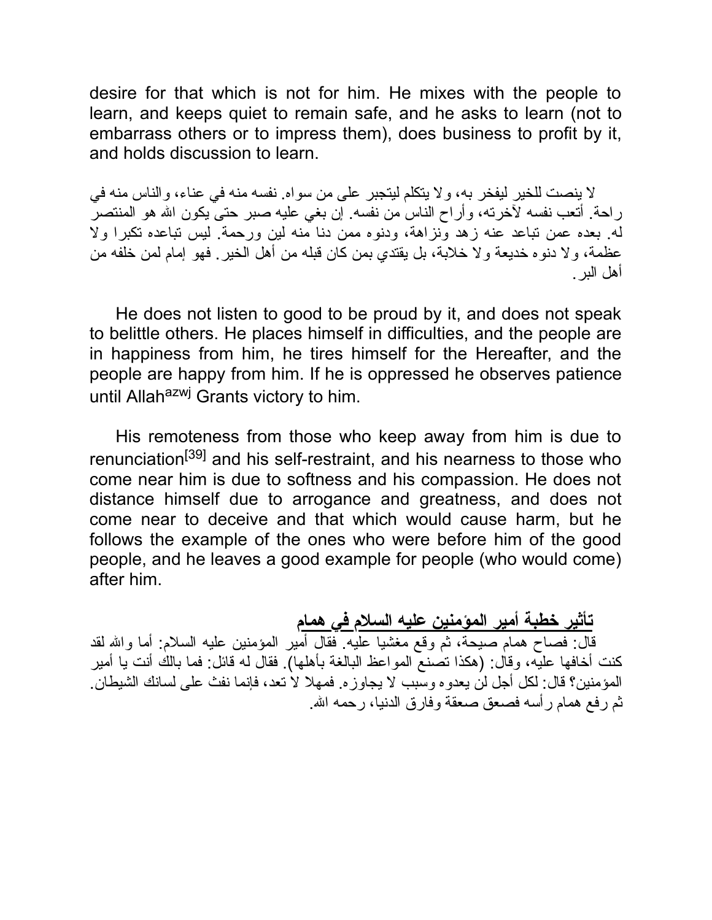desire for that which is not for him. He mixes with the people to learn, and keeps quiet to remain safe, and he asks to learn (not to embarrass others or to impress them), does business to profit by it, and holds discussion to learn.

لا ينصت للخير ليفخر به، ولا يتكلم ليتجبر على من سواه. نفسه منه في عناء، والناس منه في راحة. أتعب نفسه لآخرته، وأراح الناس من نفسه. إن بغي عليه صبر حتى يكون الله هو المنتصر له. بعده عمن تباعد عنه زهد ونزاهة، ودنوه ممن دنا منه لين ورحمة. ليس تباعده تكبرا ولا عظمة، ولا دنوه خديعة ولا خلابة، بل يقتدي بمن كان قبله من أهل الخير. فهو إمام لمن خلفه من أهل البر.

He does not listen to good to be proud by it, and does not speak to belittle others. He places himself in difficulties, and the people are in happiness from him, he tires himself for the Hereafter, and the people are happy from him. If he is oppressed he observes patience until Allah[azwj] Grants victory to him.

His remoteness from those who keep away from him is due to renunciation[39] and his self-restraint, and his nearness to those who come near him is due to softness and his compassion. He does not distance himself due to arrogance and greatness, and does not come near to deceive and that which would cause harm, but he follows the example of the ones who were before him of the good people, and he leaves a good example for people (who would come) after him.

## تأثير خطبة أمير المؤمنين عليه السلام في همام

قال: فصاح همام صيحة، ثم وقع مغشيا عليه. فقال أمير المؤمنين عليه السلام: أما والله لقد كنت أخافها عليه، وقال: (هكذا تصنع المواعظ البالغة بأهلها). فقال له قائل: فما بالك أنت يا أمير المؤمنين؟ قال: لكل أجل لن يعدوه وسبب لا يجاوزه. فمهلا لا تعد، فإنما نفث على لسانك الشيطان. ثم رفع همام رأسه فصعق صعقة وفارق الدنيا، رحمه الله.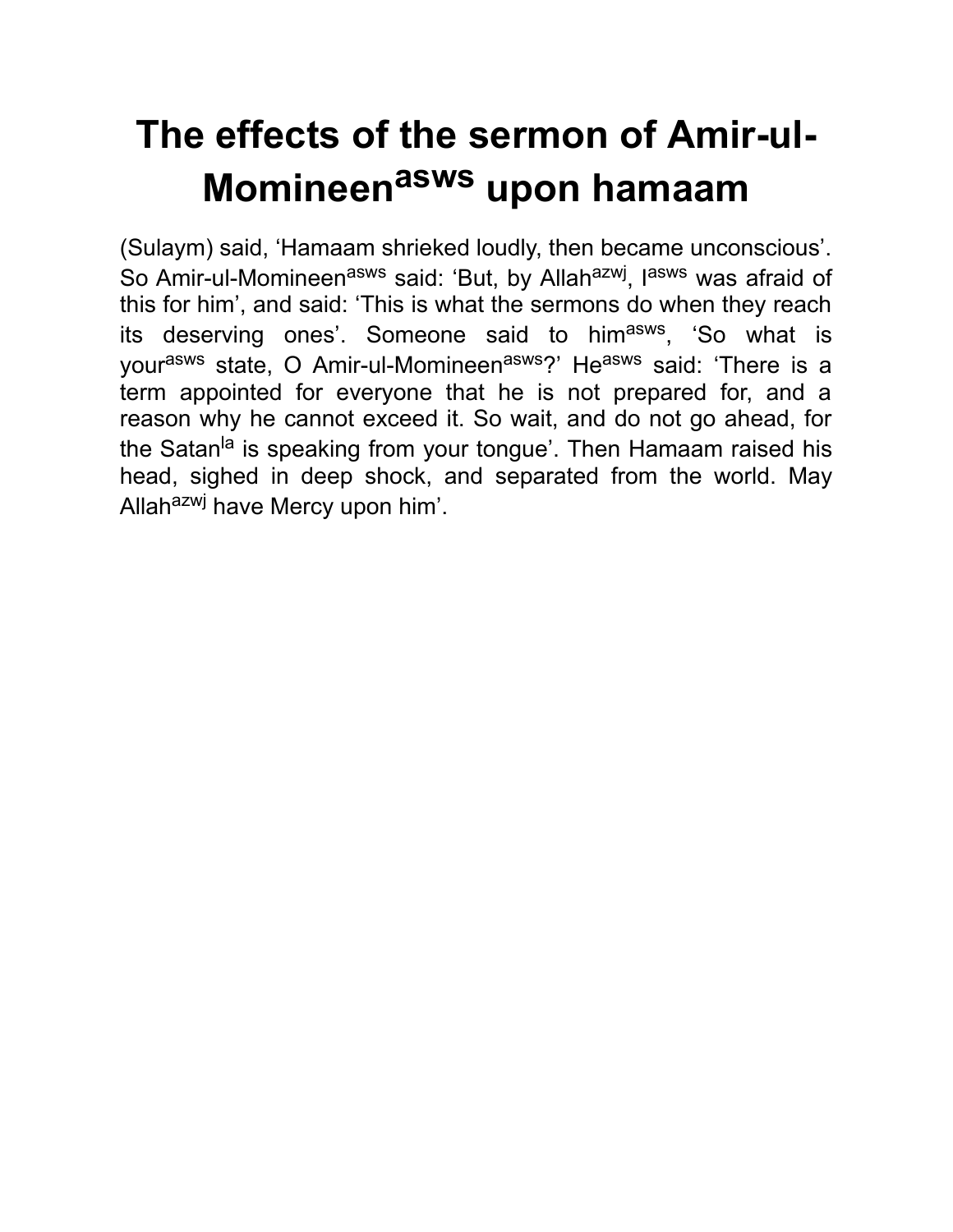# The effects of the sermon of Amir-ul-Momineen[asws] upon hamaam

(Sulaym) said, 'Hamaam shrieked loudly, then became unconscious'. So Amir-ul-Momineen[asws] said: 'But, by Allah[azwj], I[asws] was afraid of this for him', and said: 'This is what the sermons do when they reach its deserving ones'. Someone said to him[asws], 'So what is your[asws] state, O Amir-ul-Momineen[asws]?' He[asws] said: 'There is a term appointed for everyone that he is not prepared for, and a reason why he cannot exceed it. So wait, and do not go ahead, for the Satan[la] is speaking from your tongue'. Then Hamaam raised his head, sighed in deep shock, and separated from the world. May Allah[azwj] have Mercy upon him'.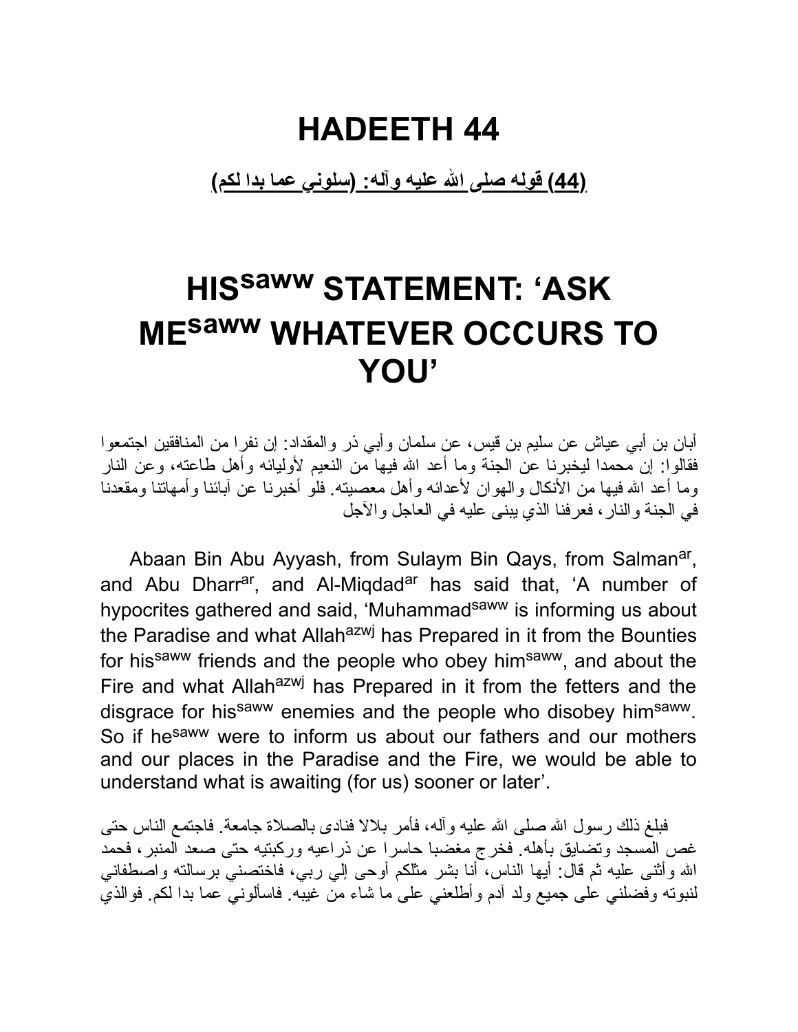# HADEETH 44

**(44) قوله صلى الله عليه وآله: (سلوني عما بدا لكم)**

# HIS<sup>saww</sup> STATEMENT: 'ASK ME<sup>saww</sup> WHATEVER OCCURS TO YOU'

أبان بن أبي عياش عن سليم بن قيس، عن سلمان وأبي ذر والمقداد: إن نفرا من المنافقين اجتمعوا فقالوا: إن محمدا ليخبرنا عن الجنة وما أعد الله فيها من النعيم لأوليائه وأهل طاعته، وعن النار وما أعد الله فيها من الأنكال والهوان لأعدائه وأهل معصيته. فلو أخبرنا عن آبائنا وأمهاتنا ومقعدنا في الجنة والنار، فعرفنا الذي يبنى عليه في العاجل والآجل

Abaan Bin Abu Ayyash, from Sulaym Bin Qays, from Salman[ar], and Abu Dharr[ar], and Al-Miqdad[ar] has said that, 'A number of hypocrites gathered and said, 'Muhammad[saww] is informing us about the Paradise and what Allah[azwj] has Prepared in it from the Bounties for his[saww] friends and the people who obey him[saww], and about the Fire and what Allah[azwj] has Prepared in it from the fetters and the disgrace for his[saww] enemies and the people who disobey him[saww]. So if he[saww] were to inform us about our fathers and our mothers and our places in the Paradise and the Fire, we would be able to understand what is awaiting (for us) sooner or later'.

فبلغ ذلك رسول الله صلى الله عليه وآله، فأمر بلالا فنادى بالصلاة جامعة. فاجتمع الناس حتى غص المسجد وتضايق بأهله. فخرج مغضبا حاسرا عن ذراعيه وركبتيه حتى صعد المنبر، فحمد الله وأثنى عليه ثم قال: أيها الناس، أنا بشر مثلكم أوحى إلي ربي، فاختصني برسالته واصطفاني لنبوته وفضلني على جميع ولد آدم وأطلعني على ما شاء من غيبه. فاسألوني عما بدا لكم. فوالذي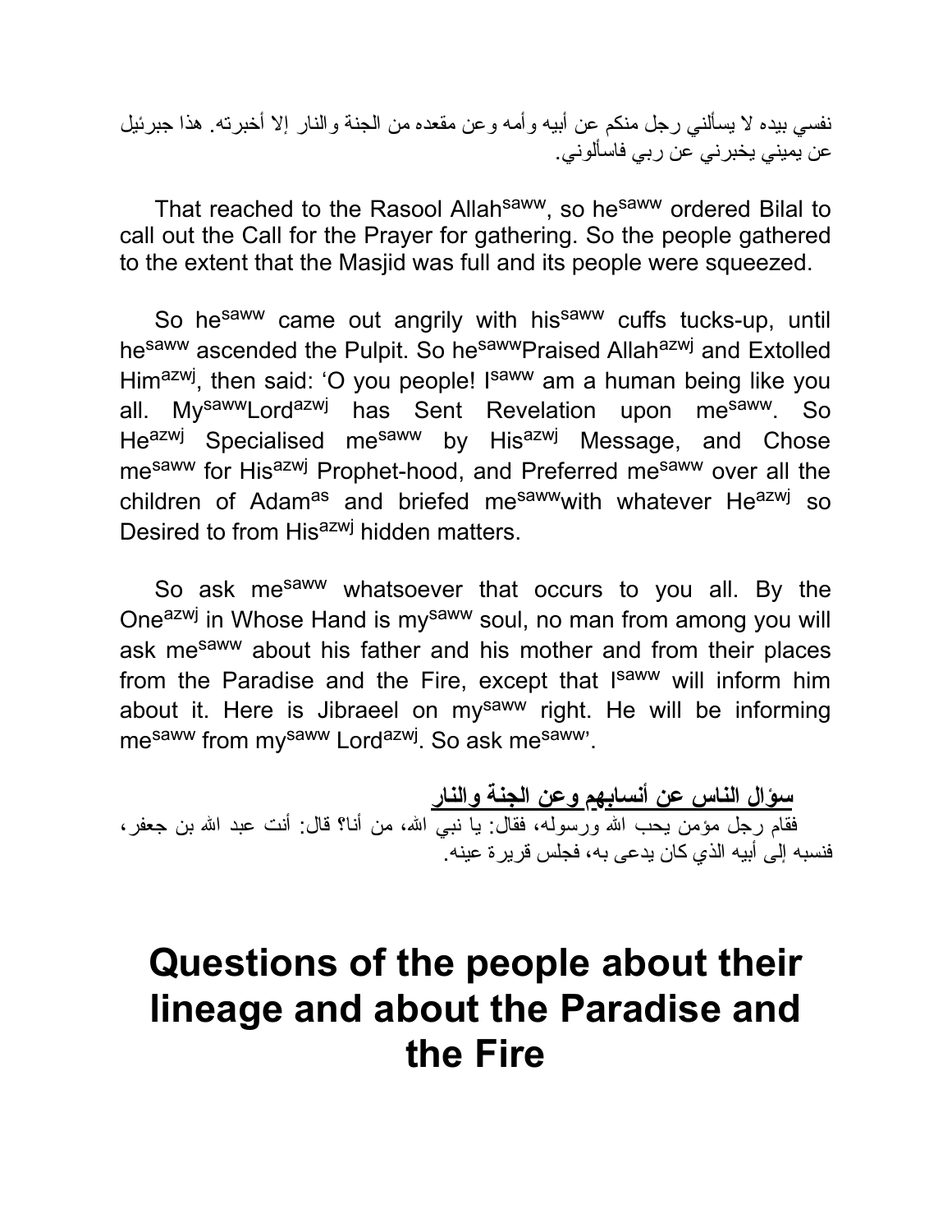نفسي بيده لا يسألني رجل منكم عن أبيه وأمه وعن مقعده من الجنة والنار إلا أخبرته. هذا جبرئيل عن يميني يخبرني عن ربي فاسألوني.

That reached to the Rasool Allah[saww], so he[saww] ordered Bilal to call out the Call for the Prayer for gathering. So the people gathered to the extent that the Masjid was full and its people were squeezed.

So he[saww] came out angrily with his[saww] cuffs tucks-up, until he[saww] ascended the Pulpit. So he[saww]Praised Allah[azwj] and Extolled Him[azwj], then said: 'O you people! I[saww] am a human being like you all. My[saww]Lord[azwj] has Sent Revelation upon me[saww]. So He[azwj] Specialised me[saww] by His[azwj] Message, and Chose me[saww] for His[azwj] Prophet-hood, and Preferred me[saww] over all the children of Adam[as] and briefed me[saww]with whatever He[azwj] so Desired to from His[azwj] hidden matters.

So ask me[saww] whatsoever that occurs to you all. By the One[azwj] in Whose Hand is my[saww] soul, no man from among you will ask me[saww] about his father and his mother and from their places from the Paradise and the Fire, except that I[saww] will inform him about it. Here is Jibraeel on my[saww] right. He will be informing me[saww] from my[saww] Lord[azwj]. So ask me[saww]'.

**سؤال الناس عن أنسابهم وعن الجنة والنار**

فقام رجل مؤمن يحب الله ورسوله، فقال: يا نبي الله، من أنا؟ قال: أنت عبد الله بن جعفر، فنسبه إلى أبيه الذي كان يدعى به، فجلس قريرة عينه.

# Questions of the people about their lineage and about the Paradise and the Fire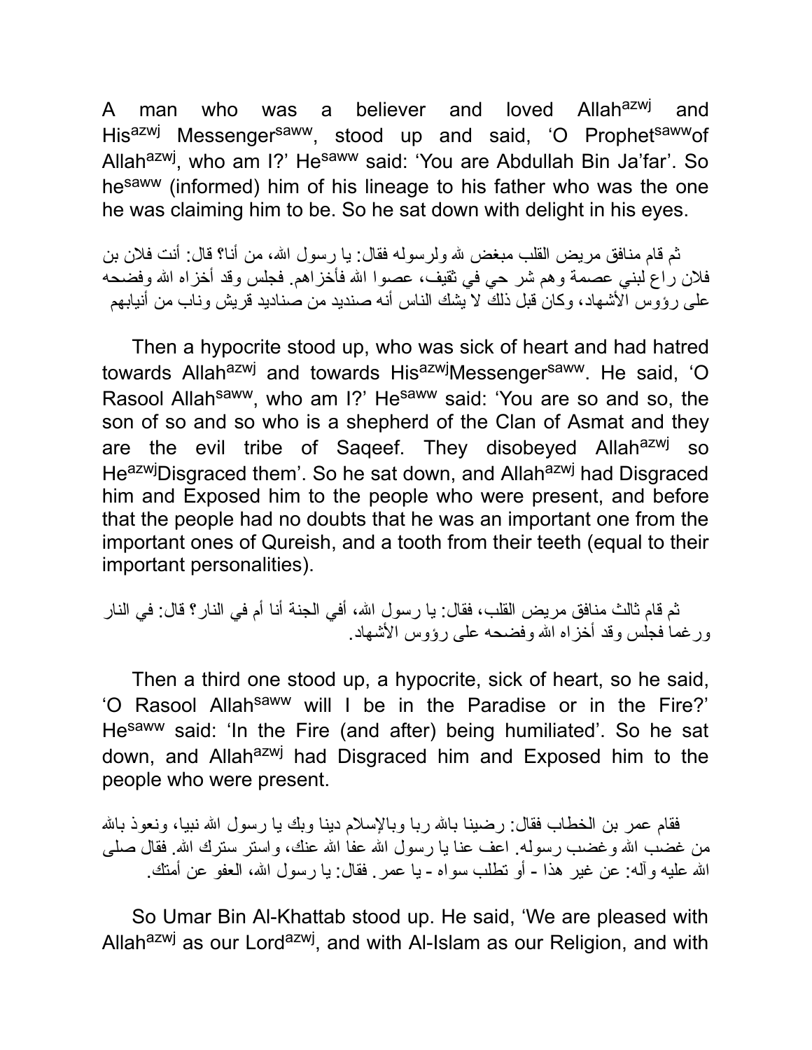A man who was a believer and loved Allah[azwj] and His[azwj] Messenger[saww], stood up and said, 'O Prophet[saww]of Allah[azwj], who am I?' He[saww] said: 'You are Abdullah Bin Ja'far'. So he[saww] (informed) him of his lineage to his father who was the one he was claiming him to be. So he sat down with delight in his eyes.

ثم قام منافق مريض القلب مبغض لله ولرسوله فقال: يا رسول الله، من أنا؟ قال: أنت فلان بن فلان راع لبني عصمة وهم شر حي في ثقيف، عصوا الله فأخزاهم. فجلس وقد أخزاه الله وفضحه على رؤوس الأشهاد، وكان قبل ذلك لا يشك الناس أنه صنديد من صناديد قريش وناب من أنيابهم

Then a hypocrite stood up, who was sick of heart and had hatred towards Allah[azwj] and towards His[azwj]Messenger[saww]. He said, 'O Rasool Allah[saww], who am I?' He[saww] said: 'You are so and so, the son of so and so who is a shepherd of the Clan of Asmat and they are the evil tribe of Saqeef. They disobeyed Allah[azwj] so He[azwj]Disgraced them'. So he sat down, and Allah[azwj] had Disgraced him and Exposed him to the people who were present, and before that the people had no doubts that he was an important one from the important ones of Qureish, and a tooth from their teeth (equal to their important personalities).

ثم قام ثالث منافق مريض القلب، فقال: يا رسول الله، أفي الجنة أنا أم في النار؟ قال: في النار ورغما فجلس وقد أخزاه الله وفضحه على رؤوس الأشهاد.

Then a third one stood up, a hypocrite, sick of heart, so he said, 'O Rasool Allah[saww] will I be in the Paradise or in the Fire?' He[saww] said: 'In the Fire (and after) being humiliated'. So he sat down, and Allah[azwj] had Disgraced him and Exposed him to the people who were present.

فقام عمر بن الخطاب فقال: رضينا بالله ربا وبالإسلام دينا وبك يا رسول الله نبيا، ونعوذ بالله من غضب الله وغضب رسوله. اعف عنا يا رسول الله عفا الله عنك، واستر سترك الله. فقال صلى الله عليه وآله: عن غير هذا - أو تطلب سواه - يا عمر. فقال: يا رسول الله، العفو عن أمتك.

So Umar Bin Al-Khattab stood up. He said, 'We are pleased with Allah[azwj] as our Lord[azwj], and with Al-Islam as our Religion, and with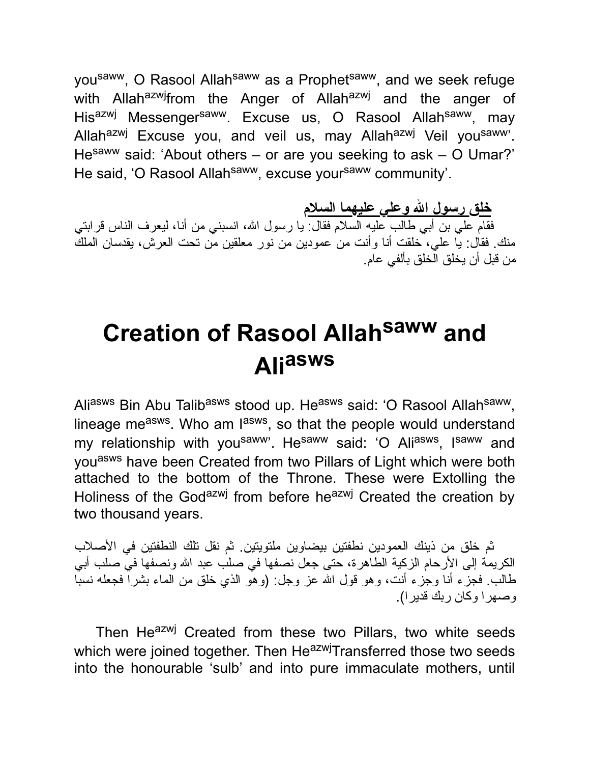you[saww], O Rasool Allah[saww] as a Prophet[saww], and we seek refuge with Allah[azwj]from the Anger of Allah[azwj] and the anger of His[azwj] Messenger[saww]. Excuse us, O Rasool Allah[saww], may Allah[azwj] Excuse you, and veil us, may Allah[azwj] Veil you[saww]'. He[saww] said: 'About others – or are you seeking to ask – O Umar?' He said, 'O Rasool Allah[saww], excuse your[saww] community'.

**خلق رسول الله وعلي عليهما السلام**

فقام علي بن أبي طالب عليه السلام فقال: يا رسول الله، انسبني من أنا، ليعرف الناس قرابتي منك. فقال: يا علي، خلقت أنا وأنت من عمودين من نور معلقين من تحت العرش، يقدسان الملك من قبل أن يخلق الخلق بألفي عام.

# Creation of Rasool Allah[saww] and Ali[asws]

Ali[asws] Bin Abu Talib[asws] stood up. He[asws] said: 'O Rasool Allah[saww], lineage me[asws]. Who am I[asws], so that the people would understand my relationship with you[saww]'. He[saww] said: 'O Ali[asws], I[saww] and you[asws] have been Created from two Pillars of Light which were both attached to the bottom of the Throne. These were Extolling the Holiness of the God[azwj] from before he[azwj] Created the creation by two thousand years.

ثم خلق من ذينك العمودين نطفتين بيضاوين ملتويتين. ثم نقل تلك النطفتين في الأصلاب الكريمة إلى الأرحام الزكية الطاهرة، حتى جعل نصفها في صلب عبد الله ونصفها في صلب أبي طالب. فجزء أنا وجزء أنت، وهو قول الله عز وجل: (وهو الذي خلق من الماء بشرا فجعله نسبا وصهرا وكان ربك قديرا).

Then He[azwj] Created from these two Pillars, two white seeds which were joined together. Then He[azwj]Transferred those two seeds into the honourable 'sulb' and into pure immaculate mothers, until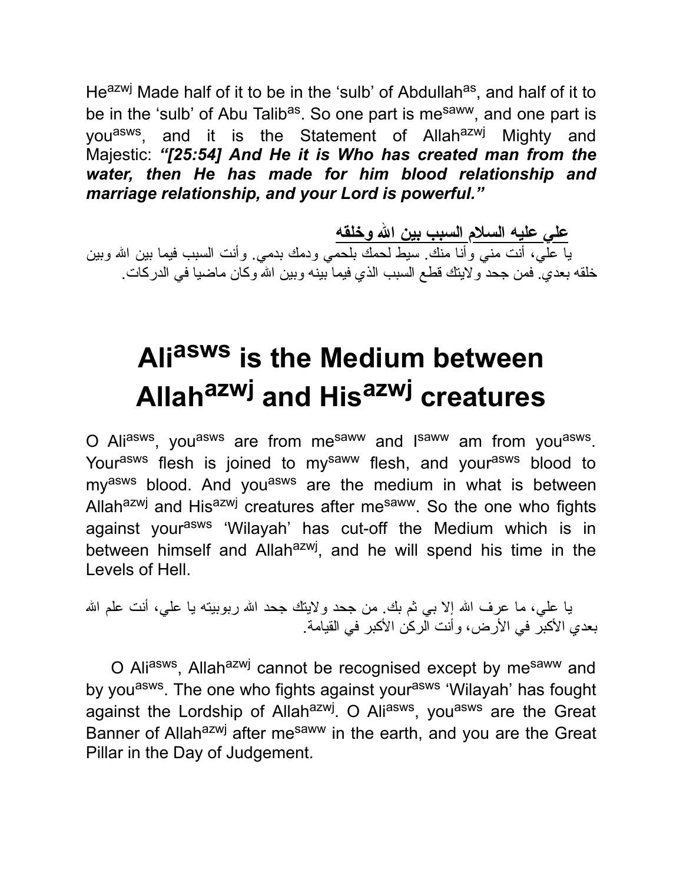He[azwj] Made half of it to be in the 'sulb' of Abdullah[as], and half of it to be in the 'sulb' of Abu Talib[as]. So one part is me[saww], and one part is you[asws], and it is the Statement of Allah[azwj] Mighty and Majestic: ***"[25:54] And He it is Who has created man from the water, then He has made for him blood relationship and marriage relationship, and your Lord is powerful."***

**علي عليه السلام السبب بين الله وخلقه**

يا علي، أنت مني وأنا منك. سيط لحمك بلحمي ودمك بدمي. وأنت السبب فيما بين الله وبين خلقه بعدي. فمن جحد ولايتك قطع السبب الذي فيما بينه وبين الله وكان ماضيا في الدركات.

# Ali[asws] is the Medium between Allah[azwj] and His[azwj] creatures

O Ali[asws], you[asws] are from me[saww] and I[saww] am from you[asws]. Your[asws] flesh is joined to my[saww] flesh, and your[asws] blood to my[asws] blood. And you[asws] are the medium in what is between Allah[azwj] and His[azwj] creatures after me[saww]. So the one who fights against your[asws] 'Wilayah' has cut-off the Medium which is in between himself and Allah[azwj], and he will spend his time in the Levels of Hell.

يا علي، ما عرف الله إلا بي ثم بك. من جحد ولايتك جحد الله ربوبيته يا علي، أنت علم الله بعدي الأكبر في الأرض، وأنت الركن الأكبر في القيامة.

O Ali[asws], Allah[azwj] cannot be recognised except by me[saww] and by you[asws]. The one who fights against your[asws] 'Wilayah' has fought against the Lordship of Allah[azwj]. O Ali[asws], you[asws] are the Great Banner of Allah[azwj] after me[saww] in the earth, and you are the Great Pillar in the Day of Judgement.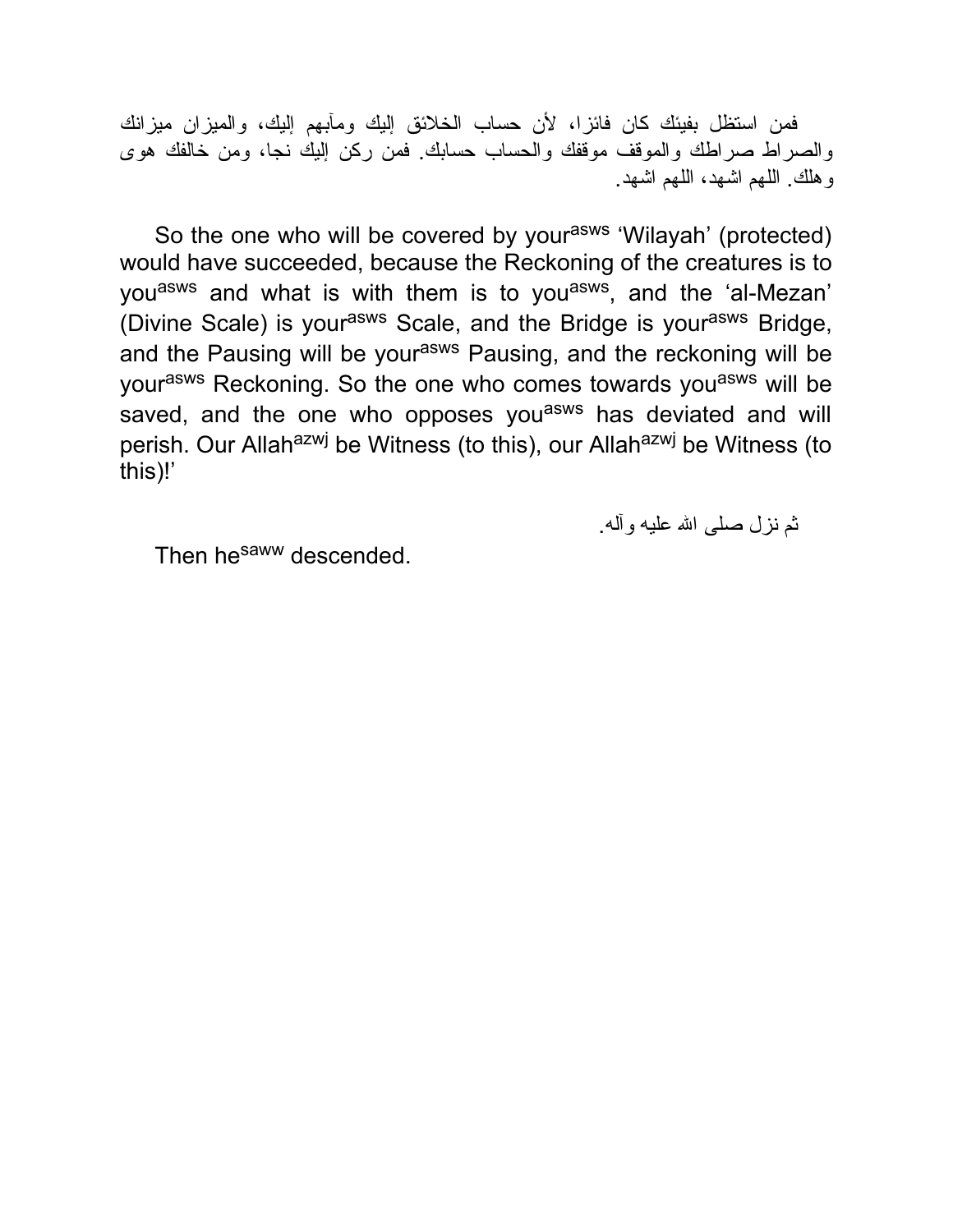فمن استظل بفيئك كان فائزا، لأن حساب الخلائق إليك ومآبهم إليك، والميزان ميزانك والصراط صراطك والموقف موقفك والحساب حسابك. فمن ركن إليك نجا، ومن خالفك هوى وهلك. اللهم اشهد، اللهم اشهد.

So the one who will be covered by your[asws] 'Wilayah' (protected) would have succeeded, because the Reckoning of the creatures is to you[asws] and what is with them is to you[asws], and the 'al-Mezan' (Divine Scale) is your[asws] Scale, and the Bridge is your[asws] Bridge, and the Pausing will be your[asws] Pausing, and the reckoning will be your[asws] Reckoning. So the one who comes towards you[asws] will be saved, and the one who opposes you[asws] has deviated and will perish. Our Allah[azwj] be Witness (to this), our Allah[azwj] be Witness (to this)!'

ثم نزل صلى الله عليه وآله.

Then he[saww] descended.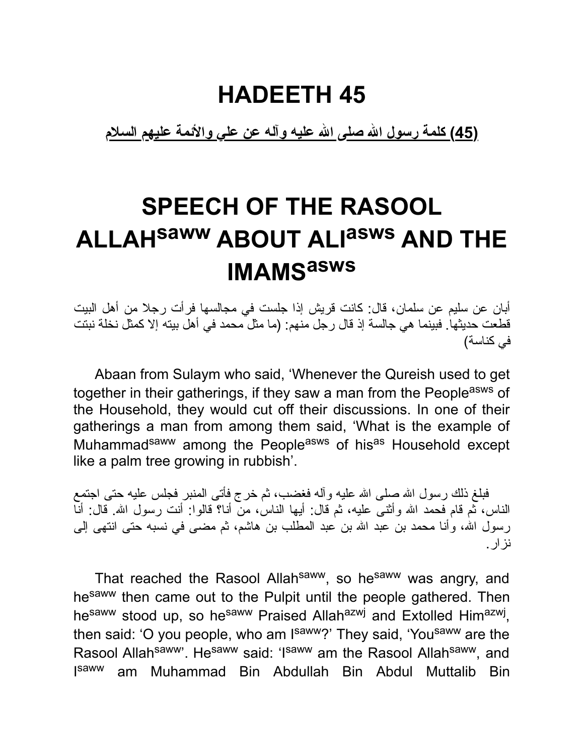# HADEETH 45

**(45) كلمة رسول الله صلى الله عليه وآله عن علي والأئمة عليهم السلام**

# SPEECH OF THE RASOOL ALLAH[saww] ABOUT ALI[asws] AND THE IMAMS[asws]

أبان عن سليم عن سلمان، قال: كانت قريش إذا جلست في مجالسها فرأت رجلا من أهل البيت قطعت حديثها. فبينما هي جالسة إذ قال رجل منهم: (ما مثل محمد في أهل بيته إلا كمثل نخلة نبتت في كناسة)

Abaan from Sulaym who said, 'Whenever the Qureish used to get together in their gatherings, if they saw a man from the People[asws] of the Household, they would cut off their discussions. In one of their gatherings a man from among them said, 'What is the example of Muhammad[saww] among the People[asws] of his[as] Household except like a palm tree growing in rubbish'.

فبلغ ذلك رسول الله صلى الله عليه وآله فغضب، ثم خرج فأتى المنبر فجلس عليه حتى اجتمع الناس، ثم قام فحمد الله وأثنى عليه، ثم قال: أيها الناس، من أنا؟ قالوا: أنت رسول الله. قال: أنا رسول الله، وأنا محمد بن عبد الله بن عبد المطلب بن هاشم، ثم مضى في نسبه حتى انتهى إلى نزار.

That reached the Rasool Allah[saww], so he[saww] was angry, and he[saww] then came out to the Pulpit until the people gathered. Then he[saww] stood up, so he[saww] Praised Allah[azwj] and Extolled Him[azwj], then said: 'O you people, who am I[saww]?' They said, 'You[saww] are the Rasool Allah[saww]'. He[saww] said: 'I[saww] am the Rasool Allah[saww], and I[saww] am Muhammad Bin Abdullah Bin Abdul Muttalib Bin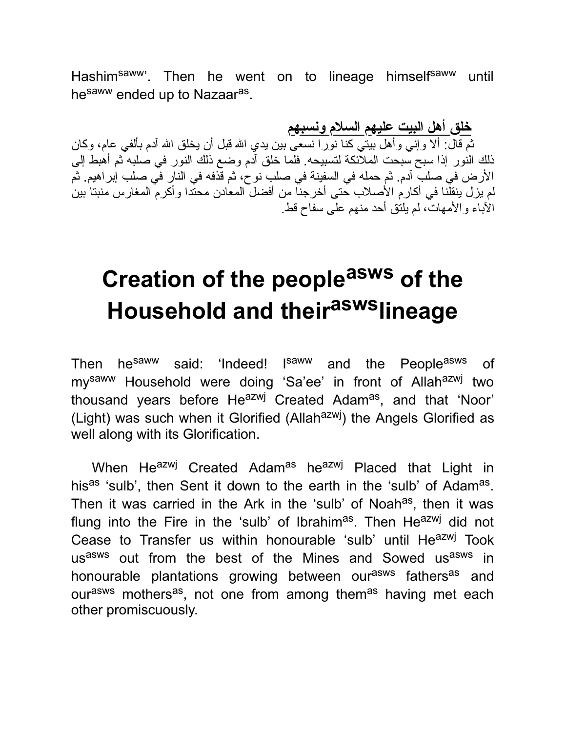Hashim[saww]'. Then he went on to lineage himself[saww] until he[saww] ended up to Nazaar[as].

**خلق أهل البيت عليهم السلام ونسبهم**

ثم قال: ألا وإني وأهل بيتي كنا نورا نسعى بين يدي الله قبل أن يخلق الله آدم بألفي عام، وكان ذلك النور إذا سبح سبحت الملائكة لتسبيحه. فلما خلق آدم وضع ذلك النور في صلبه ثم أهبط إلى الأرض في صلب آدم. ثم حمله في السفينة في صلب نوح، ثم قذفه في النار في صلب إبراهيم. ثم لم يزل ينقلنا في أكارم الأصلاب حتى أخرجنا من أفضل المعادن محتدا وأكرم المغارس منبتا بين الآباء والأمهات، لم يلتق أحد منهم على سفاح قط.

# Creation of the people[asws] of the Household and their[asws] lineage

Then he[saww] said: 'Indeed! I[saww] and the People[asws] of my[saww] Household were doing 'Sa'ee' in front of Allah[azwj] two thousand years before He[azwj] Created Adam[as], and that 'Noor' (Light) was such when it Glorified (Allah[azwj]) the Angels Glorified as well along with its Glorification.

When He[azwj] Created Adam[as] he[azwj] Placed that Light in his[as] 'sulb', then Sent it down to the earth in the 'sulb' of Adam[as]. Then it was carried in the Ark in the 'sulb' of Noah[as], then it was flung into the Fire in the 'sulb' of Ibrahim[as]. Then He[azwj] did not Cease to Transfer us within honourable 'sulb' until He[azwj] Took us[asws] out from the best of the Mines and Sowed us[asws] in honourable plantations growing between our[asws] fathers[as] and our[asws] mothers[as], not one from among them[as] having met each other promiscuously.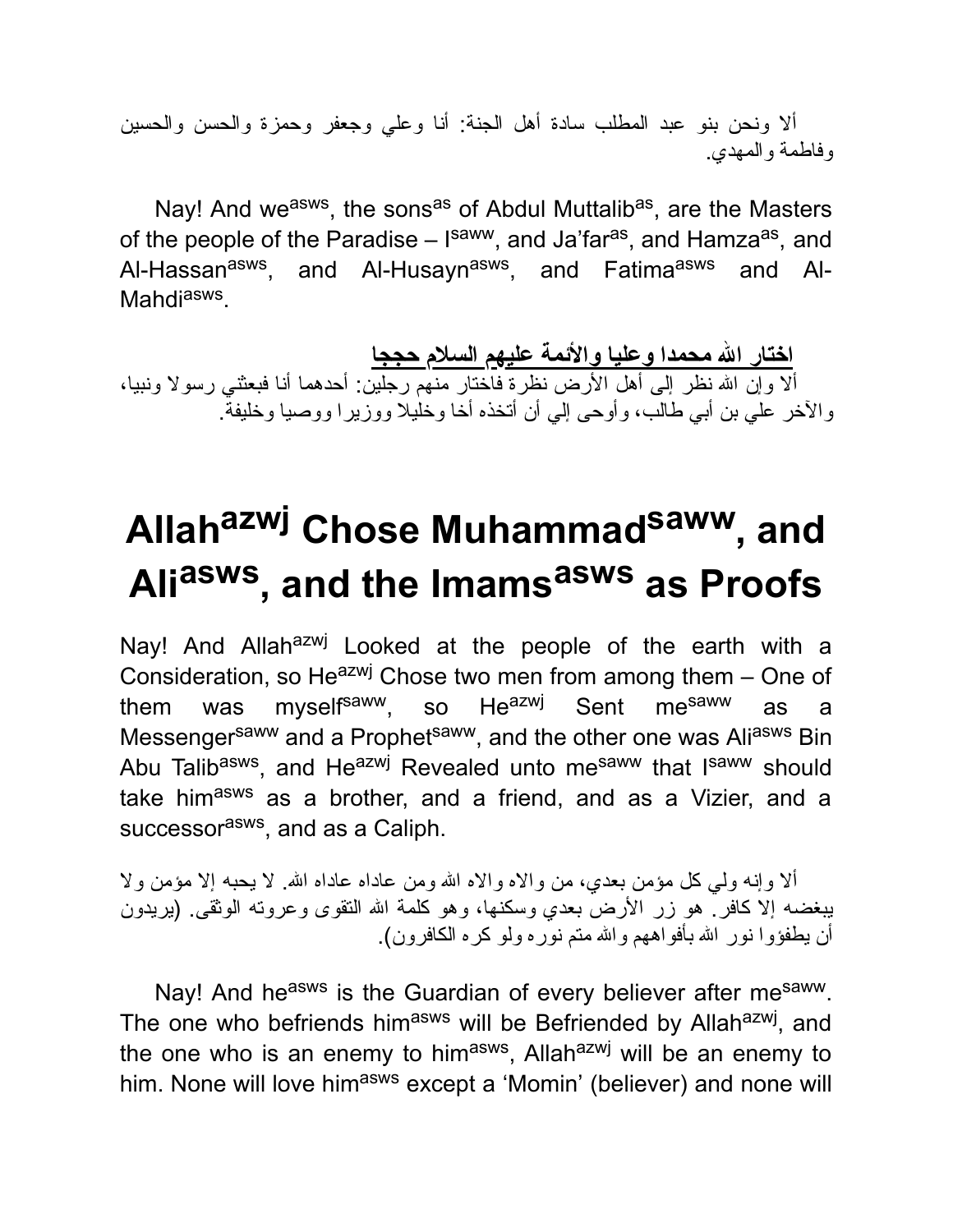ألا ونحن بنو عبد المطلب سادة أهل الجنة: أنا وعلي وجعفر وحمزة والحسن والحسين وفاطمة والمهدي.

Nay! And we[asws], the sons[as] of Abdul Muttalib[as], are the Masters of the people of the Paradise – I[saww], and Ja'far[as], and Hamza[as], and Al-Hassan[asws], and Al-Husayn[asws], and Fatima[asws] and Al-Mahdi[asws].

**اختار الله محمدا وعليا والأئمة عليهم السلام حججا**

ألا وإن الله نظر إلى أهل الأرض نظرة فاختار منهم رجلين: أحدهما أنا فبعثني رسولا ونبيا، والآخر علي بن أبي طالب، وأوحى إلي أن أتخذه أخا وخليلا ووزيرا ووصيا وخليفة.

# Allah[azwj] Chose Muhammad[saww], and Ali[asws], and the Imams[asws] as Proofs

Nay! And Allah[azwj] Looked at the people of the earth with a Consideration, so He[azwj] Chose two men from among them – One of them was myself[saww], so He[azwj] Sent me[saww] as a Messenger[saww] and a Prophet[saww], and the other one was Ali[asws] Bin Abu Talib[asws], and He[azwj] Revealed unto me[saww] that I[saww] should take him[asws] as a brother, and a friend, and as a Vizier, and a successor[asws], and as a Caliph.

ألا وإنه ولي كل مؤمن بعدي، من والاه والاه الله ومن عاداه عاداه الله. لا يحبه إلا مؤمن ولا يبغضه إلا كافر. هو زر الأرض بعدي وسكنها، وهو كلمة الله التقوى وعروته الوثقى. (يريدون أن يطفؤوا نور الله بأفواههم والله متم نوره ولو كره الكافرون).

Nay! And he[asws] is the Guardian of every believer after me[saww]. The one who befriends him[asws] will be Befriended by Allah[azwj], and the one who is an enemy to him[asws], Allah[azwj] will be an enemy to him. None will love him[asws] except a 'Momin' (believer) and none will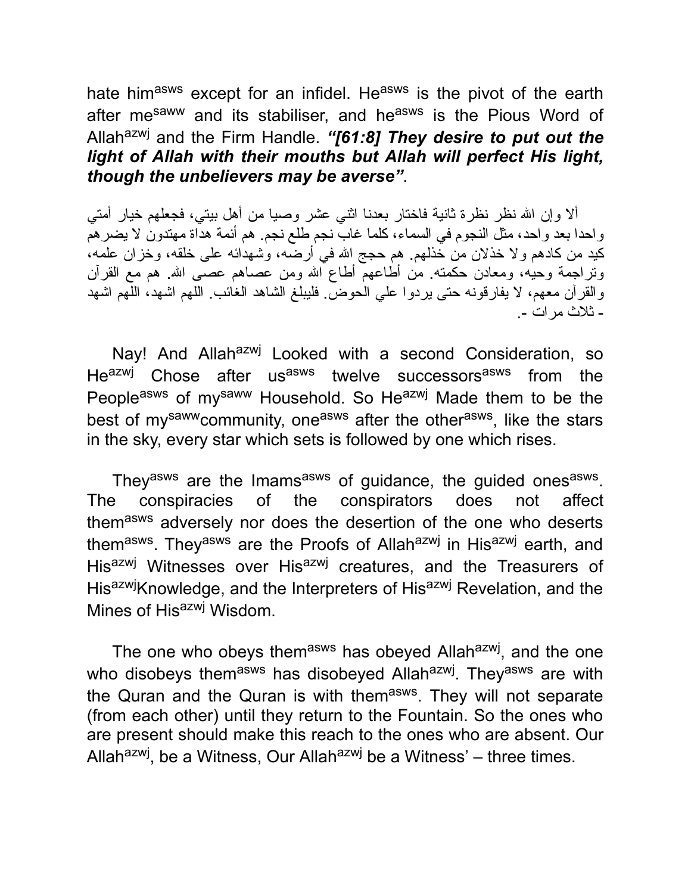hate him[asws] except for an infidel. He[asws] is the pivot of the earth after me[saww] and its stabiliser, and he[asws] is the Pious Word of Allah[azwj] and the Firm Handle. ***“[61:8] They desire to put out the light of Allah with their mouths but Allah will perfect His light, though the unbelievers may be averse”***.

ألا وإن الله نظر نظرة ثانية فاختار بعدنا اثني عشر وصيا من أهل بيتي، فجعلهم خيار أمتي واحدا بعد واحد، مثل النجوم في السماء، كلما غاب نجم طلع نجم. هم أئمة هداة مهتدون لا يضرهم كيد من كادهم ولا خذلان من خذلهم. هم حجج الله في أرضه، وشهدائه على خلقه، وخزان علمه، وتراجمة وحيه، ومعادن حكمته. من أطاعهم أطاع الله ومن عصاهم عصى الله. هم مع القرآن والقرآن معهم، لا يفارقونه حتى يردوا علي الحوض. فليبلغ الشاهد الغائب. اللهم اشهد، اللهم اشهد - ثلاث مرات -.

Nay! And Allah[azwj] Looked with a second Consideration, so He[azwj] Chose after us[asws] twelve successors[asws] from the People[asws] of my[saww] Household. So He[azwj] Made them to be the best of my[saww]community, one[asws] after the other[asws], like the stars in the sky, every star which sets is followed by one which rises.

They[asws] are the Imams[asws] of guidance, the guided ones[asws]. The conspiracies of the conspirators does not affect them[asws] adversely nor does the desertion of the one who deserts them[asws]. They[asws] are the Proofs of Allah[azwj] in His[azwj] earth, and His[azwj] Witnesses over His[azwj] creatures, and the Treasurers of His[azwj]Knowledge, and the Interpreters of His[azwj] Revelation, and the Mines of His[azwj] Wisdom.

The one who obeys them[asws] has obeyed Allah[azwj], and the one who disobeys them[asws] has disobeyed Allah[azwj]. They[asws] are with the Quran and the Quran is with them[asws]. They will not separate (from each other) until they return to the Fountain. So the ones who are present should make this reach to the ones who are absent. Our Allah[azwj], be a Witness, Our Allah[azwj] be a Witness’ – three times.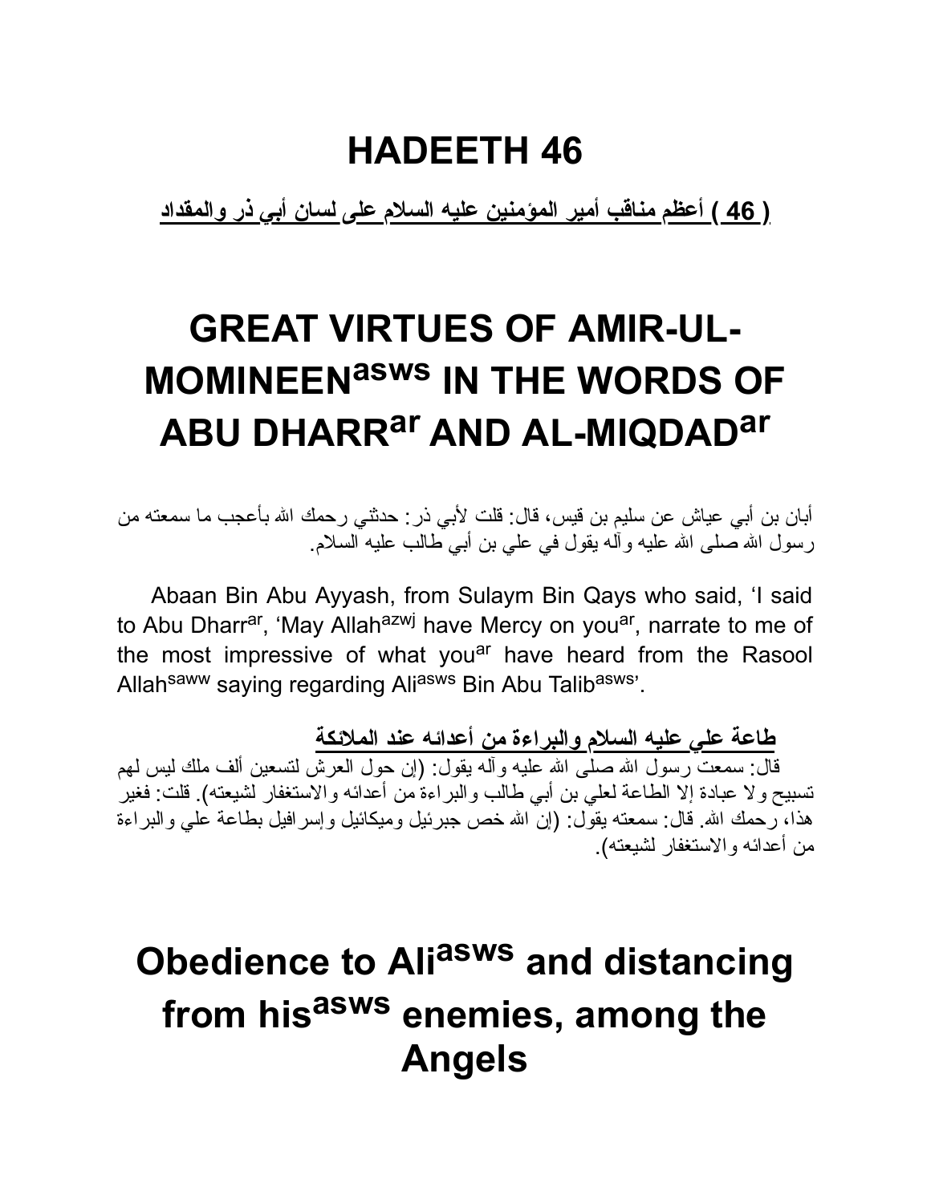# HADEETH 46

**( 46 ) أعظم مناقب أمير المؤمنين عليه السلام على لسان أبي ذر والمقداد**

# GREAT VIRTUES OF AMIR-UL-MOMINEEN[asws] IN THE WORDS OF ABU DHARR[ar] AND AL-MIQDAD[ar]

أبان بن أبي عياش عن سليم بن قيس، قال: قلت لأبي ذر: حدثني رحمك الله بأعجب ما سمعته من رسول الله صلى الله عليه وآله يقول في علي بن أبي طالب عليه السلام.

Abaan Bin Abu Ayyash, from Sulaym Bin Qays who said, 'I said to Abu Dharr[ar], 'May Allah[azwj] have Mercy on you[ar], narrate to me of the most impressive of what you[ar] have heard from the Rasool Allah[saww] saying regarding Ali[asws] Bin Abu Talib[asws]'.

**طاعة علي عليه السلام والبراءة من أعدائه عند الملائكة**

قال: سمعت رسول الله صلى الله عليه وآله يقول: (إن حول العرش لتسعين ألف ملك ليس لهم تسبيح ولا عبادة إلا الطاعة لعلي بن أبي طالب والبراءة من أعدائه والاستغفار لشيعته). قلت: فغير هذا، رحمك الله. قال: سمعته يقول: (إن الله خص جبرئيل وميكائيل وإسرافيل بطاعة علي والبراءة من أعدائه والاستغفار لشيعته).

## Obedience to Ali[asws] and distancing from his[asws] enemies, among the Angels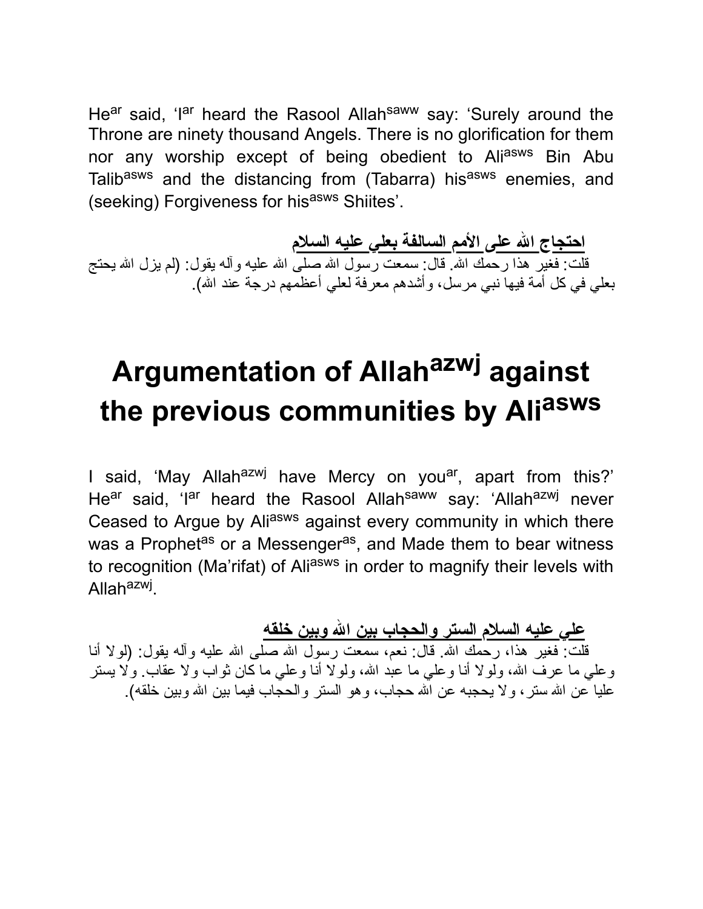He[ar] said, 'I[ar] heard the Rasool Allah[saww] say: 'Surely around the Throne are ninety thousand Angels. There is no glorification for them nor any worship except of being obedient to Ali[asws] Bin Abu Talib[asws] and the distancing from (Tabarra) his[asws] enemies, and (seeking) Forgiveness for his[asws] Shiites'.

**احتجاج الله على الأمم السالفة بعلي عليه السلام**

قلت: فغير هذا رحمك الله. قال: سمعت رسول الله صلى الله عليه وآله يقول: (لم يزل الله يحتج بعلي في كل أمة فيها نبي مرسل، وأشدهم معرفة لعلي أعظمهم درجة عند الله).

# Argumentation of Allah[azwj] against the previous communities by Ali[asws]

I said, 'May Allah[azwj] have Mercy on you[ar], apart from this?' He[ar] said, 'I[ar] heard the Rasool Allah[saww] say: 'Allah[azwj] never Ceased to Argue by Ali[asws] against every community in which there was a Prophet[as] or a Messenger[as], and Made them to bear witness to recognition (Ma'rifat) of Ali[asws] in order to magnify their levels with Allah[azwj].

**علي عليه السلام الستر والحجاب بين الله وبين خلقه**

قلت: فغير هذا، رحمك الله. قال: نعم، سمعت رسول الله صلى الله عليه وآله يقول: (لولا أنا وعلي ما عرف الله، ولولا أنا وعلي ما عبد الله، ولولا أنا وعلي ما كان ثواب ولا عقاب. ولا يستر عليا عن الله ستر، ولا يحجبه عن الله حجاب، وهو الستر والحجاب فيما بين الله وبين خلقه).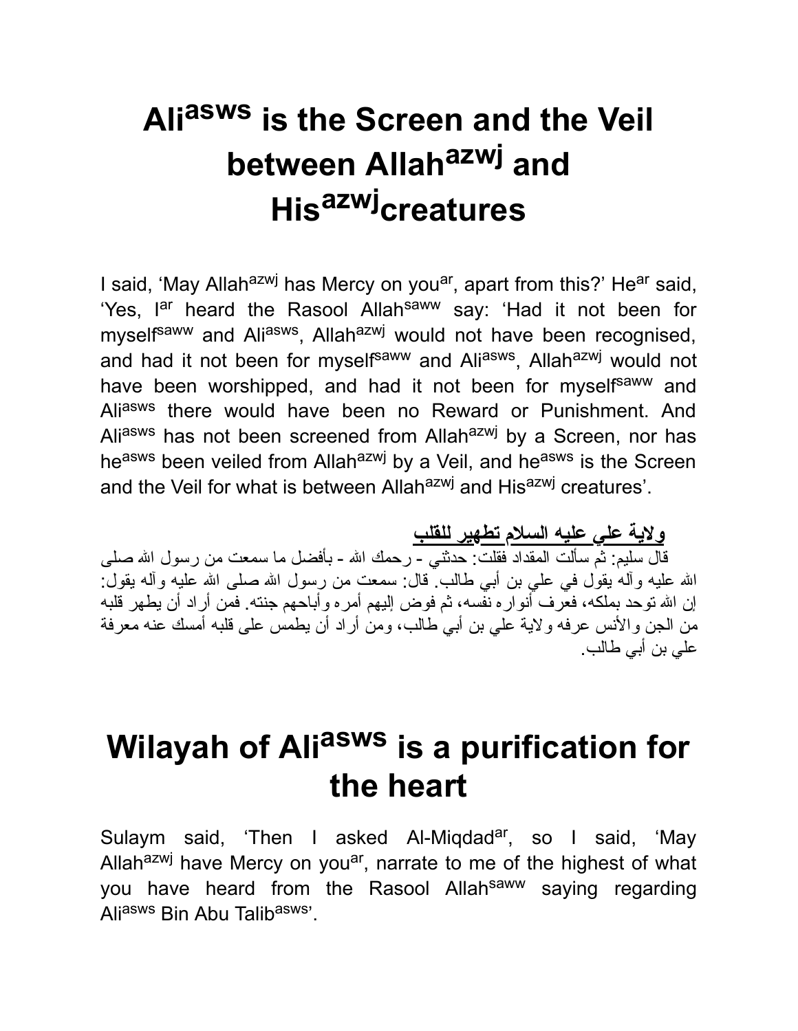# Ali[asws] is the Screen and the Veil between Allah[azwj] and His[azwj]creatures

I said, 'May Allah[azwj] has Mercy on you[ar], apart from this?' He[ar] said, 'Yes, I[ar] heard the Rasool Allah[saww] say: 'Had it not been for myself[saww] and Ali[asws], Allah[azwj] would not have been recognised, and had it not been for myself[saww] and Ali[asws], Allah[azwj] would not have been worshipped, and had it not been for myself[saww] and Ali[asws] there would have been no Reward or Punishment. And Ali[asws] has not been screened from Allah[azwj] by a Screen, nor has he[asws] been veiled from Allah[azwj] by a Veil, and he[asws] is the Screen and the Veil for what is between Allah[azwj] and His[azwj] creatures'.

**ولاية علي عليه السلام تطهير للقلب**

قال سليم: ثم سألت المقداد فقلت: حدثني - رحمك الله - بأفضل ما سمعت من رسول الله صلى الله عليه وآله يقول في علي بن أبي طالب. قال: سمعت من رسول الله صلى الله عليه وآله يقول: إن الله توحد بملكه، فعرف أنواره نفسه، ثم فوض إليهم أمره وأباحهم جنته. فمن أراد أن يطهر قلبه من الجن والأنس عرفه ولاية علي بن أبي طالب، ومن أراد أن يطمس على قلبه أمسك عنه معرفة علي بن أبي طالب.

# Wilayah of Ali[asws] is a purification for the heart

Sulaym said, 'Then I asked Al-Miqdad[ar], so I said, 'May Allah[azwj] have Mercy on you[ar], narrate to me of the highest of what you have heard from the Rasool Allah[saww] saying regarding Ali[asws] Bin Abu Talib[asws]'.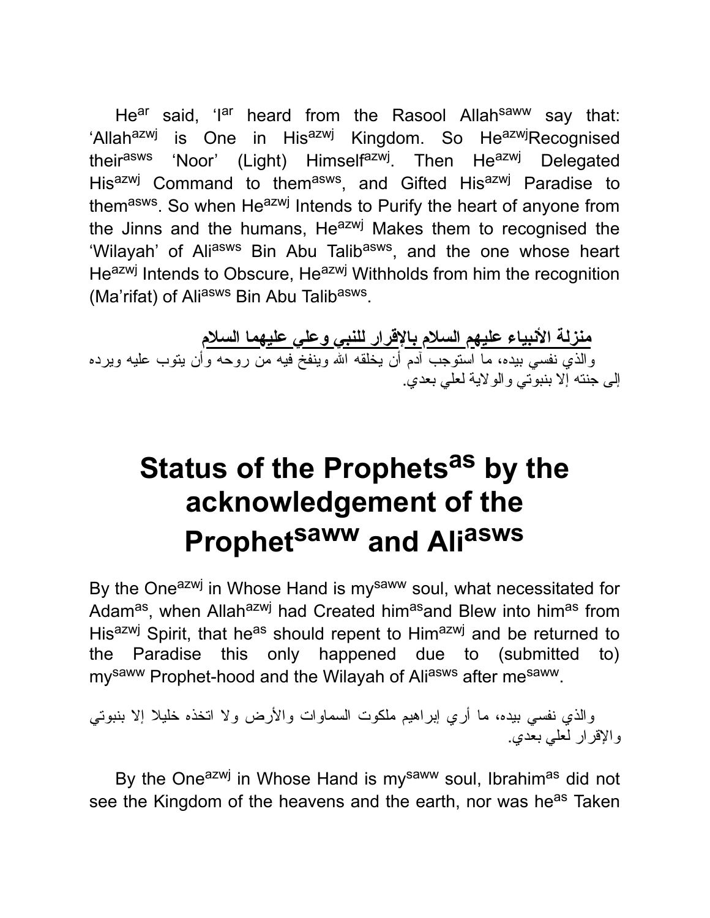He[ar] said, 'I[ar] heard from the Rasool Allah[saww] say that: 'Allah[azwj] is One in His[azwj] Kingdom. So He[azwj]Recognised their[asws] 'Noor' (Light) Himself[azwj]. Then He[azwj] Delegated His[azwj] Command to them[asws], and Gifted His[azwj] Paradise to them[asws]. So when He[azwj] Intends to Purify the heart of anyone from the Jinns and the humans, He[azwj] Makes them to recognised the 'Wilayah' of Ali[asws] Bin Abu Talib[asws], and the one whose heart He[azwj] Intends to Obscure, He[azwj] Withholds from him the recognition (Ma'rifat) of Ali[asws] Bin Abu Talib[asws].

**منزلة الأنبياء عليهم السلام بالإقرار للنبي وعلي عليهما السلام**

والذي نفسي بيده، ما استوجب آدم أن يخلقه الله وينفخ فيه من روحه وأن يتوب عليه ويرده إلى جنته إلا بنبوتي والولاية لعلي بعدي.

# Status of the Prophets[as] by the acknowledgement of the Prophet[saww] and Ali[asws]

By the One[azwj] in Whose Hand is my[saww] soul, what necessitated for Adam[as], when Allah[azwj] had Created him[as]and Blew into him[as] from His[azwj] Spirit, that he[as] should repent to Him[azwj] and be returned to the Paradise this only happened due to (submitted to) my[saww] Prophet-hood and the Wilayah of Ali[asws] after me[saww].

والذي نفسي بيده، ما أري إبراهيم ملكوت السماوات والأرض ولا اتخذه خليلا إلا بنبوتي والإقرار لعلي بعدي.

By the One[azwj] in Whose Hand is my[saww] soul, Ibrahim[as] did not see the Kingdom of the heavens and the earth, nor was he[as] Taken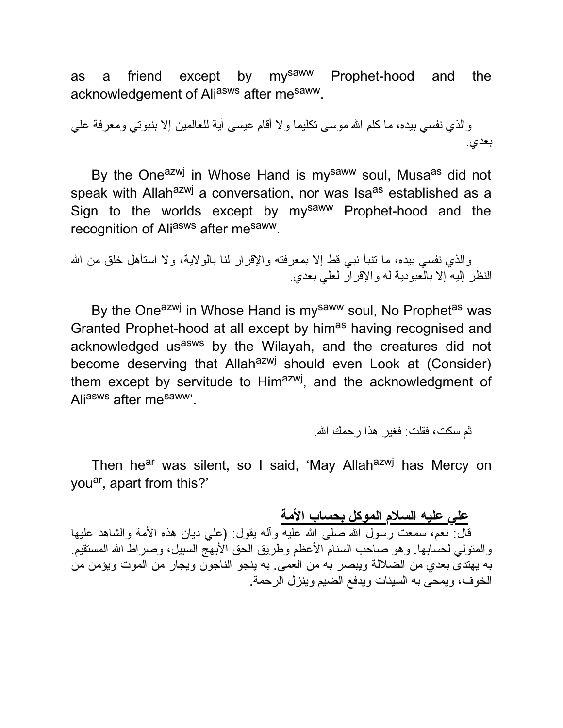as a friend except by my[saww] Prophet-hood and the acknowledgement of Ali[asws] after me[saww].

والذي نفسي بيده، ما كلم الله موسى تكليما ولا أقام عيسى آية للعالمين إلا بنبوتي ومعرفة علي بعدي.

By the One[azwj] in Whose Hand is my[saww] soul, Musa[as] did not speak with Allah[azwj] a conversation, nor was Isa[as] established as a Sign to the worlds except by my[saww] Prophet-hood and the recognition of Ali[asws] after me[saww].

والذي نفسي بيده، ما تنبأ نبي قط إلا بمعرفته والإقرار لنا بالولاية، ولا استأهل خلق من الله النظر إليه إلا بالعبودية له والإقرار لعلي بعدي.

By the One[azwj] in Whose Hand is my[saww] soul, No Prophet[as] was Granted Prophet-hood at all except by him[as] having recognised and acknowledged us[asws] by the Wilayah, and the creatures did not become deserving that Allah[azwj] should even Look at (Consider) them except by servitude to Him[azwj], and the acknowledgment of Ali[asws] after me[saww]'.

ثم سكت، فقلت: فغير هذا رحمك الله.

Then he[ar] was silent, so I said, 'May Allah[azwj] has Mercy on you[ar], apart from this?'

## علي عليه السلام الموكل بحساب الأمة

قال: نعم، سمعت رسول الله صلى الله عليه وآله يقول: (علي ديان هذه الأمة والشاهد عليها والمتولي لحسابها. وهو صاحب السنام الأعظم وطريق الحق الأبهج السبيل، وصراط الله المستقيم. به يهتدى بعدي من الضلالة ويبصر به من العمى. به ينجو الناجون ويجار من الموت ويؤمن من الخوف، ويمحى به السيئات ويدفع الضيم وينزل الرحمة.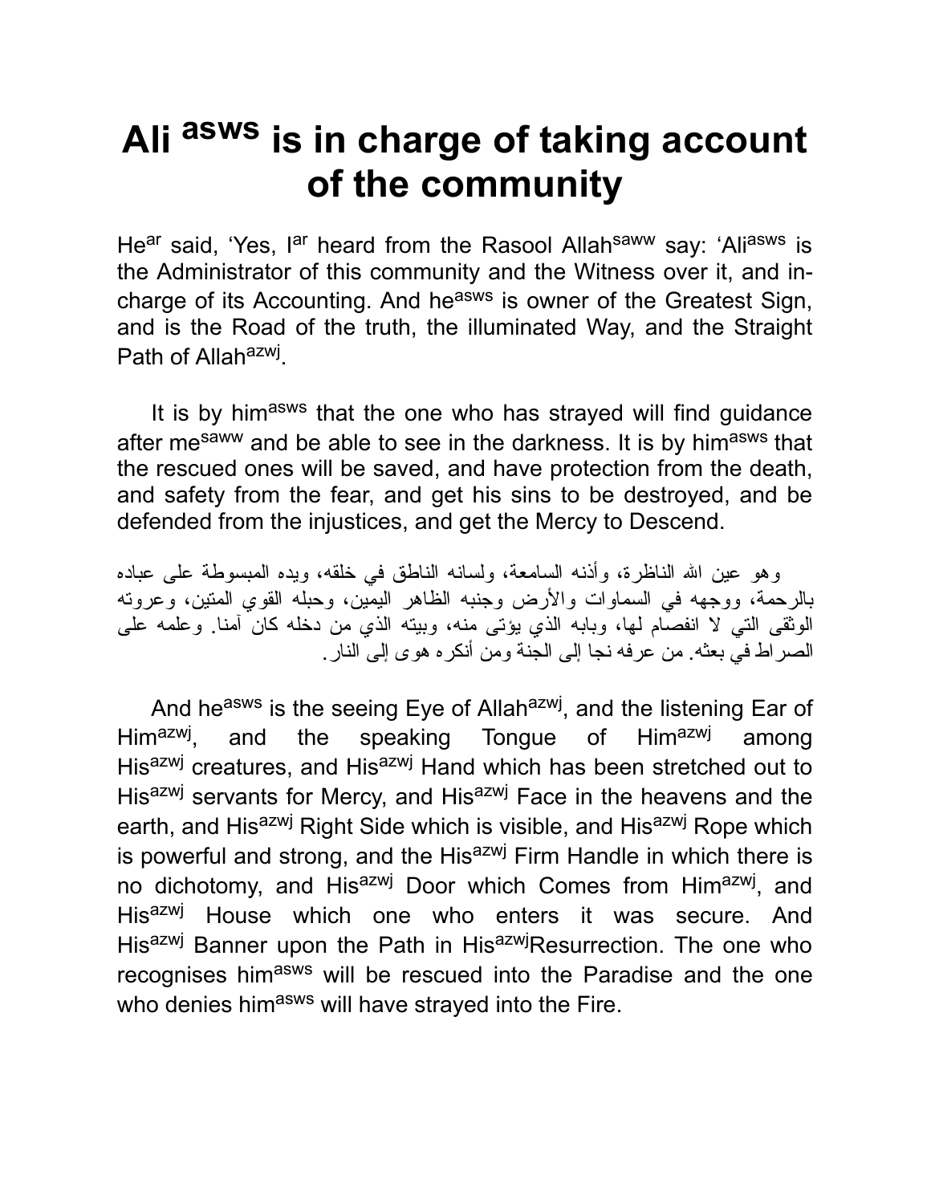# Ali asws is in charge of taking account of the community

He[ar] said, 'Yes, I[ar] heard from the Rasool Allah[saww] say: 'Ali[asws] is the Administrator of this community and the Witness over it, and in-charge of its Accounting. And he[asws] is owner of the Greatest Sign, and is the Road of the truth, the illuminated Way, and the Straight Path of Allah[azwj].

It is by him[asws] that the one who has strayed will find guidance after me[saww] and be able to see in the darkness. It is by him[asws] that the rescued ones will be saved, and have protection from the death, and safety from the fear, and get his sins to be destroyed, and be defended from the injustices, and get the Mercy to Descend.

وهو عين الله الناظرة، وأذنه السامعة، ولسانه الناطق في خلقه، ويده المبسوطة على عباده بالرحمة، ووجهه في السماوات والأرض وجنبه الظاهر اليمين، وحبله القوي المتين، وعروته الوثقى التي لا انفصام لها، وبابه الذي يؤتى منه، وبيته الذي من دخله كان آمنا. وعلمه على الصراط في بعثه. من عرفه نجا إلى الجنة ومن أنكره هوى إلى النار.

And he[asws] is the seeing Eye of Allah[azwj], and the listening Ear of Him[azwj], and the speaking Tongue of Him[azwj] among His[azwj] creatures, and His[azwj] Hand which has been stretched out to His[azwj] servants for Mercy, and His[azwj] Face in the heavens and the earth, and His[azwj] Right Side which is visible, and His[azwj] Rope which is powerful and strong, and the His[azwj] Firm Handle in which there is no dichotomy, and His[azwj] Door which Comes from Him[azwj], and His[azwj] House which one who enters it was secure. And His[azwj] Banner upon the Path in His[azwj]Resurrection. The one who recognises him[asws] will be rescued into the Paradise and the one who denies him[asws] will have strayed into the Fire.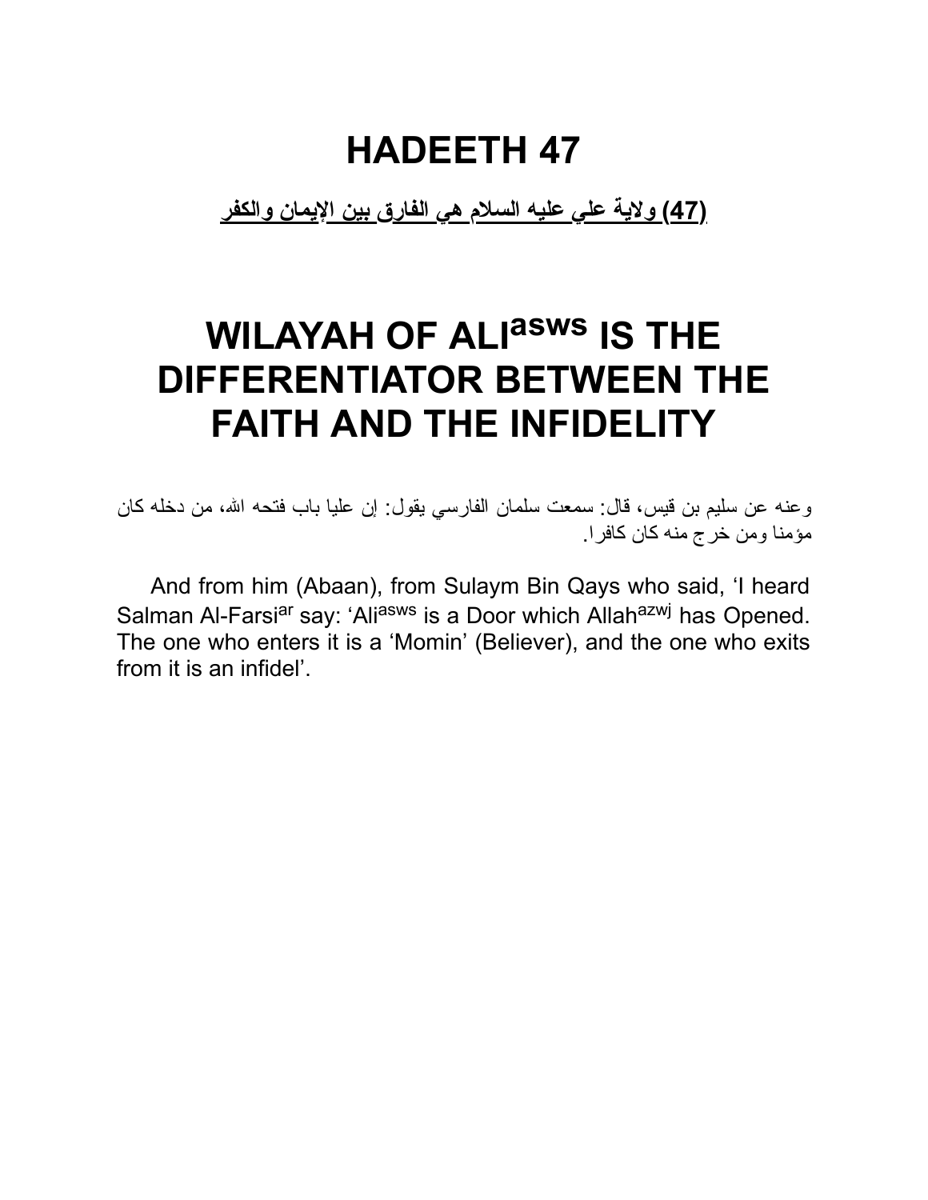# HADEETH 47

**(47) ولاية علي عليه السلام هي الفارق بين الإيمان والكفر**

# WILAYAH OF ALI^asws IS THE DIFFERENTIATOR BETWEEN THE FAITH AND THE INFIDELITY

وعنه عن سليم بن قيس، قال: سمعت سلمان الفارسي يقول: إن عليا باب فتحه الله، من دخله كان مؤمنا ومن خرج منه كان كافرا.

And from him (Abaan), from Sulaym Bin Qays who said, 'I heard Salman Al-Farsi[ar] say: 'Ali[asws] is a Door which Allah[azwj] has Opened. The one who enters it is a 'Momin' (Believer), and the one who exits from it is an infidel'.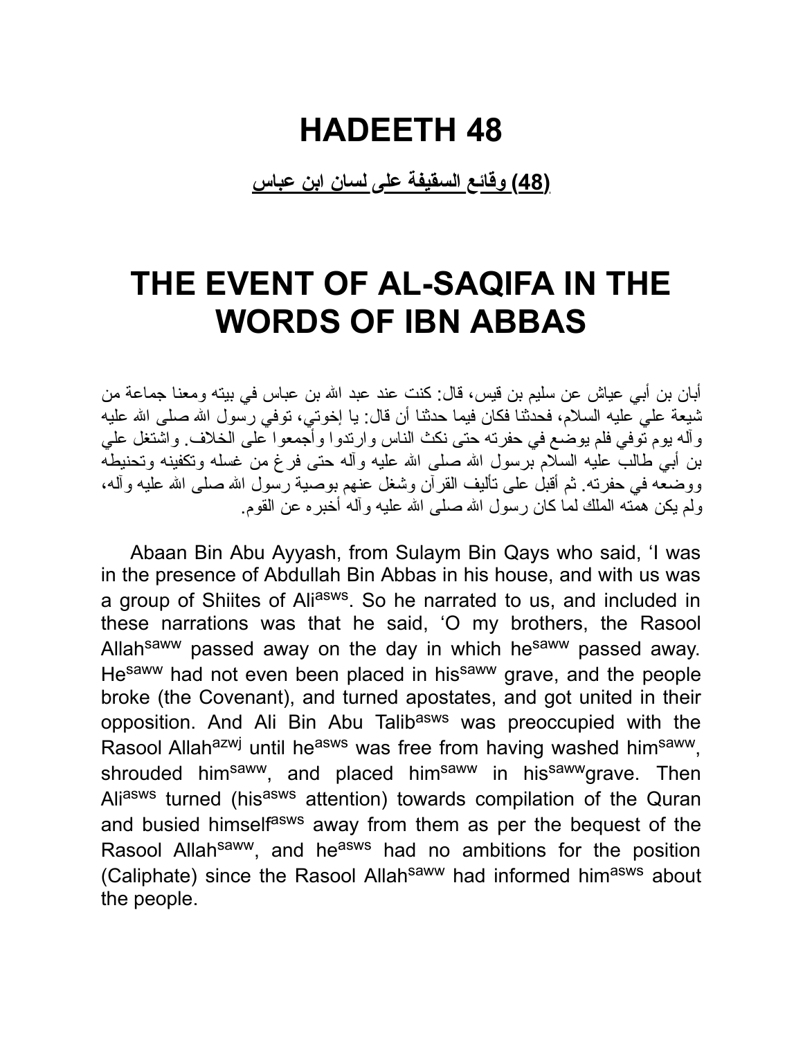# HADEETH 48

**(48) وقائع السقيفة على لسان ابن عباس**

# THE EVENT OF AL-SAQIFA IN THE WORDS OF IBN ABBAS

أبان بن أبي عياش عن سليم بن قيس، قال: كنت عند عبد الله بن عباس في بيته ومعنا جماعة من شيعة علي عليه السلام، فحدثنا فكان فيما حدثنا أن قال: يا إخوتي، توفي رسول الله صلى الله عليه وآله يوم توفي فلم يوضع في حفرته حتى نكث الناس وارتدوا وأجمعوا على الخلاف. واشتغل علي بن أبي طالب عليه السلام برسول الله صلى الله عليه وآله حتى فرغ من غسله وتكفينه وتحنيطه ووضعه في حفرته. ثم أقبل على تأليف القرآن وشغل عنهم بوصية رسول الله صلى الله عليه وآله، ولم يكن همته الملك لما كان رسول الله صلى الله عليه وآله أخبره عن القوم.

Abaan Bin Abu Ayyash, from Sulaym Bin Qays who said, 'I was in the presence of Abdullah Bin Abbas in his house, and with us was a group of Shiites of Ali[asws]. So he narrated to us, and included in these narrations was that he said, 'O my brothers, the Rasool Allah[saww] passed away on the day in which he[saww] passed away. He[saww] had not even been placed in his[saww] grave, and the people broke (the Covenant), and turned apostates, and got united in their opposition. And Ali Bin Abu Talib[asws] was preoccupied with the Rasool Allah[azwj] until he[asws] was free from having washed him[saww], shrouded him[saww], and placed him[saww] in his[saww] grave. Then Ali[asws] turned (his[asws] attention) towards compilation of the Quran and busied himself[asws] away from them as per the bequest of the Rasool Allah[saww], and he[asws] had no ambitions for the position (Caliphate) since the Rasool Allah[saww] had informed him[asws] about the people.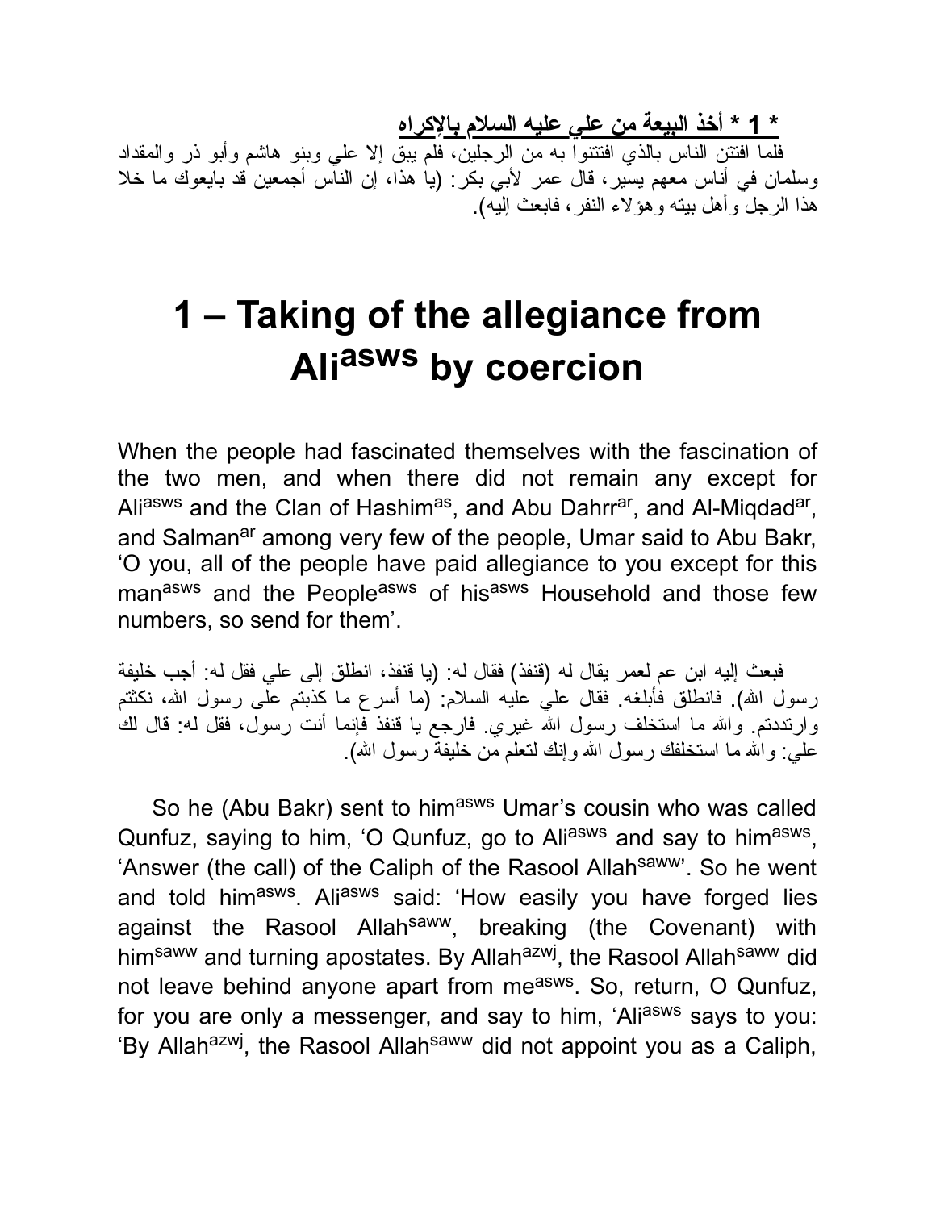**\* 1 \* أخذ البيعة من علي عليه السلام بالإكراه**

فلما افتتن الناس بالذي افتتنوا به من الرجلين، فلم يبق إلا علي وبنو هاشم وأبو ذر والمقداد وسلمان في أناس معهم يسير، قال عمر لأبي بكر: (يا هذا، إن الناس أجمعين قد بايعوك ما خلا هذا الرجل وأهل بيته وهؤلاء النفر، فابعث إليه).

# 1 – Taking of the allegiance from Ali[asws] by coercion

When the people had fascinated themselves with the fascination of the two men, and when there did not remain any except for Ali[asws] and the Clan of Hashim[as], and Abu Dahrr[ar], and Al-Miqdad[ar], and Salman[ar] among very few of the people, Umar said to Abu Bakr, 'O you, all of the people have paid allegiance to you except for this man[asws] and the People[asws] of his[asws] Household and those few numbers, so send for them'.

فبعث إليه ابن عم لعمر يقال له (قنفذ) فقال له: (يا قنفذ، انطلق إلى علي فقل له: أجب خليفة رسول الله). فانطلق فأبلغه. فقال علي عليه السلام: (ما أسرع ما كذبتم على رسول الله، نكثتم وارتددتم. والله ما استخلف رسول الله غيري. فارجع يا قنفذ فإنما أنت رسول، فقل له: قال لك علي: والله ما استخلفك رسول الله وإنك لتعلم من خليفة رسول الله).

So he (Abu Bakr) sent to him[asws] Umar's cousin who was called Qunfuz, saying to him, 'O Qunfuz, go to Ali[asws] and say to him[asws], 'Answer (the call) of the Caliph of the Rasool Allah[saww]'. So he went and told him[asws]. Ali[asws] said: 'How easily you have forged lies against the Rasool Allah[saww], breaking (the Covenant) with him[saww] and turning apostates. By Allah[azwj], the Rasool Allah[saww] did not leave behind anyone apart from me[asws]. So, return, O Qunfuz, for you are only a messenger, and say to him, 'Ali[asws] says to you: 'By Allah[azwj], the Rasool Allah[saww] did not appoint you as a Caliph,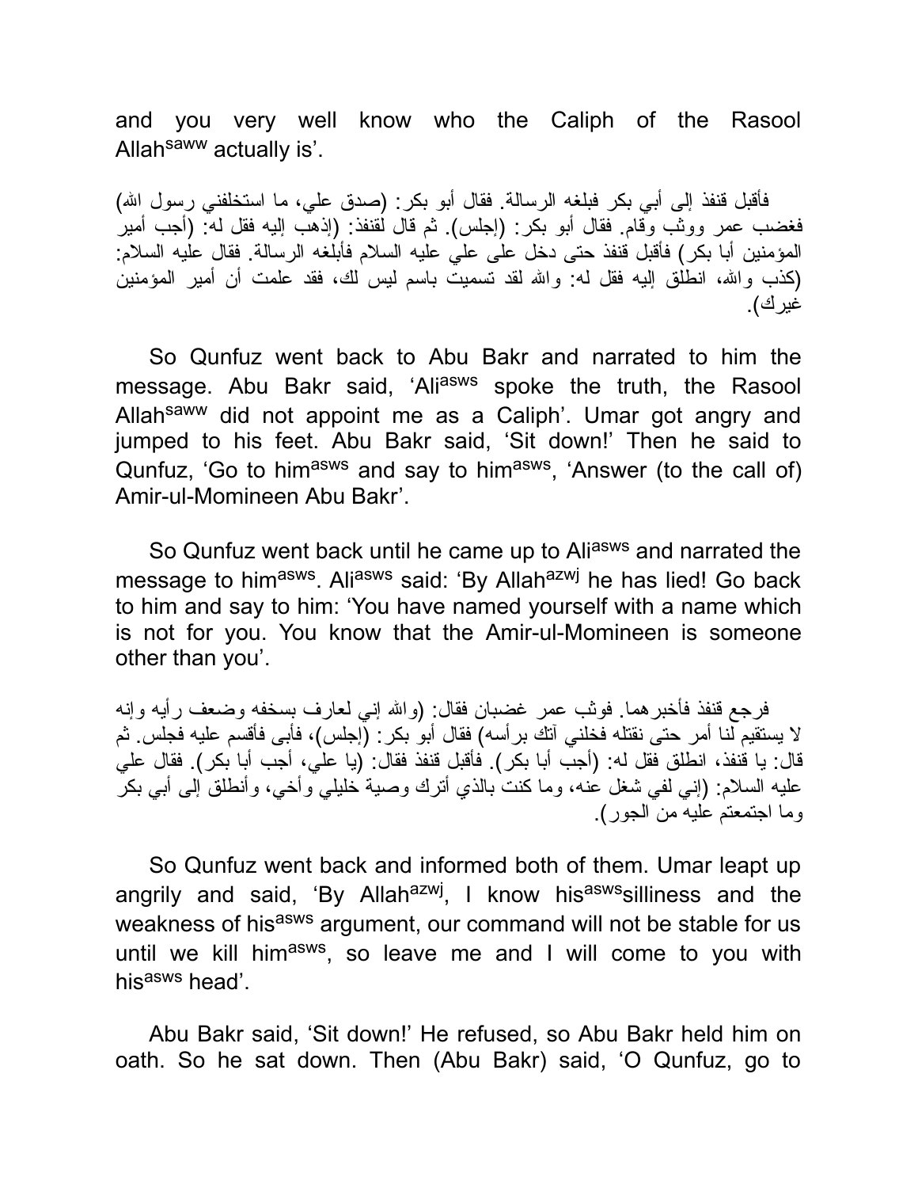and you very well know who the Caliph of the Rasool Allah[saww] actually is'.

فأقبل قنفذ إلى أبي بكر فبلغه الرسالة. فقال أبو بكر: (صدق علي، ما استخلفني رسول الله) فغضب عمر ووثب وقام. فقال أبو بكر: (إجلس). ثم قال لقنفذ: (إذهب إليه فقل له: (أجب أمير المؤمنين أبا بكر) فأقبل قنفذ حتى دخل على علي عليه السلام فأبلغه الرسالة. فقال عليه السلام: (كذب والله، انطلق إليه فقل له: والله لقد تسميت باسم ليس لك، فقد علمت أن أمير المؤمنين غيرك).

So Qunfuz went back to Abu Bakr and narrated to him the message. Abu Bakr said, 'Ali[asws] spoke the truth, the Rasool Allah[saww] did not appoint me as a Caliph'. Umar got angry and jumped to his feet. Abu Bakr said, 'Sit down!' Then he said to Qunfuz, 'Go to him[asws] and say to him[asws], 'Answer (to the call of) Amir-ul-Momineen Abu Bakr'.

So Qunfuz went back until he came up to Ali[asws] and narrated the message to him[asws]. Ali[asws] said: 'By Allah[azwj] he has lied! Go back to him and say to him: 'You have named yourself with a name which is not for you. You know that the Amir-ul-Momineen is someone other than you'.

فرجع قنفذ فأخبرهما. فوثب عمر غضبان فقال: (والله إني لعارف بسخفه وضعف رأيه وإنه لا يستقيم لنا أمر حتى نقتله فخلني آتك برأسه) فقال أبو بكر: (إجلس)، فأبى فأقسم عليه فجلس. ثم قال: يا قنفذ، انطلق فقل له: (أجب أبا بكر). فأقبل قنفذ فقال: (يا علي، أجب أبا بكر). فقال علي عليه السلام: (إني لفي شغل عنه، وما كنت بالذي أترك وصية خليلي وأخي، وأنطلق إلى أبي بكر وما اجتمعتم عليه من الجور).

So Qunfuz went back and informed both of them. Umar leapt up angrily and said, 'By Allah[azwj], I know his[asws] silliness and the weakness of his[asws] argument, our command will not be stable for us until we kill him[asws], so leave me and I will come to you with his[asws] head'.

Abu Bakr said, 'Sit down!' He refused, so Abu Bakr held him on oath. So he sat down. Then (Abu Bakr) said, 'O Qunfuz, go to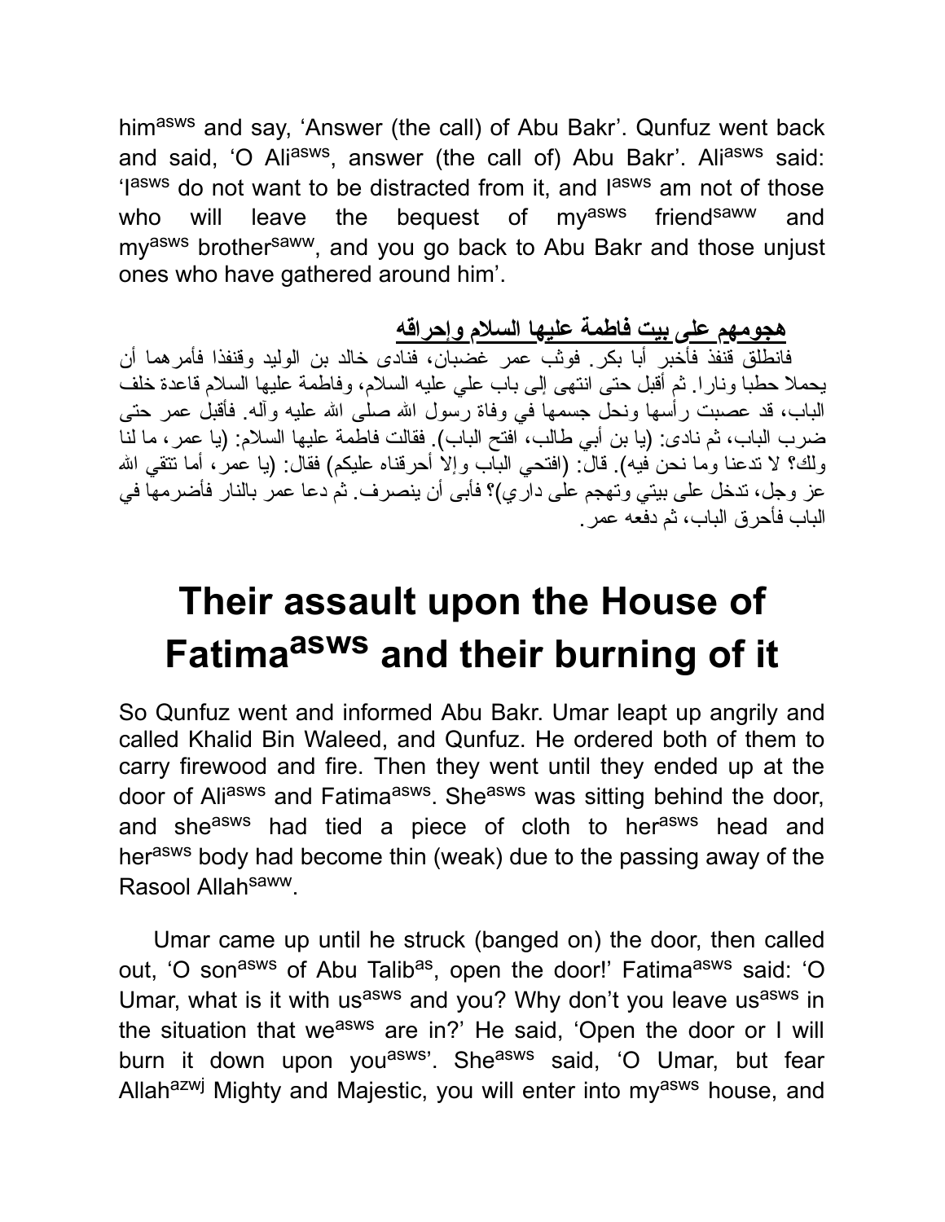him[asws] and say, 'Answer (the call) of Abu Bakr'. Qunfuz went back and said, 'O Ali[asws], answer (the call of) Abu Bakr'. Ali[asws] said: 'I[asws] do not want to be distracted from it, and I[asws] am not of those who will leave the bequest of my[asws] friend[saww] and my[asws] brother[saww], and you go back to Abu Bakr and those unjust ones who have gathered around him'.

**هجومهم على بيت فاطمة عليها السلام وإحراقه**

فانطلق قنفذ فأخبر أبا بكر. فوثب عمر غضبان، فنادى خالد بن الوليد وقنفذا فأمرهما أن يحملا حطبا ونارا. ثم أقبل حتى انتهى إلى باب علي عليه السلام، وفاطمة عليها السلام قاعدة خلف الباب، قد عصبت رأسها ونحل جسمها في وفاة رسول الله صلى الله عليه وآله. فأقبل عمر حتى ضرب الباب، ثم نادى: (يا بن أبي طالب، افتح الباب). فقالت فاطمة عليها السلام: (يا عمر، ما لنا ولك؟ لا تدعنا وما نحن فيه). قال: (افتحي الباب وإلا أحرقناه عليكم) فقال: (يا عمر، أما تتقي الله عز وجل، تدخل على بيتي وتهجم على داري)؟ فأبى أن ينصرف. ثم دعا عمر بالنار فأضرمها في الباب فأحرق الباب، ثم دفعه عمر.

# Their assault upon the House of Fatima[asws] and their burning of it

So Qunfuz went and informed Abu Bakr. Umar leapt up angrily and called Khalid Bin Waleed, and Qunfuz. He ordered both of them to carry firewood and fire. Then they went until they ended up at the door of Ali[asws] and Fatima[asws]. She[asws] was sitting behind the door, and she[asws] had tied a piece of cloth to her[asws] head and her[asws] body had become thin (weak) due to the passing away of the Rasool Allah[saww].

Umar came up until he struck (banged on) the door, then called out, 'O son[asws] of Abu Talib[as], open the door!' Fatima[asws] said: 'O Umar, what is it with us[asws] and you? Why don't you leave us[asws] in the situation that we[asws] are in?' He said, 'Open the door or I will burn it down upon you[asws]'. She[asws] said, 'O Umar, but fear Allah[azwj] Mighty and Majestic, you will enter into my[asws] house, and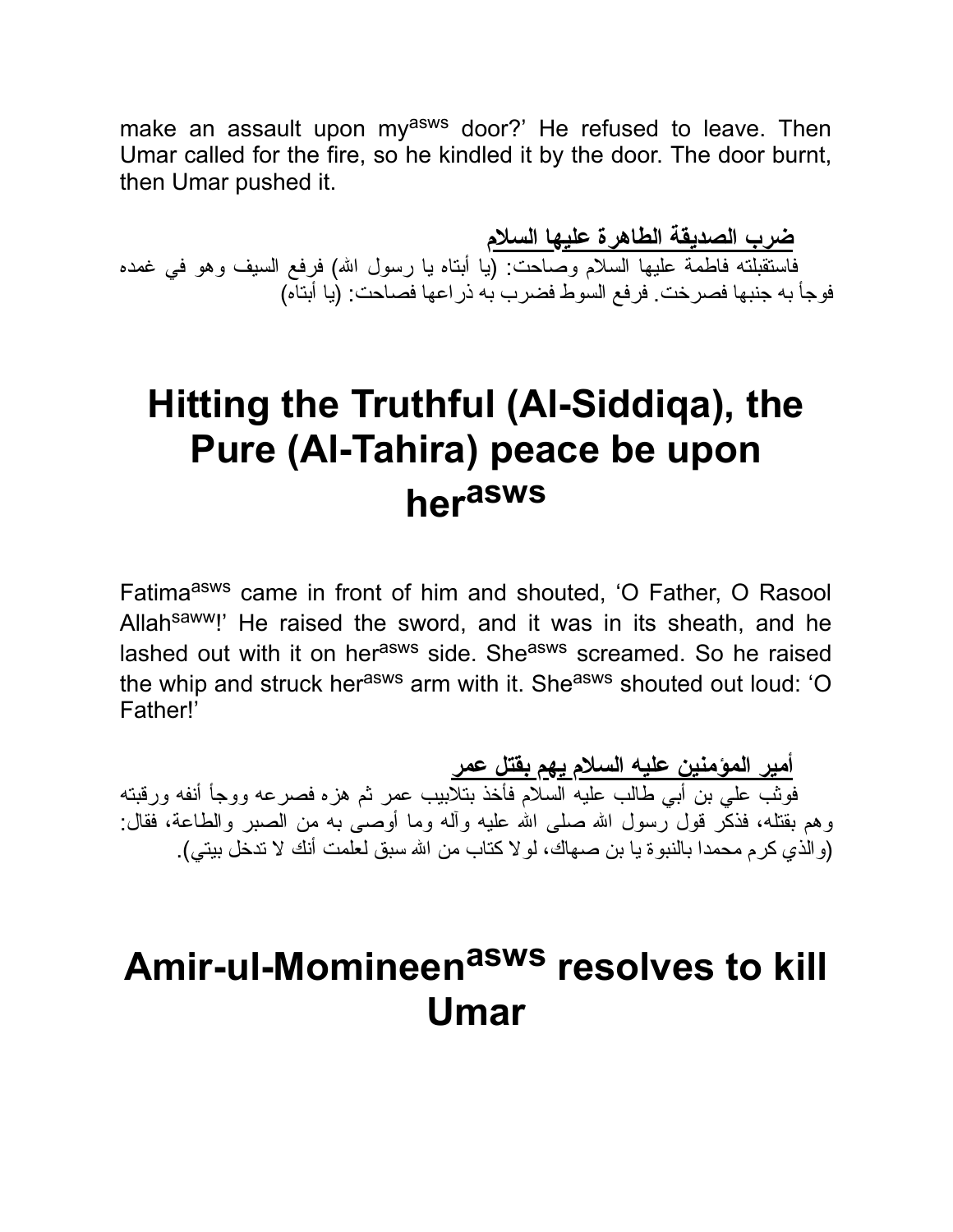make an assault upon my[asws] door?' He refused to leave. Then Umar called for the fire, so he kindled it by the door. The door burnt, then Umar pushed it.

**<u>ضرب الصديقة الطاهرة عليها السلام</u>**

فاستقبلته فاطمة عليها السلام وصاحت: (يا أبتاه يا رسول الله) فرفع السيف وهو في غمده فوجأ به جنبها فصرخت. فرفع السوط فضرب به ذراعها فصاحت: (يا أبتاه)

# Hitting the Truthful (Al-Siddiqa), the Pure (Al-Tahira) peace be upon her[asws]

Fatima[asws] came in front of him and shouted, 'O Father, O Rasool Allah[saww]!' He raised the sword, and it was in its sheath, and he lashed out with it on her[asws] side. She[asws] screamed. So he raised the whip and struck her[asws] arm with it. She[asws] shouted out loud: 'O Father!'

**<u>أمير المؤمنين عليه السلام يهم بقتل عمر</u>**

فوثب علي بن أبي طالب عليه السلام فأخذ بتلابيب عمر ثم هزه فصرعه ووجأ أنفه ورقبته وهم بقتله، فذكر قول رسول الله صلى الله عليه وآله وما أوصى به من الصبر والطاعة، فقال: (والذي كرم محمدا بالنبوة يا بن صهاك، لولا كتاب من الله سبق لعلمت أنك لا تدخل بيتي).

# Amir-ul-Momineen[asws] resolves to kill Umar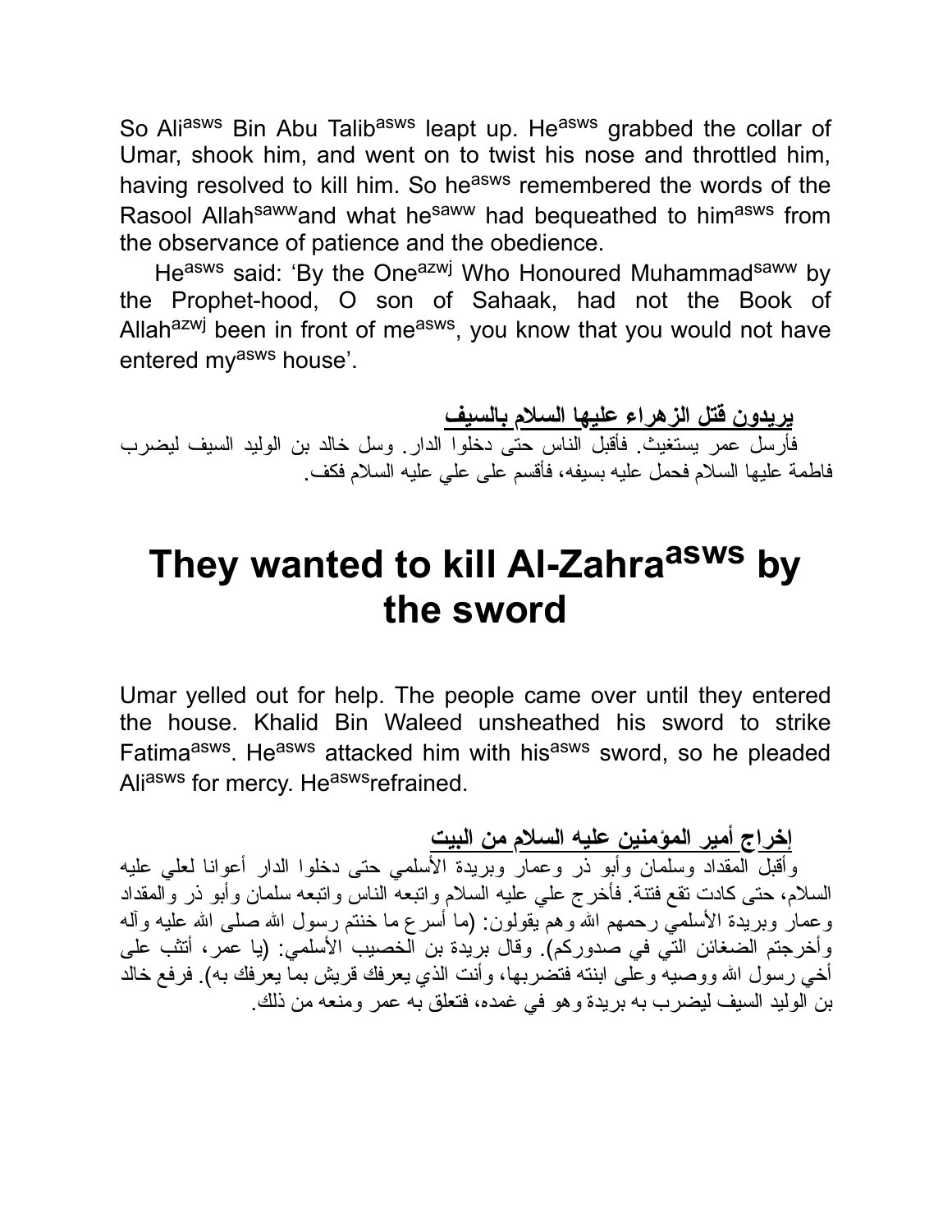So Ali[asws] Bin Abu Talib[asws] leapt up. He[asws] grabbed the collar of Umar, shook him, and went on to twist his nose and throttled him, having resolved to kill him. So he[asws] remembered the words of the Rasool Allah[saww]and what he[saww] had bequeathed to him[asws] from the observance of patience and the obedience.

He[asws] said: 'By the One[azwj] Who Honoured Muhammad[saww] by the Prophet-hood, O son of Sahaak, had not the Book of Allah[azwj] been in front of me[asws], you know that you would not have entered my[asws] house'.

**يريدون قتل الزهراء عليها السلام بالسيف**

فأرسل عمر يستغيث. فأقبل الناس حتى دخلوا الدار. وسل خالد بن الوليد السيف ليضرب فاطمة عليها السلام فحمل عليه بسيفه، فأقسم على علي عليه السلام فكف.

# They wanted to kill Al-Zahra[asws] by the sword

Umar yelled out for help. The people came over until they entered the house. Khalid Bin Waleed unsheathed his sword to strike Fatima[asws]. He[asws] attacked him with his[asws] sword, so he pleaded Ali[asws] for mercy. He[asws]refrained.

**إخراج أمير المؤمنين عليه السلام من البيت**

وأقبل المقداد وسلمان وأبو ذر وعمار وبريدة الأسلمي حتى دخلوا الدار أعوانا لعلي عليه السلام، حتى كادت تقع فتنة. فأخرج علي عليه السلام واتبعه الناس واتبعه سلمان وأبو ذر والمقداد وعمار وبريدة الأسلمي رحمهم الله وهم يقولون: (ما أسرع ما خنتم رسول الله صلى الله عليه وآله وأخرجتم الضغائن التي في صدوركم). وقال بريدة بن الخصيب الأسلمي: (يا عمر، أتثب على أخي رسول الله ووصيه وعلى ابنته فتضربها، وأنت الذي يعرفك قريش بما يعرفك به). فرفع خالد بن الوليد السيف ليضرب به بريدة وهو في غمده، فتعلق به عمر ومنعه من ذلك.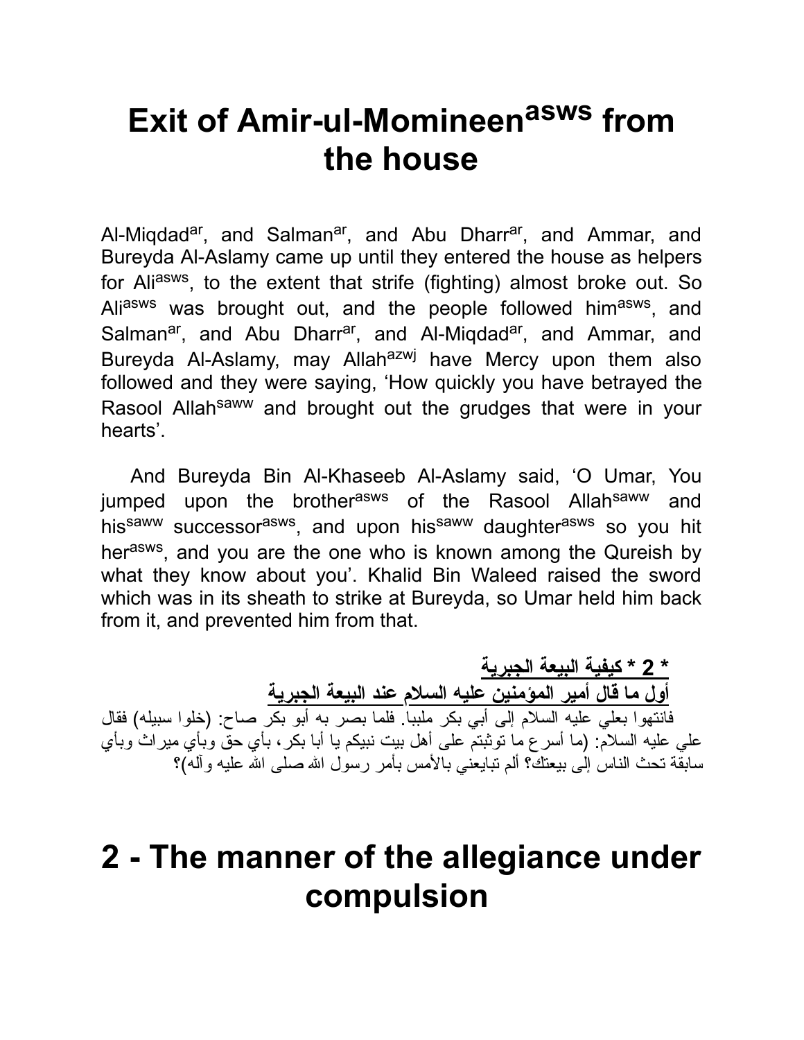# Exit of Amir-ul-Momineen[asws] from the house

Al-Miqdad[ar], and Salman[ar], and Abu Dharr[ar], and Ammar, and Bureyda Al-Aslamy came up until they entered the house as helpers for Ali[asws], to the extent that strife (fighting) almost broke out. So Ali[asws] was brought out, and the people followed him[asws], and Salman[ar], and Abu Dharr[ar], and Al-Miqdad[ar], and Ammar, and Bureyda Al-Aslamy, may Allah[azwj] have Mercy upon them also followed and they were saying, 'How quickly you have betrayed the Rasool Allah[saww] and brought out the grudges that were in your hearts'.

And Bureyda Bin Al-Khaseeb Al-Aslamy said, 'O Umar, You jumped upon the brother[asws] of the Rasool Allah[saww] and his[saww] successor[asws], and upon his[saww] daughter[asws] so you hit her[asws], and you are the one who is known among the Qureish by what they know about you'. Khalid Bin Waleed raised the sword which was in its sheath to strike at Bureyda, so Umar held him back from it, and prevented him from that.

**2 * كيفية البيعة الجبرية**

**أول ما قال أمير المؤمنين عليه السلام عند البيعة الجبرية**

فانتهوا بعلي عليه السلام إلى أبي بكر ملببا. فلما بصر به أبو بكر صاح: (خلوا سبيله) فقال علي عليه السلام: (ما أسرع ما توثبتم على أهل بيت نبيكم يا أبا بكر، بأي حق وبأي ميراث وبأي سابقة تحث الناس إلى بيعتك؟ ألم تبايعني بالأمس بأمر رسول الله صلى الله عليه وآله)؟

# 2 - The manner of the allegiance under compulsion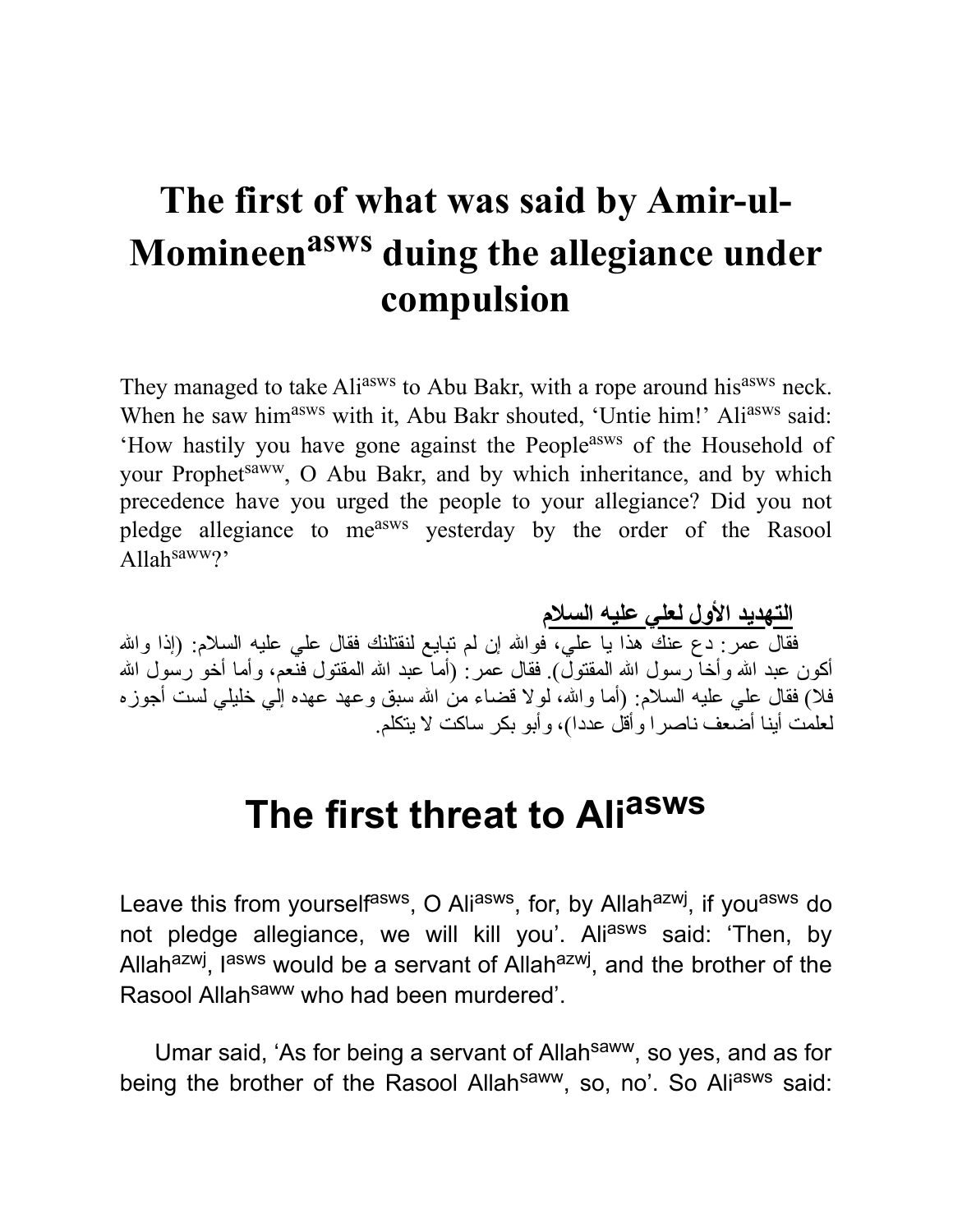# The first of what was said by Amir-ul-Momineen[asws] duing the allegiance under compulsion

They managed to take Ali[asws] to Abu Bakr, with a rope around his[asws] neck. When he saw him[asws] with it, Abu Bakr shouted, 'Untie him!' Ali[asws] said: 'How hastily you have gone against the People[asws] of the Household of your Prophet[saww], O Abu Bakr, and by which inheritance, and by which precedence have you urged the people to your allegiance? Did you not pledge allegiance to me[asws] yesterday by the order of the Rasool Allah[saww]?'

**التهديد الأول لعلي عليه السلام**

فقال عمر: دع عنك هذا يا علي، فوالله إن لم تبايع لنقتلنك فقال علي عليه السلام: (إذا والله أكون عبد الله وأخا رسول الله المقتول). فقال عمر: (أما عبد الله المقتول فنعم، وأما أخو رسول الله فلا) فقال علي عليه السلام: (أما والله، لولا قضاء من الله سبق وعهد عهده إلي خليلي لست أجوزه لعلمت أينا أضعف ناصرا وأقل عددا)، وأبو بكر ساكت لا يتكلم.

# The first threat to Ali[asws]

Leave this from yourself[asws], O Ali[asws], for, by Allah[azwj], if you[asws] do not pledge allegiance, we will kill you'. Ali[asws] said: 'Then, by Allah[azwj], I[asws] would be a servant of Allah[azwj], and the brother of the Rasool Allah[saww] who had been murdered'.

Umar said, 'As for being a servant of Allah[saww], so yes, and as for being the brother of the Rasool Allah[saww], so, no'. So Ali[asws] said: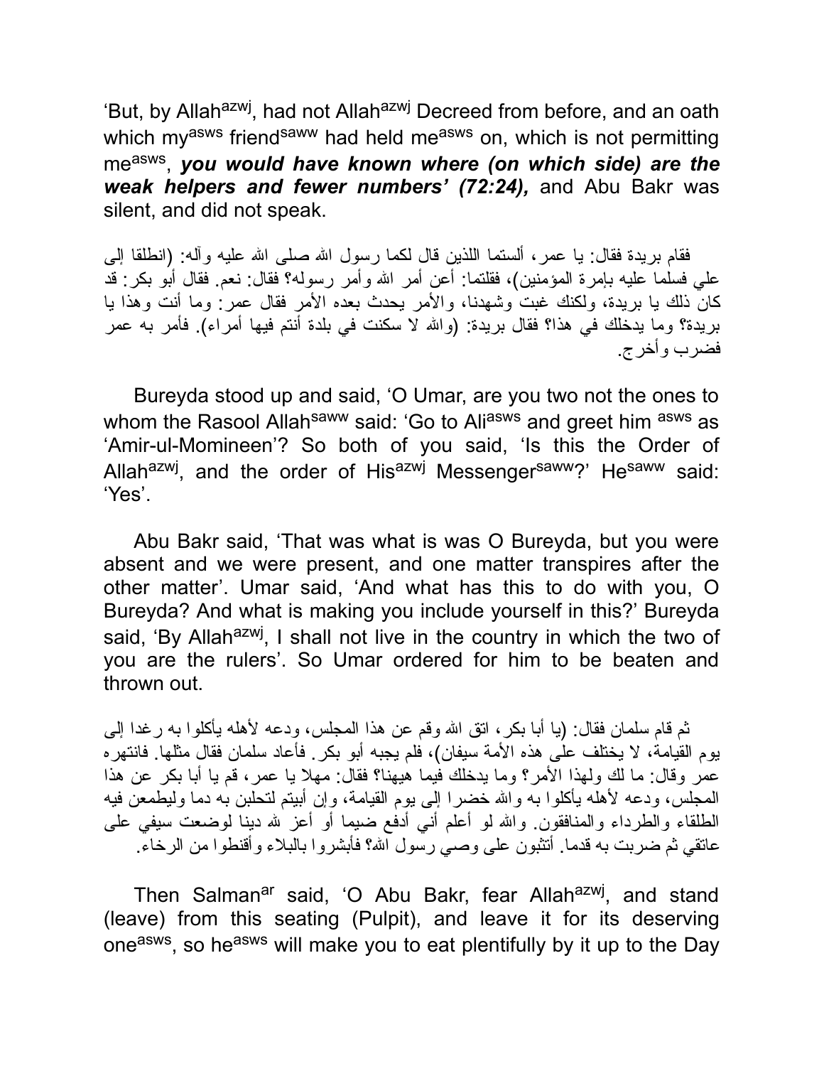'But, by Allah[azwj], had not Allah[azwj] Decreed from before, and an oath which my[asws] friend[saww] had held me[asws] on, which is not permitting me[asws], ***you would have known where (on which side) are the weak helpers and fewer numbers' (72:24),*** and Abu Bakr was silent, and did not speak.

فقام بريدة فقال: يا عمر، ألستما اللذين قال لكما رسول الله صلى الله عليه وآله: (انطلقا إلى علي فسلما عليه بإمرة المؤمنين)، فقلتما: أعن أمر الله وأمر رسوله؟ فقال: نعم. فقال أبو بكر: قد كان ذلك يا بريدة، ولكنك غبت وشهدنا، والأمر يحدث بعده الأمر فقال عمر: وما أنت وهذا يا بريدة؟ وما يدخلك في هذا؟ فقال بريدة: (والله لا سكنت في بلدة أنتم فيها أمراء). فأمر به عمر فضرب وأخرج.

Bureyda stood up and said, 'O Umar, are you two not the ones to whom the Rasool Allah[saww] said: 'Go to Ali[asws] and greet him [asws] as 'Amir-ul-Momineen'? So both of you said, 'Is this the Order of Allah[azwj], and the order of His[azwj] Messenger[saww]?' He[saww] said: 'Yes'.

Abu Bakr said, 'That was what is was O Bureyda, but you were absent and we were present, and one matter transpires after the other matter'. Umar said, 'And what has this to do with you, O Bureyda? And what is making you include yourself in this?' Bureyda said, 'By Allah[azwj], I shall not live in the country in which the two of you are the rulers'. So Umar ordered for him to be beaten and thrown out.

ثم قام سلمان فقال: (يا أبا بكر، اتق الله وقم عن هذا المجلس، ودعه لأهله يأكلوا به رغدا إلى يوم القيامة، لا يختلف على هذه الأمة سيفان)، فلم يجبه أبو بكر. فأعاد سلمان فقال مثلها. فانتهره عمر وقال: ما لك ولهذا الأمر؟ وما يدخلك فيما هيهنا؟ فقال: مهلا يا عمر، قم يا أبا بكر عن هذا المجلس، ودعه لأهله يأكلوا به والله خضرا إلى يوم القيامة، وإن أبيتم لتحلبن به دما وليطمعن فيه الطلقاء والطرداء والمنافقون. والله لو أعلم أني أدفع ضيما أو أعز لله دينا لوضعت سيفي على عاتقي ثم ضربت به قدما. أتثبون على وصي رسول الله؟ فأبشروا بالبلاء وأقنطوا من الرخاء.

Then Salman[ar] said, 'O Abu Bakr, fear Allah[azwj], and stand (leave) from this seating (Pulpit), and leave it for its deserving one[asws], so he[asws] will make you to eat plentifully by it up to the Day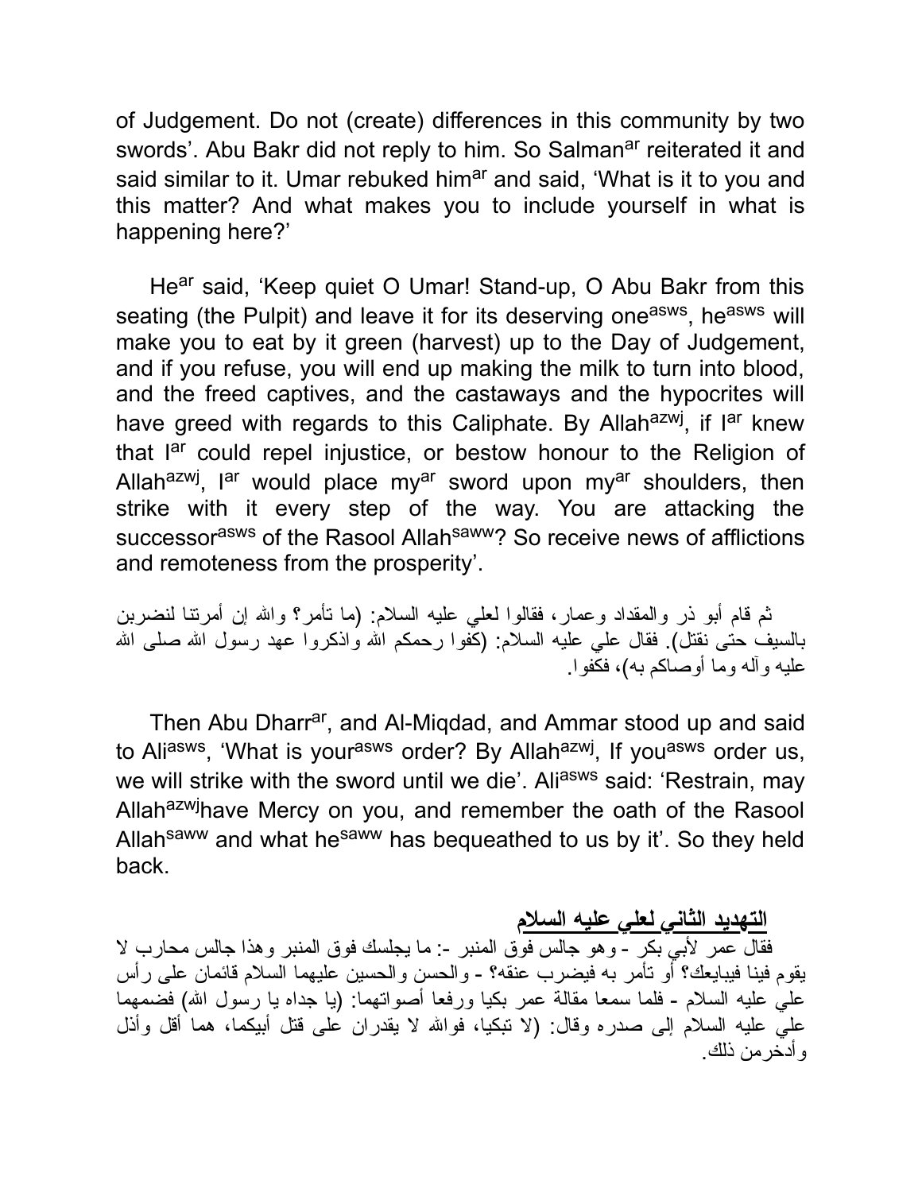of Judgement. Do not (create) differences in this community by two swords'. Abu Bakr did not reply to him. So Salman[ar] reiterated it and said similar to it. Umar rebuked him[ar] and said, 'What is it to you and this matter? And what makes you to include yourself in what is happening here?'

He[ar] said, 'Keep quiet O Umar! Stand-up, O Abu Bakr from this seating (the Pulpit) and leave it for its deserving one[asws], he[asws] will make you to eat by it green (harvest) up to the Day of Judgement, and if you refuse, you will end up making the milk to turn into blood, and the freed captives, and the castaways and the hypocrites will have greed with regards to this Caliphate. By Allah[azwj], if I[ar] knew that I[ar] could repel injustice, or bestow honour to the Religion of Allah[azwj], I[ar] would place my[ar] sword upon my[ar] shoulders, then strike with it every step of the way. You are attacking the successor[asws] of the Rasool Allah[saww]? So receive news of afflictions and remoteness from the prosperity'.

ثم قام أبو ذر والمقداد وعمار، فقالوا لعلي عليه السلام: (ما تأمر؟ والله إن أمرتنا لنضربن بالسيف حتى نقتل). فقال علي عليه السلام: (كفوا رحمكم الله واذكروا عهد رسول الله صلى الله عليه وآله وما أوصاكم به)، فكفوا.

Then Abu Dharr[ar], and Al-Miqdad, and Ammar stood up and said to Ali[asws], 'What is your[asws] order? By Allah[azwj], If you[asws] order us, we will strike with the sword until we die'. Ali[asws] said: 'Restrain, may Allah[azwj]have Mercy on you, and remember the oath of the Rasool Allah[saww] and what he[saww] has bequeathed to us by it'. So they held back.

## التهديد الثاني لعلي عليه السلام

فقال عمر لأبي بكر - وهو جالس فوق المنبر -: ما يجلسك فوق المنبر وهذا جالس محارب لا يقوم فينا فيبايعك؟ أو تأمر به فيضرب عنقه؟ - والحسن والحسين عليهما السلام قائمان على رأس علي عليه السلام - فلما سمعا مقالة عمر بكيا ورفعا أصواتهما: (يا جداه يا رسول الله) فضمهما علي عليه السلام إلى صدره وقال: (لا تبكيا، فوالله لا يقدران على قتل أبيكما، هما أقل وأذل وأدخرمن ذلك.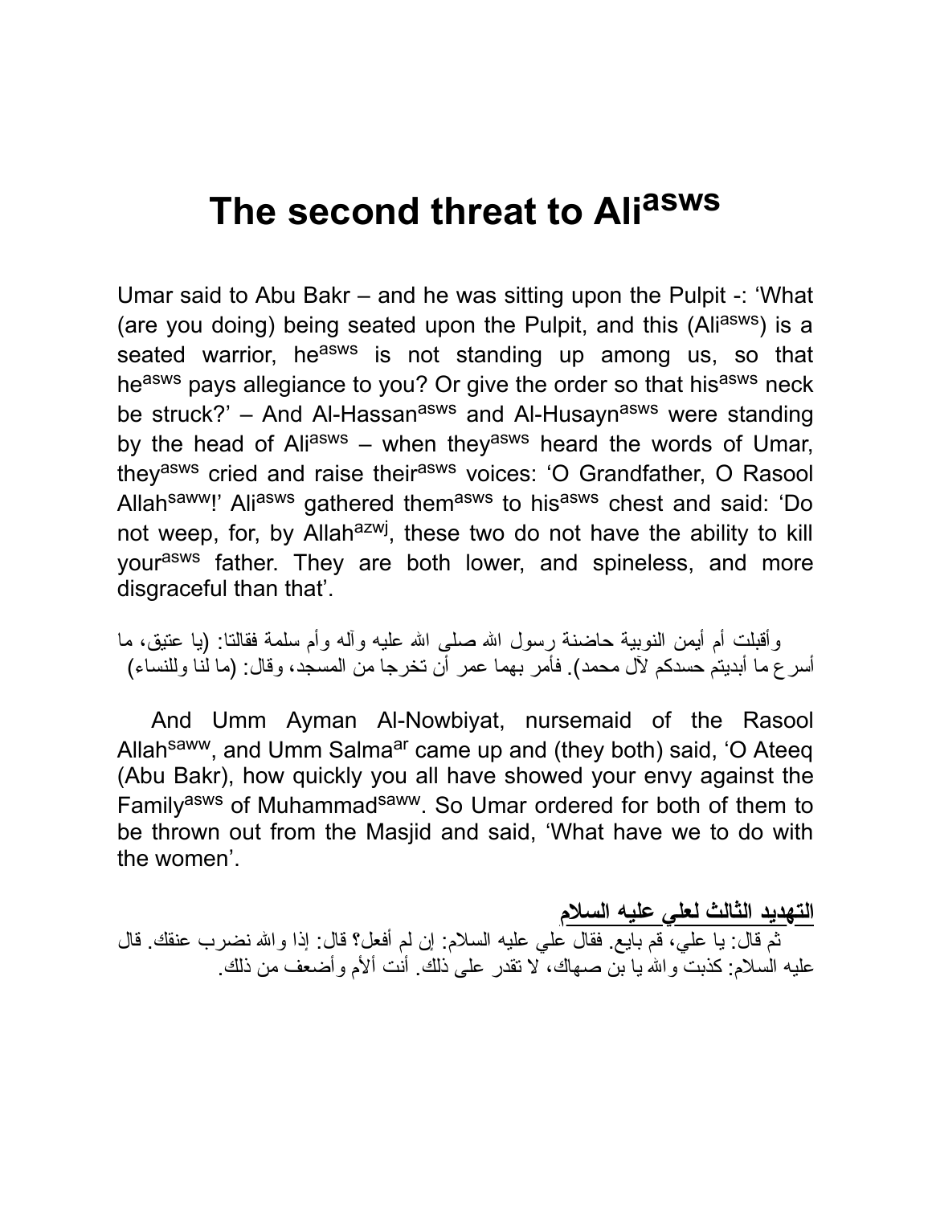# The second threat to Ali[asws]

Umar said to Abu Bakr – and he was sitting upon the Pulpit -: 'What (are you doing) being seated upon the Pulpit, and this (Ali[asws]) is a seated warrior, he[asws] is not standing up among us, so that he[asws] pays allegiance to you? Or give the order so that his[asws] neck be struck?' – And Al-Hassan[asws] and Al-Husayn[asws] were standing by the head of Ali[asws] – when they[asws] heard the words of Umar, they[asws] cried and raise their[asws] voices: 'O Grandfather, O Rasool Allah[saww]!' Ali[asws] gathered them[asws] to his[asws] chest and said: 'Do not weep, for, by Allah[azwj], these two do not have the ability to kill your[asws] father. They are both lower, and spineless, and more disgraceful than that'.

وأقبلت أم أيمن النوبية حاضنة رسول الله صلى الله عليه وآله وأم سلمة فقالتا: (يا عتيق، ما أسرع ما أبديتم حسدكم لآل محمد). فأمر بهما عمر أن تخرجا من المسجد، وقال: (ما لنا وللنساء)

And Umm Ayman Al-Nowbiyat, nursemaid of the Rasool Allah[saww], and Umm Salma[ar] came up and (they both) said, 'O Ateeq (Abu Bakr), how quickly you all have showed your envy against the Family[asws] of Muhammad[saww]. So Umar ordered for both of them to be thrown out from the Masjid and said, 'What have we to do with the women'.

**التهديد الثالث لعلي عليه السلام**

ثم قال: يا علي، قم بايع. فقال علي عليه السلام: إن لم أفعل؟ قال: إذا والله نضرب عنقك. قال عليه السلام: كذبت والله يا بن صهاك، لا تقدر على ذلك. أنت ألأم وأضعف من ذلك.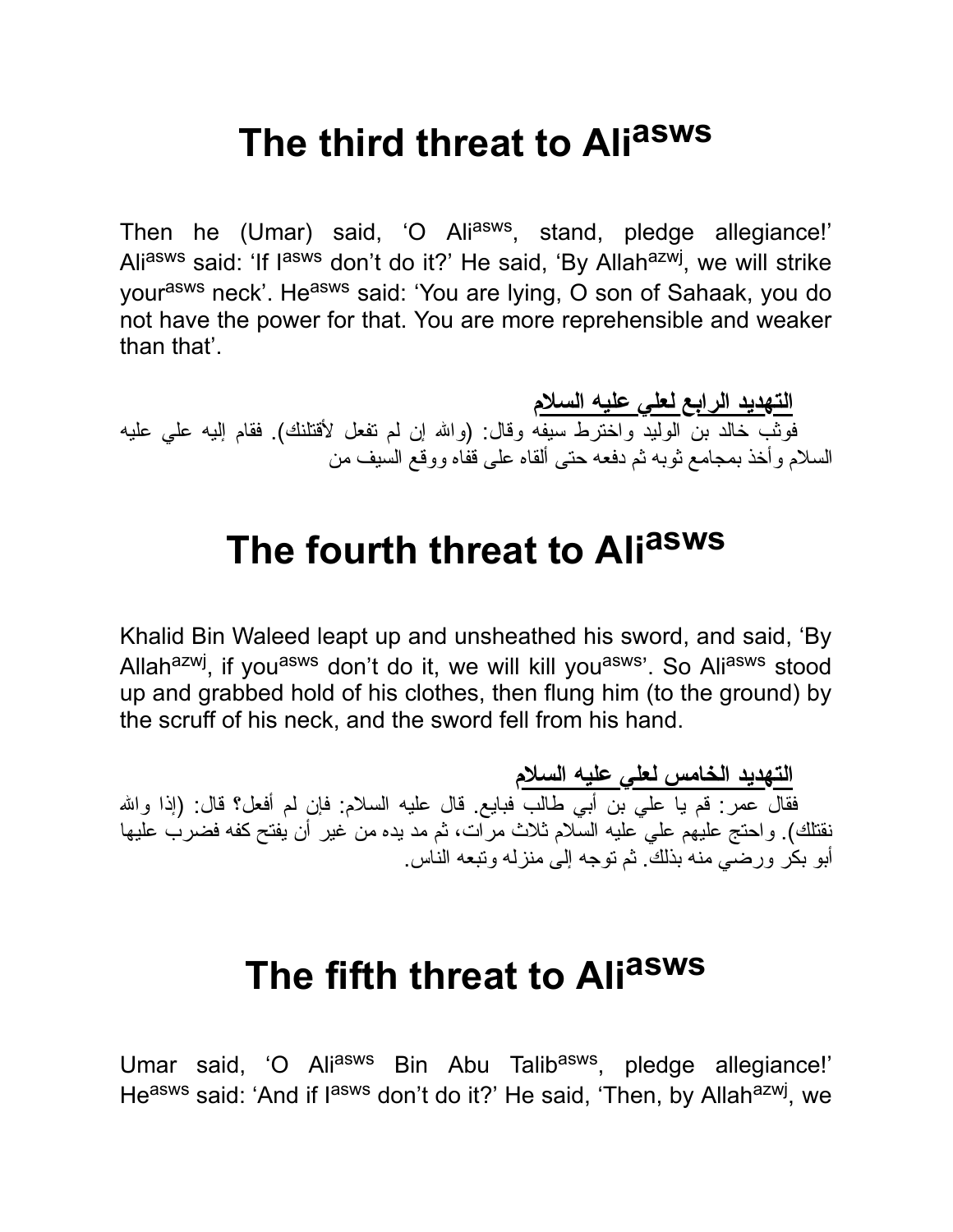# The third threat to Ali[asws]

Then he (Umar) said, 'O Ali[asws], stand, pledge allegiance!' Ali[asws] said: 'If I[asws] don't do it?' He said, 'By Allah[azwj], we will strike your[asws] neck'. He[asws] said: 'You are lying, O son of Sahaak, you do not have the power for that. You are more reprehensible and weaker than that'.

**التهديد الرابع لعلي عليه السلام**

فوثب خالد بن الوليد واخترط سيفه وقال: (والله إن لم تفعل لأقتلنك). فقام إليه علي عليه السلام وأخذ بمجامع ثوبه ثم دفعه حتى ألقاه على قفاه ووقع السيف من

# The fourth threat to Ali[asws]

Khalid Bin Waleed leapt up and unsheathed his sword, and said, 'By Allah[azwj], if you[asws] don't do it, we will kill you[asws]'. So Ali[asws] stood up and grabbed hold of his clothes, then flung him (to the ground) by the scruff of his neck, and the sword fell from his hand.

**التهديد الخامس لعلي عليه السلام**

فقال عمر: قم يا علي بن أبي طالب فبايع. قال عليه السلام: فإن لم أفعل؟ قال: (إذا والله نقتلك). واحتج عليهم علي عليه السلام ثلاث مرات، ثم مد يده من غير أن يفتح كفه فضرب عليها أبو بكر ورضي منه بذلك. ثم توجه إلى منزله وتبعه الناس.

# The fifth threat to Ali[asws]

Umar said, 'O Ali[asws] Bin Abu Talib[asws], pledge allegiance!' He[asws] said: 'And if I[asws] don't do it?' He said, 'Then, by Allah[azwj], we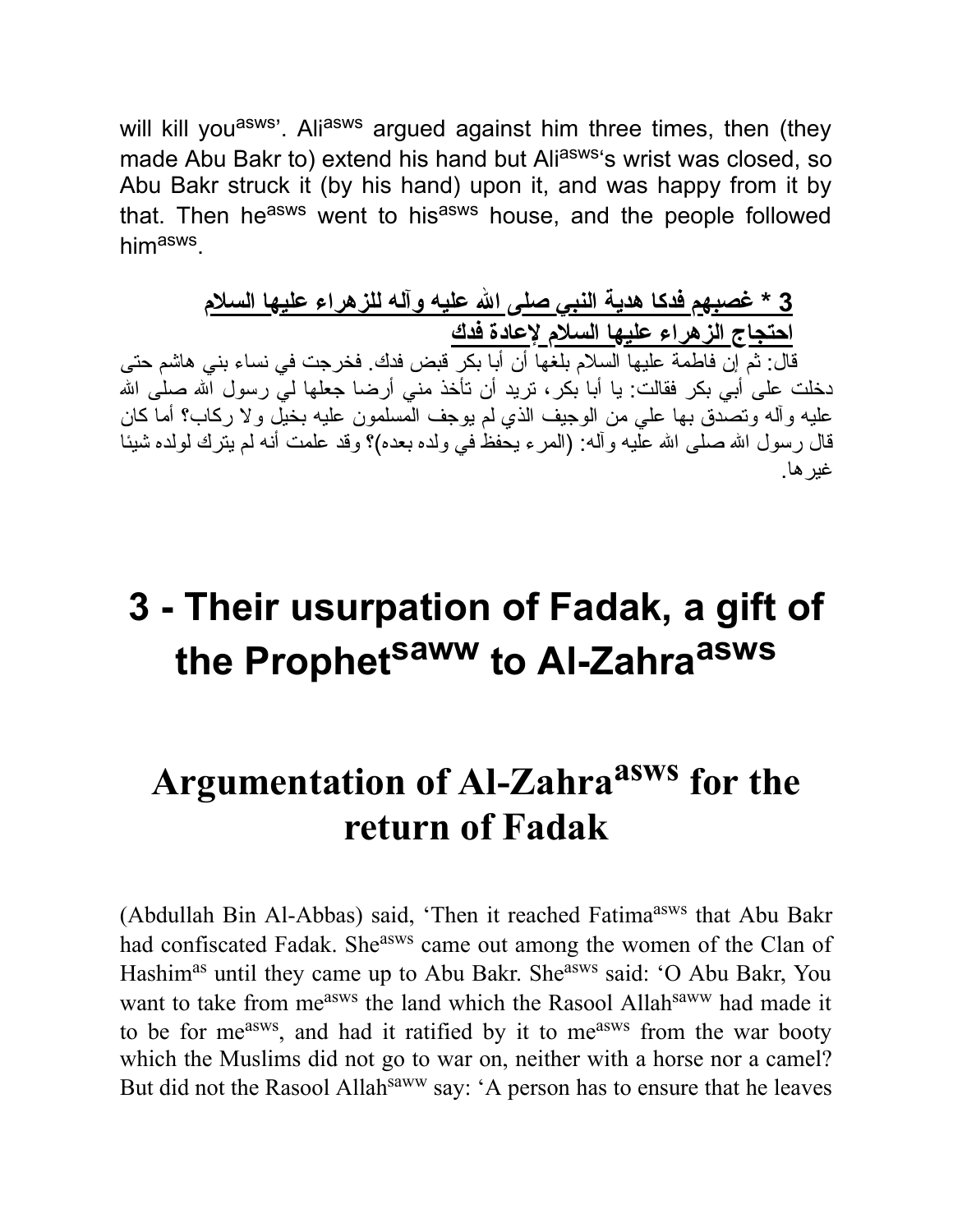will kill you[asws]'. Ali[asws] argued against him three times, then (they made Abu Bakr to) extend his hand but Ali[asws]'s wrist was closed, so Abu Bakr struck it (by his hand) upon it, and was happy from it by that. Then he[asws] went to his[asws] house, and the people followed him[asws].

**3 * غصبهم فدكا هدية النبي صلى الله عليه وآله للزهراء عليها السلام**

**احتجاج الزهراء عليها السلام لإعادة فدك**

قال: ثم إن فاطمة عليها السلام بلغها أن أبا بكر قبض فدك. فخرجت في نساء بني هاشم حتى دخلت على أبي بكر فقالت: يا أبا بكر، تريد أن تأخذ مني أرضا جعلها لي رسول الله صلى الله عليه وآله وتصدق بها علي من الوجيف الذي لم يوجف المسلمون عليه بخيل ولا ركاب؟ أما كان قال رسول الله صلى الله عليه وآله: (المرء يحفظ في ولده بعده)؟ وقد علمت أنه لم يترك لولده شيئا غيرها.

# 3 - Their usurpation of Fadak, a gift of the Prophet[saww] to Al-Zahra[asws]

# Argumentation of Al-Zahra[asws] for the return of Fadak

(Abdullah Bin Al-Abbas) said, 'Then it reached Fatima[asws] that Abu Bakr had confiscated Fadak. She[asws] came out among the women of the Clan of Hashim[as] until they came up to Abu Bakr. She[asws] said: 'O Abu Bakr, You want to take from me[asws] the land which the Rasool Allah[saww] had made it to be for me[asws], and had it ratified by it to me[asws] from the war booty which the Muslims did not go to war on, neither with a horse nor a camel? But did not the Rasool Allah[saww] say: 'A person has to ensure that he leaves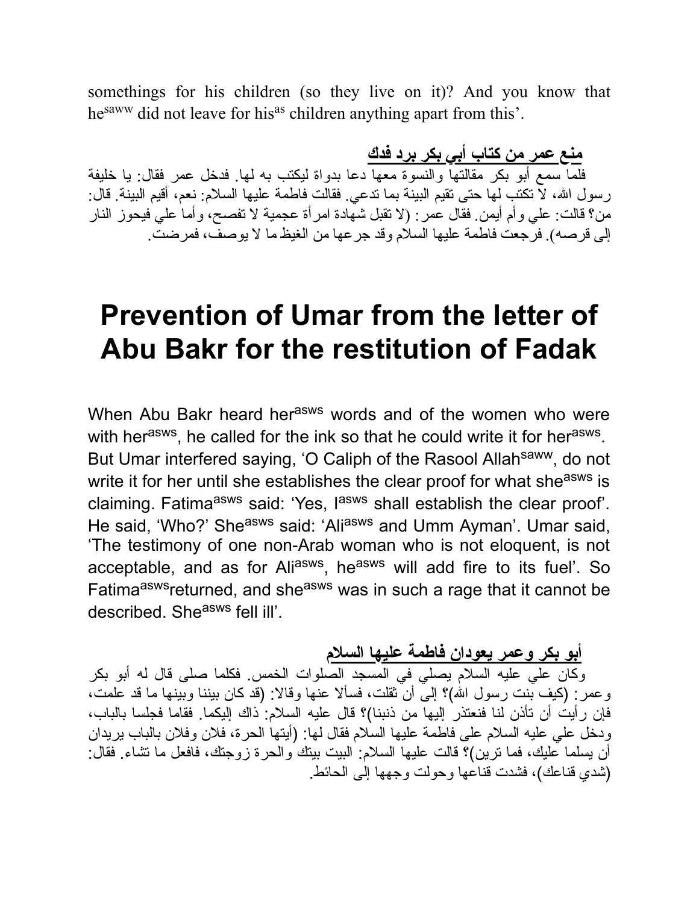somethings for his children (so they live on it)? And you know that he[saww] did not leave for his[as] children anything apart from this'.

**منع عمر من كتاب أبي بكر برد فدك**

فلما سمع أبو بكر مقالتها والنسوة معها دعا بدواة ليكتب به لها. فدخل عمر فقال: يا خليفة رسول الله، لا تكتب لها حتى تقيم البينة بما تدعي. فقالت فاطمة عليها السلام: نعم، أقيم البينة. قال: من؟ قالت: علي وأم أيمن. فقال عمر: (لا تقبل شهادة امرأة عجمية لا تفصح، وأما علي فيحوز النار إلى قرصه). فرجعت فاطمة عليها السلام وقد جرعها من الغيظ ما لا يوصف، فمرضت.

# Prevention of Umar from the letter of Abu Bakr for the restitution of Fadak

When Abu Bakr heard her[asws] words and of the women who were with her[asws], he called for the ink so that he could write it for her[asws]. But Umar interfered saying, 'O Caliph of the Rasool Allah[saww], do not write it for her until she establishes the clear proof for what she[asws] is claiming. Fatima[asws] said: 'Yes, I[asws] shall establish the clear proof'. He said, 'Who?' She[asws] said: 'Ali[asws] and Umm Ayman'. Umar said, 'The testimony of one non-Arab woman who is not eloquent, is not acceptable, and as for Ali[asws], he[asws] will add fire to its fuel'. So Fatima[asws]returned, and she[asws] was in such a rage that it cannot be described. She[asws] fell ill'.

**أبو بكر وعمر يعودان فاطمة عليها السلام**

وكان علي عليه السلام يصلي في المسجد الصلوات الخمس. فكلما صلى قال له أبو بكر وعمر: (كيف بنت رسول الله)؟ إلى أن ثقلت، فسألا عنها وقالا: (قد كان بيننا وبينها ما قد علمت، فإن رأيت أن تأذن لنا فنعتذر إليها من ذنبنا)؟ قال عليه السلام: ذاك إليكما. فقاما فجلسا بالباب، ودخل علي عليه السلام على فاطمة عليها السلام فقال لها: (أيتها الحرة، فلان وفلان بالباب يريدان أن يسلما عليك، فما ترين)؟ قالت عليها السلام: البيت بيتك والحرة زوجتك، فافعل ما تشاء. فقال: (شدي قناعك)، فشدت قناعها وحولت وجهها إلى الحائط.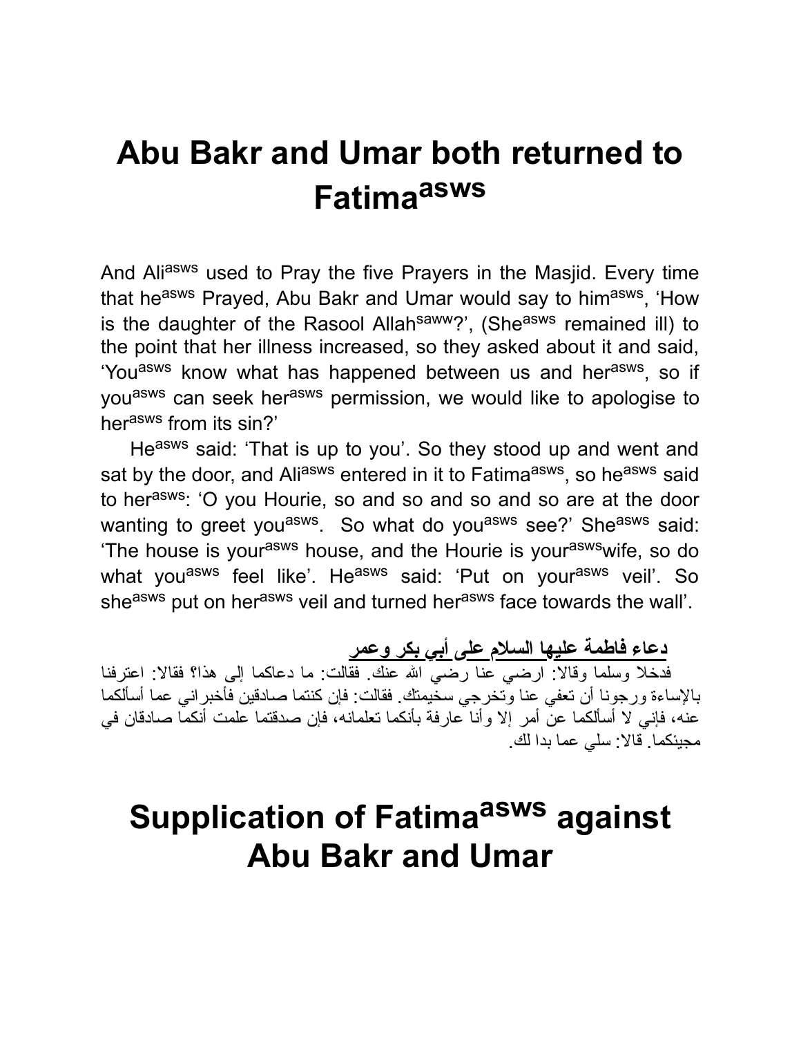# Abu Bakr and Umar both returned to Fatima[asws]

And Ali[asws] used to Pray the five Prayers in the Masjid. Every time that he[asws] Prayed, Abu Bakr and Umar would say to him[asws], 'How is the daughter of the Rasool Allah[saww]?', (She[asws] remained ill) to the point that her illness increased, so they asked about it and said, 'You[asws] know what has happened between us and her[asws], so if you[asws] can seek her[asws] permission, we would like to apologise to her[asws] from its sin?'

He[asws] said: 'That is up to you'. So they stood up and went and sat by the door, and Ali[asws] entered in it to Fatima[asws], so he[asws] said to her[asws]: 'O you Hourie, so and so and so and so are at the door wanting to greet you[asws]. So what do you[asws] see?' She[asws] said: 'The house is your[asws] house, and the Hourie is your[asws]wife, so do what you[asws] feel like'. He[asws] said: 'Put on your[asws] veil'. So she[asws] put on her[asws] veil and turned her[asws] face towards the wall'.

**دعاء فاطمة عليها السلام على أبي بكر وعمر**

فدخلا وسلما وقالا: ارضي عنا رضي الله عنك. فقالت: ما دعاكما إلى هذا؟ فقالا: اعترفنا بالإساءة ورجونا أن تعفي عنا وتخرجي سخيمتك. فقالت: فإن كنتما صادقين فأخبراني عما أسألكما عنه، فإني لا أسألكما عن أمر إلا وأنا عارفة بأنكما تعلمانه، فإن صدقتما علمت أنكما صادقان في مجيئكما. قالا: سلي عما بدا لك.

# Supplication of Fatima[asws] against Abu Bakr and Umar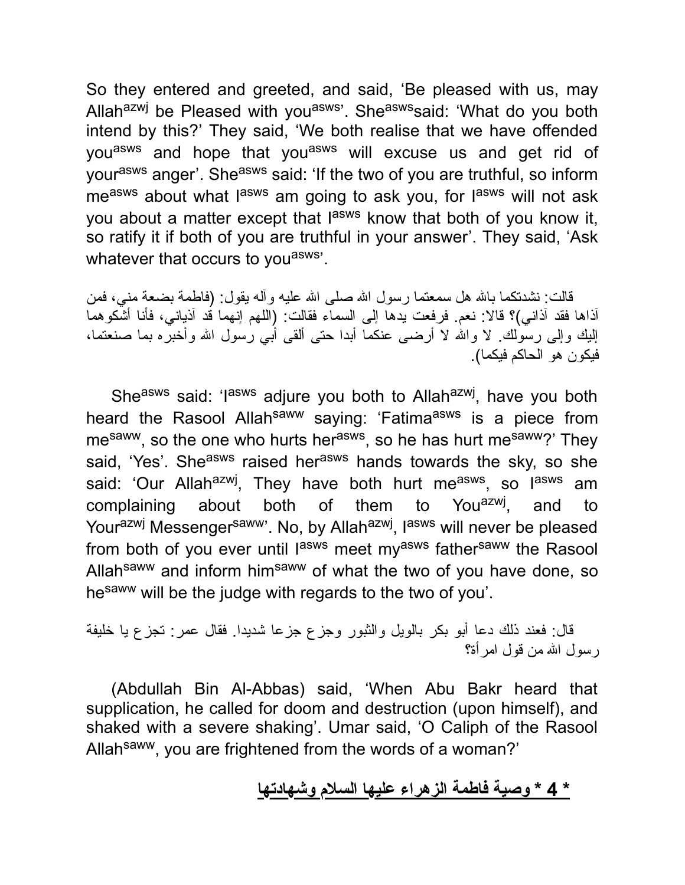So they entered and greeted, and said, 'Be pleased with us, may Allah[azwj] be Pleased with you[asws]'. She[asws] said: 'What do you both intend by this?' They said, 'We both realise that we have offended you[asws] and hope that you[asws] will excuse us and get rid of your[asws] anger'. She[asws] said: 'If the two of you are truthful, so inform me[asws] about what I[asws] am going to ask you, for I[asws] will not ask you about a matter except that I[asws] know that both of you know it, so ratify it if both of you are truthful in your answer'. They said, 'Ask whatever that occurs to you[asws]'.

قالت: نشدتكما بالله هل سمعتما رسول الله صلى الله عليه وآله يقول: (فاطمة بضعة مني، فمن آذاها فقد آذاني)؟ قالا: نعم. فرفعت يدها إلى السماء فقالت: (اللهم إنهما قد آذياني، فأنا أشكوهما إليك وإلى رسولك. لا والله لا أرضى عنكما أبدا حتى ألقى أبي رسول الله وأخبره بما صنعتما، فيكون هو الحاكم فيكما).

She[asws] said: 'I[asws] adjure you both to Allah[azwj], have you both heard the Rasool Allah[saww] saying: 'Fatima[asws] is a piece from me[saww], so the one who hurts her[asws], so he has hurt me[saww]?' They said, 'Yes'. She[asws] raised her[asws] hands towards the sky, so she said: 'Our Allah[azwj], They have both hurt me[asws], so I[asws] am complaining about both of them to You[azwj], and to Your[azwj] Messenger[saww]'. No, by Allah[azwj], I[asws] will never be pleased from both of you ever until I[asws] meet my[asws] father[saww] the Rasool Allah[saww] and inform him[saww] of what the two of you have done, so he[saww] will be the judge with regards to the two of you'.

قال: فعند ذلك دعا أبو بكر بالويل والثبور وجزع جزعا شديدا. فقال عمر: تجزع يا خليفة رسول الله من قول امرأة؟

(Abdullah Bin Al-Abbas) said, 'When Abu Bakr heard that supplication, he called for doom and destruction (upon himself), and shaked with a severe shaking'. Umar said, 'O Caliph of the Rasool Allah[saww], you are frightened from the words of a woman?'

## * 4 * وصية فاطمة الزهراء عليها السلام وشهادتها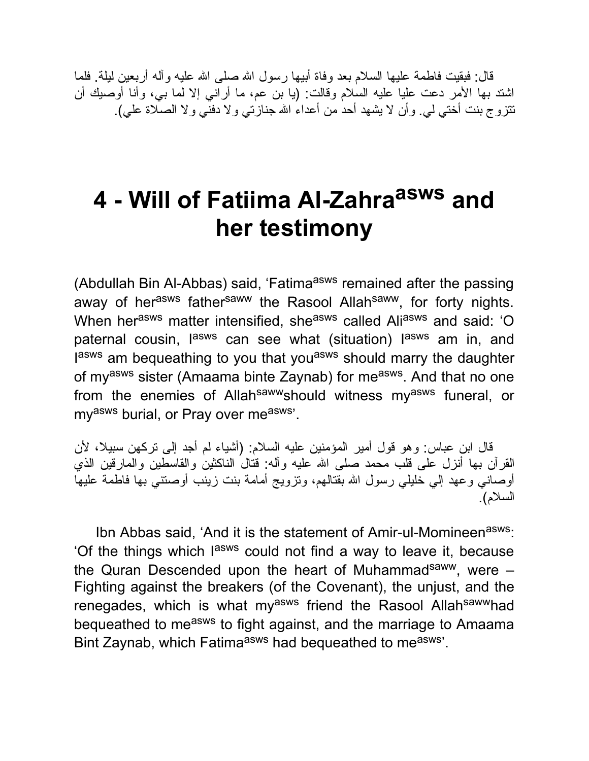قال: فبقيت فاطمة عليها السلام بعد وفاة أبيها رسول الله صلى الله عليه وآله أربعين ليلة. فلما اشتد بها الأمر دعت عليا عليه السلام وقالت: (يا بن عم، ما أراني إلا لما بي، وأنا أوصيك أن تتزوج بنت أختي لي. وأن لا يشهد أحد من أعداء الله جنازتي ولا دفني ولا الصلاة علي).

# 4 - Will of Fatiima Al-Zahra[asws] and her testimony

(Abdullah Bin Al-Abbas) said, 'Fatima[asws] remained after the passing away of her[asws] father[saww] the Rasool Allah[saww], for forty nights. When her[asws] matter intensified, she[asws] called Ali[asws] and said: 'O paternal cousin, I[asws] can see what (situation) I[asws] am in, and I[asws] am bequeathing to you that you[asws] should marry the daughter of my[asws] sister (Amaama binte Zaynab) for me[asws]. And that no one from the enemies of Allah[saww] should witness my[asws] funeral, or my[asws] burial, or Pray over me[asws]'.

قال ابن عباس: وهو قول أمير المؤمنين عليه السلام: (أشياء لم أجد إلى تركهن سبيلا، لأن القرآن بها أنزل على قلب محمد صلى الله عليه وآله: قتال الناكثين والقاسطين والمارقين الذي أوصاني وعهد إلي خليلي رسول الله بقتالهم، وتزويج أمامة بنت زينب أوصتني بها فاطمة عليها السلام).

Ibn Abbas said, 'And it is the statement of Amir-ul-Momineen[asws]: 'Of the things which I[asws] could not find a way to leave it, because the Quran Descended upon the heart of Muhammad[saww], were – Fighting against the breakers (of the Covenant), the unjust, and the renegades, which is what my[asws] friend the Rasool Allah[saww] had bequeathed to me[asws] to fight against, and the marriage to Amaama Bint Zaynab, which Fatima[asws] had bequeathed to me[asws]'.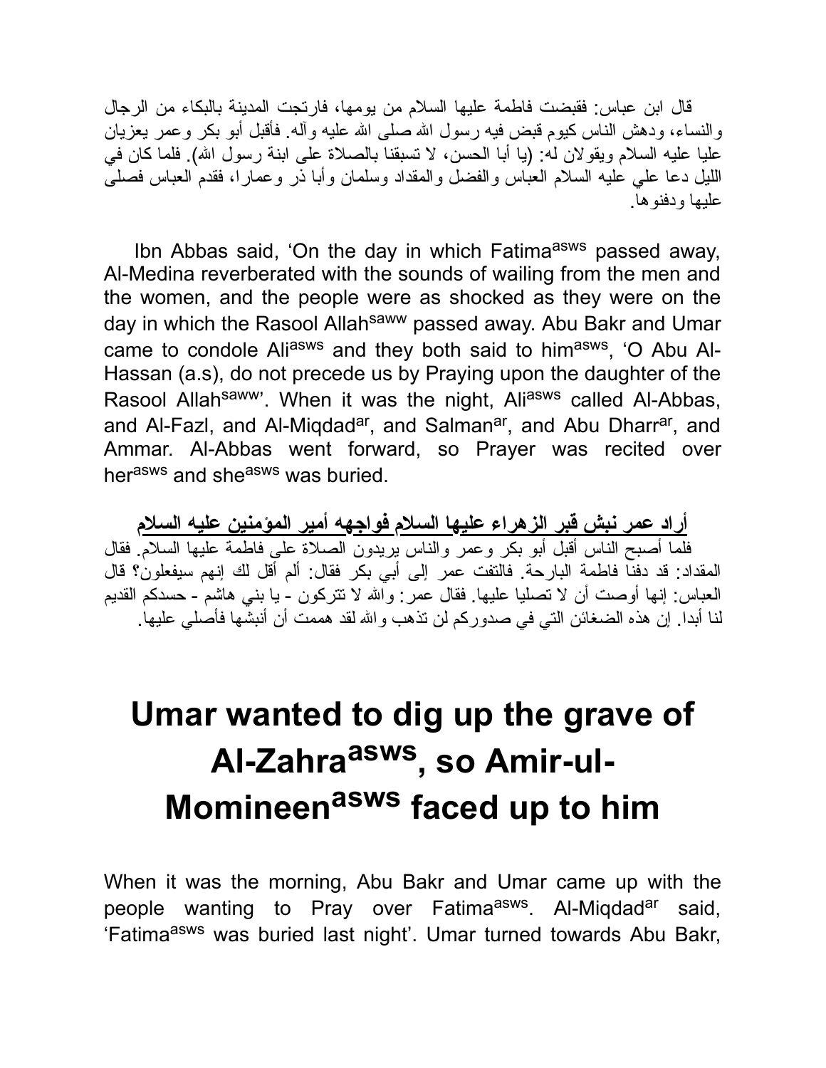قال ابن عباس: فقبضت فاطمة عليها السلام من يومها، فارتجت المدينة بالبكاء من الرجال والنساء، ودهش الناس كيوم قبض فيه رسول الله صلى الله عليه وآله. فأقبل أبو بكر وعمر يعزيان عليا عليه السلام ويقولان له: (يا أبا الحسن، لا تسبقنا بالصلاة على ابنة رسول الله). فلما كان في الليل دعا علي عليه السلام العباس والفضل والمقداد وسلمان وأبا ذر وعمارا، فقدم العباس فصلى عليها ودفنوها.

Ibn Abbas said, 'On the day in which Fatima[asws] passed away, Al-Medina reverberated with the sounds of wailing from the men and the women, and the people were as shocked as they were on the day in which the Rasool Allah[saww] passed away. Abu Bakr and Umar came to condole Ali[asws] and they both said to him[asws], 'O Abu Al-Hassan (a.s), do not precede us by Praying upon the daughter of the Rasool Allah[saww]'. When it was the night, Ali[asws] called Al-Abbas, and Al-Fazl, and Al-Miqdad[ar], and Salman[ar], and Abu Dharr[ar], and Ammar. Al-Abbas went forward, so Prayer was recited over her[asws] and she[asws] was buried.

**أراد عمر نبش قبر الزهراء عليها السلام فواجهه أمير المؤمنين عليه السلام**

فلما أصبح الناس أقبل أبو بكر وعمر والناس يريدون الصلاة على فاطمة عليها السلام. فقال المقداد: قد دفنا فاطمة البارحة. فالتفت عمر إلى أبي بكر فقال: ألم أقل لك إنهم سيفعلون؟ قال العباس: إنها أوصت أن لا تصليا عليها. فقال عمر: والله لا تتركون - يا بني هاشم - حسدكم القديم لنا أبدا. إن هذه الضغائن التي في صدوركم لن تذهب والله لقد هممت أن أنبشها فأصلي عليها.

# Umar wanted to dig up the grave of Al-Zahra[asws], so Amir-ul-Momineen[asws] faced up to him

When it was the morning, Abu Bakr and Umar came up with the people wanting to Pray over Fatima[asws]. Al-Miqdad[ar] said, 'Fatima[asws] was buried last night'. Umar turned towards Abu Bakr,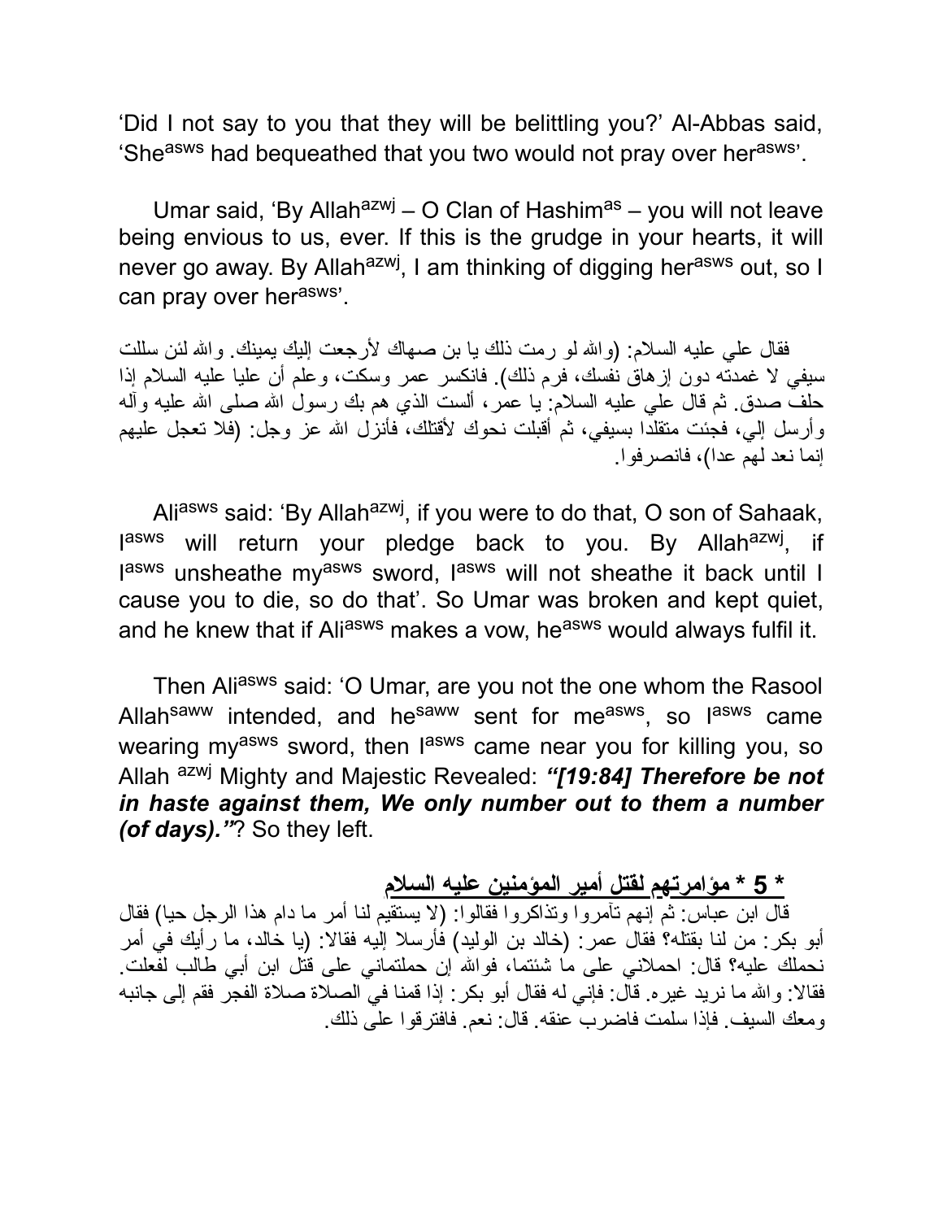'Did I not say to you that they will be belittling you?' Al-Abbas said, 'She[asws] had bequeathed that you two would not pray over her[asws]'.

Umar said, 'By Allah[azwj] – O Clan of Hashim[as] – you will not leave being envious to us, ever. If this is the grudge in your hearts, it will never go away. By Allah[azwj], I am thinking of digging her[asws] out, so I can pray over her[asws]'.

فقال علي عليه السلام: (والله لو رمت ذلك يا بن صهاك لأرجعت إليك يمينك. والله لئن سللت سيفي لا غمدته دون إزهاق نفسك، فرم ذلك). فانكسر عمر وسكت، وعلم أن عليا عليه السلام إذا حلف صدق. ثم قال علي عليه السلام: يا عمر، ألست الذي هم بك رسول الله صلى الله عليه وآله وأرسل إلي، فجئت متقلدا بسيفي، ثم أقبلت نحوك لأقتلك، فأنزل الله عز وجل: (فلا تعجل عليهم إنما نعد لهم عدا)، فانصرفوا.

Ali[asws] said: 'By Allah[azwj], if you were to do that, O son of Sahaak, I[asws] will return your pledge back to you. By Allah[azwj], if I[asws] unsheathe my[asws] sword, I[asws] will not sheathe it back until I cause you to die, so do that'. So Umar was broken and kept quiet, and he knew that if Ali[asws] makes a vow, he[asws] would always fulfil it.

Then Ali[asws] said: 'O Umar, are you not the one whom the Rasool Allah[saww] intended, and he[saww] sent for me[asws], so I[asws] came wearing my[asws] sword, then I[asws] came near you for killing you, so Allah [azwj] Mighty and Majestic Revealed: ***"[19:84] Therefore be not in haste against them, We only number out to them a number (of days)."***? So they left.

### * 5 * مؤامرتهم لقتل أمير المؤمنين عليه السلام

قال ابن عباس: ثم إنهم تآمروا وتذاكروا فقالوا: (لا يستقيم لنا أمر ما دام هذا الرجل حيا) فقال أبو بكر: من لنا بقتله؟ فقال عمر: (خالد بن الوليد) فأرسلا إليه فقالا: (يا خالد، ما رأيك في أمر نحملك عليه؟ قال: احملاني على ما شئتما، فوالله إن حملتماني على قتل ابن أبي طالب لفعلت. فقالا: والله ما نريد غيره. قال: فإني له فقال أبو بكر: إذا قمنا في الصلاة صلاة الفجر فقم إلى جانبه ومعك السيف. فإذا سلمت فاضرب عنقه. قال: نعم. فافترقوا على ذلك.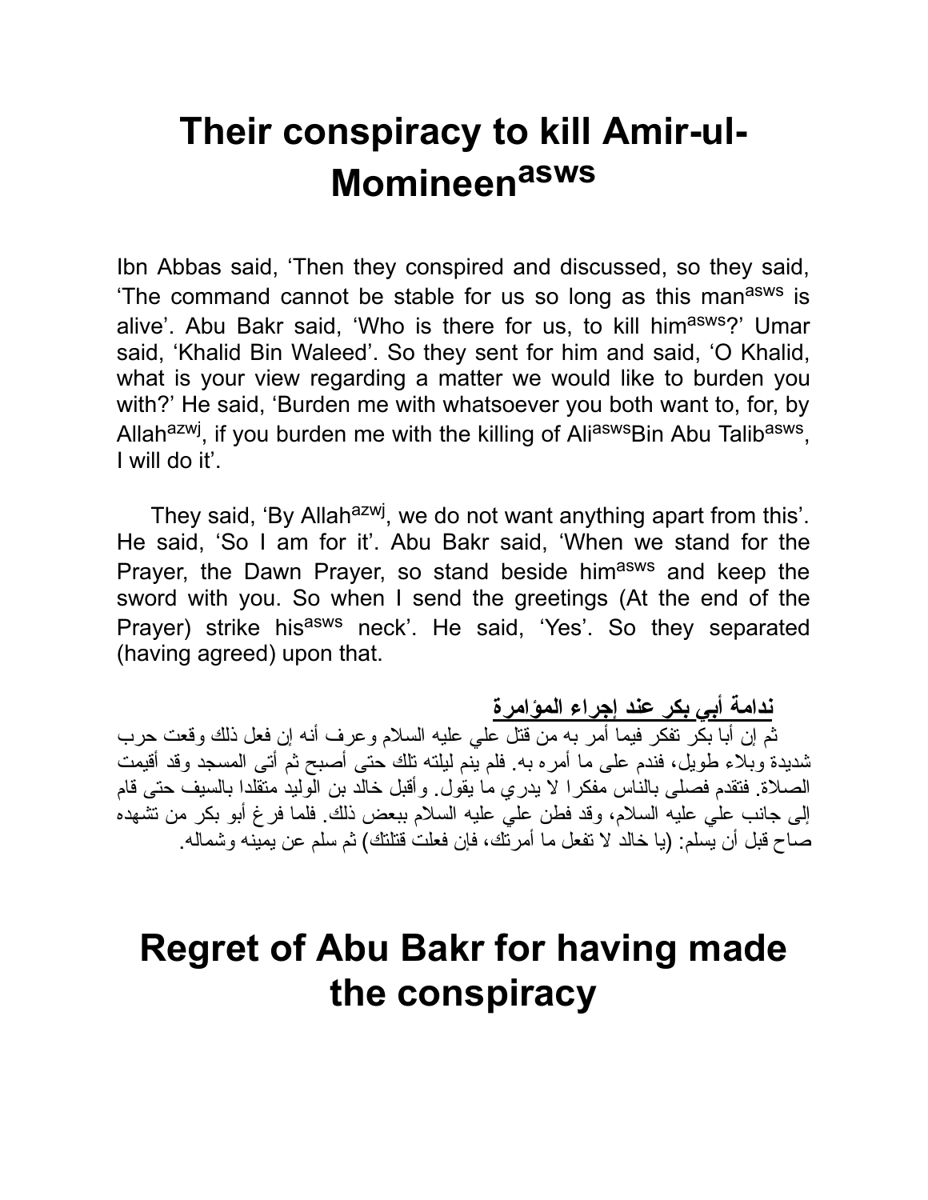# Their conspiracy to kill Amir-ul-Momineen[asws]

Ibn Abbas said, 'Then they conspired and discussed, so they said, 'The command cannot be stable for us so long as this man[asws] is alive'. Abu Bakr said, 'Who is there for us, to kill him[asws]?' Umar said, 'Khalid Bin Waleed'. So they sent for him and said, 'O Khalid, what is your view regarding a matter we would like to burden you with?' He said, 'Burden me with whatsoever you both want to, for, by Allah[azwj], if you burden me with the killing of Ali[asws]Bin Abu Talib[asws], I will do it'.

They said, 'By Allah[azwj], we do not want anything apart from this'. He said, 'So I am for it'. Abu Bakr said, 'When we stand for the Prayer, the Dawn Prayer, so stand beside him[asws] and keep the sword with you. So when I send the greetings (At the end of the Prayer) strike his[asws] neck'. He said, 'Yes'. So they separated (having agreed) upon that.

**ندامة أبي بكر عند إجراء المؤامرة**

ثم إن أبا بكر تفكر فيما أمر به من قتل علي عليه السلام وعرف أنه إن فعل ذلك وقعت حرب شديدة وبلاء طويل، فندم على ما أمره به. فلم ينم ليلته تلك حتى أصبح ثم أتى المسجد وقد أقيمت الصلاة. فتقدم فصلى بالناس مفكرا لا يدري ما يقول. وأقبل خالد بن الوليد متقلدا بالسيف حتى قام إلى جانب علي عليه السلام، وقد فطن علي عليه السلام ببعض ذلك. فلما فرغ أبو بكر من تشهده صاح قبل أن يسلم: (يا خالد لا تفعل ما أمرتك، فإن فعلت قتلتك) ثم سلم عن يمينه وشماله.

# Regret of Abu Bakr for having made the conspiracy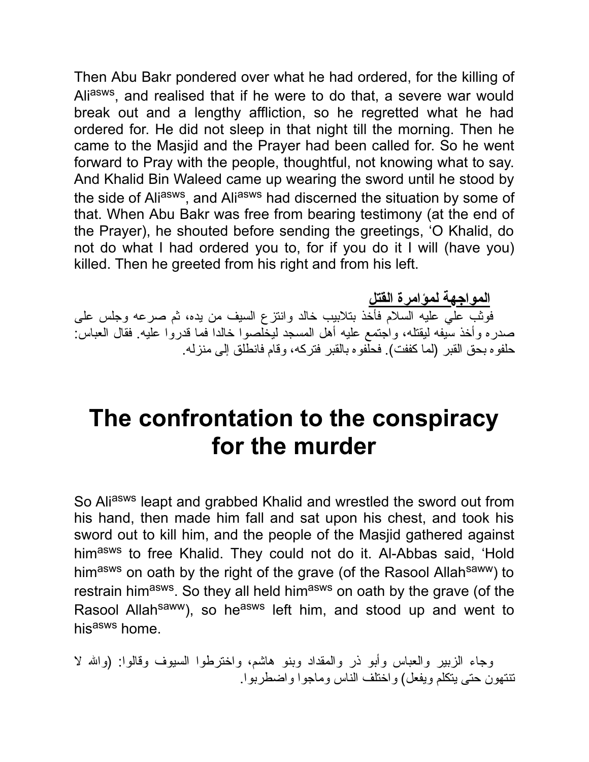Then Abu Bakr pondered over what he had ordered, for the killing of Ali[asws], and realised that if he were to do that, a severe war would break out and a lengthy affliction, so he regretted what he had ordered for. He did not sleep in that night till the morning. Then he came to the Masjid and the Prayer had been called for. So he went forward to Pray with the people, thoughtful, not knowing what to say. And Khalid Bin Waleed came up wearing the sword until he stood by the side of Ali[asws], and Ali[asws] had discerned the situation by some of that. When Abu Bakr was free from bearing testimony (at the end of the Prayer), he shouted before sending the greetings, 'O Khalid, do not do what I had ordered you to, for if you do it I will (have you) killed. Then he greeted from his right and from his left.

**<u>المواجهة لمؤامرة القتل</u>**

فوثب علي عليه السلام فأخذ بتلابيب خالد وانتزع السيف من يده، ثم صرعه وجلس على صدره وأخذ سيفه ليقتله، واجتمع عليه أهل المسجد ليخلصوا خالدا فما قدروا عليه. فقال العباس: حلفوه بحق القبر (لما كففت). فحلفوه بالقبر فتركه، وقام فانطلق إلى منزله.

# The confrontation to the conspiracy for the murder

So Ali[asws] leapt and grabbed Khalid and wrestled the sword out from his hand, then made him fall and sat upon his chest, and took his sword out to kill him, and the people of the Masjid gathered against him[asws] to free Khalid. They could not do it. Al-Abbas said, 'Hold him[asws] on oath by the right of the grave (of the Rasool Allah[saww]) to restrain him[asws]. So they all held him[asws] on oath by the grave (of the Rasool Allah[saww]), so he[asws] left him, and stood up and went to his[asws] home.

وجاء الزبير والعباس وأبو ذر والمقداد وبنو هاشم، واخترطوا السيوف وقالوا: (والله لا تنتهون حتى يتكلم ويفعل) واختلف الناس وماجوا واضطربوا.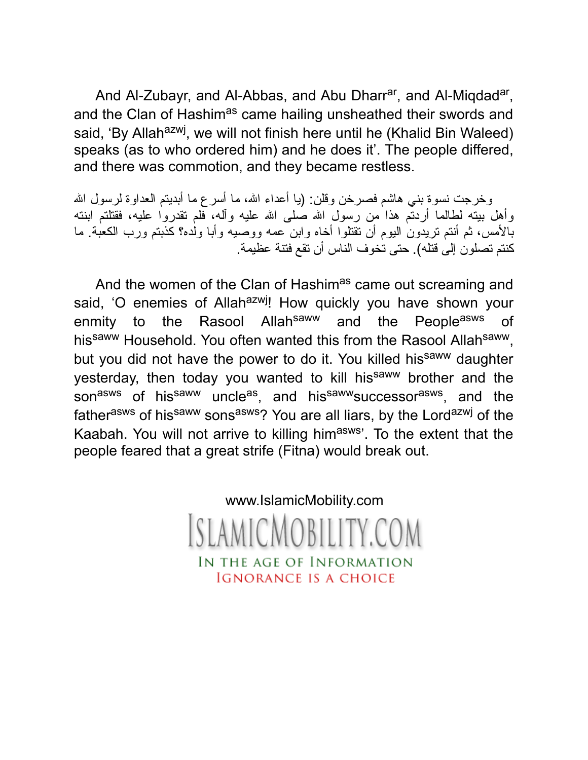And Al-Zubayr, and Al-Abbas, and Abu Dharr[ar], and Al-Miqdad[ar], and the Clan of Hashim[as] came hailing unsheathed their swords and said, 'By Allah[azwj], we will not finish here until he (Khalid Bin Waleed) speaks (as to who ordered him) and he does it'. The people differed, and there was commotion, and they became restless.

وخرجت نسوة بني هاشم فصرخن وقلن: (يا أعداء الله، ما أسرع ما أبديتم العداوة لرسول الله وأهل بيته لطالما أردتم هذا من رسول الله صلى الله عليه وآله، فلم تقدروا عليه، فقتلتم ابنته بالأمس، ثم أنتم تريدون اليوم أن تقتلوا أخاه وابن عمه ووصيه وأبا ولده؟ كذبتم ورب الكعبة. ما كنتم تصلون إلى قتله). حتى تخوف الناس أن تقع فتنة عظيمة.

And the women of the Clan of Hashim[as] came out screaming and said, 'O enemies of Allah[azwj]! How quickly you have shown your enmity to the Rasool Allah[saww] and the People[asws] of his[saww] Household. You often wanted this from the Rasool Allah[saww], but you did not have the power to do it. You killed his[saww] daughter yesterday, then today you wanted to kill his[saww] brother and the son[asws] of his[saww] uncle[as], and his[saww]successor[asws], and the father[asws] of his[saww] sons[asws]? You are all liars, by the Lord[azwj] of the Kaabah. You will not arrive to killing him[asws]'. To the extent that the people feared that a great strife (Fitna) would break out.

www.IslamicMobility.com

ISLAMICMOBILITY.COM

IN THE AGE OF INFORMATION

IGNORANCE IS A CHOICE